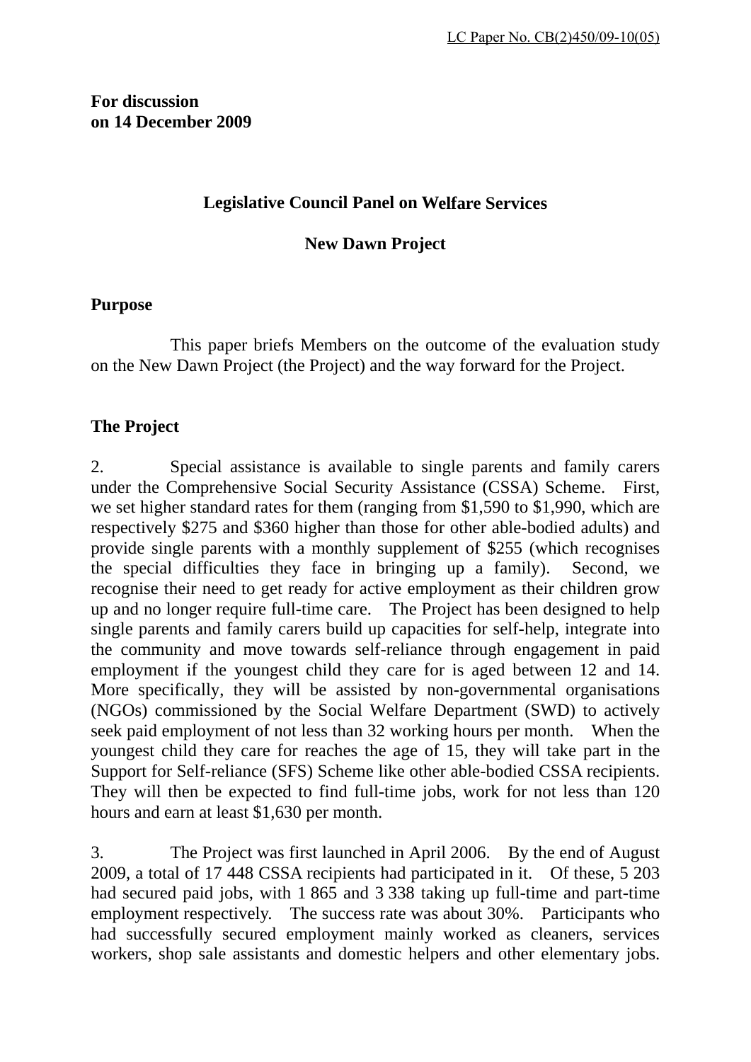LC Paper No. CB(2)450/09-10(05)

**For discussion**
**on 14 December 2009**

## Legislative Council Panel on Welfare Services

## New Dawn Project

### Purpose

This paper briefs Members on the outcome of the evaluation study on the New Dawn Project (the Project) and the way forward for the Project.

### The Project

2. Special assistance is available to single parents and family carers under the Comprehensive Social Security Assistance (CSSA) Scheme. First, we set higher standard rates for them (ranging from $1,590 to $1,990, which are respectively $275 and $360 higher than those for other able-bodied adults) and provide single parents with a monthly supplement of $255 (which recognises the special difficulties they face in bringing up a family). Second, we recognise their need to get ready for active employment as their children grow up and no longer require full-time care. The Project has been designed to help single parents and family carers build up capacities for self-help, integrate into the community and move towards self-reliance through engagement in paid employment if the youngest child they care for is aged between 12 and 14. More specifically, they will be assisted by non-governmental organisations (NGOs) commissioned by the Social Welfare Department (SWD) to actively seek paid employment of not less than 32 working hours per month. When the youngest child they care for reaches the age of 15, they will take part in the Support for Self-reliance (SFS) Scheme like other able-bodied CSSA recipients. They will then be expected to find full-time jobs, work for not less than 120 hours and earn at least $1,630 per month.

3. The Project was first launched in April 2006. By the end of August 2009, a total of 17 448 CSSA recipients had participated in it. Of these, 5 203 had secured paid jobs, with 1 865 and 3 338 taking up full-time and part-time employment respectively. The success rate was about 30%. Participants who had successfully secured employment mainly worked as cleaners, services workers, shop sale assistants and domestic helpers and other elementary jobs.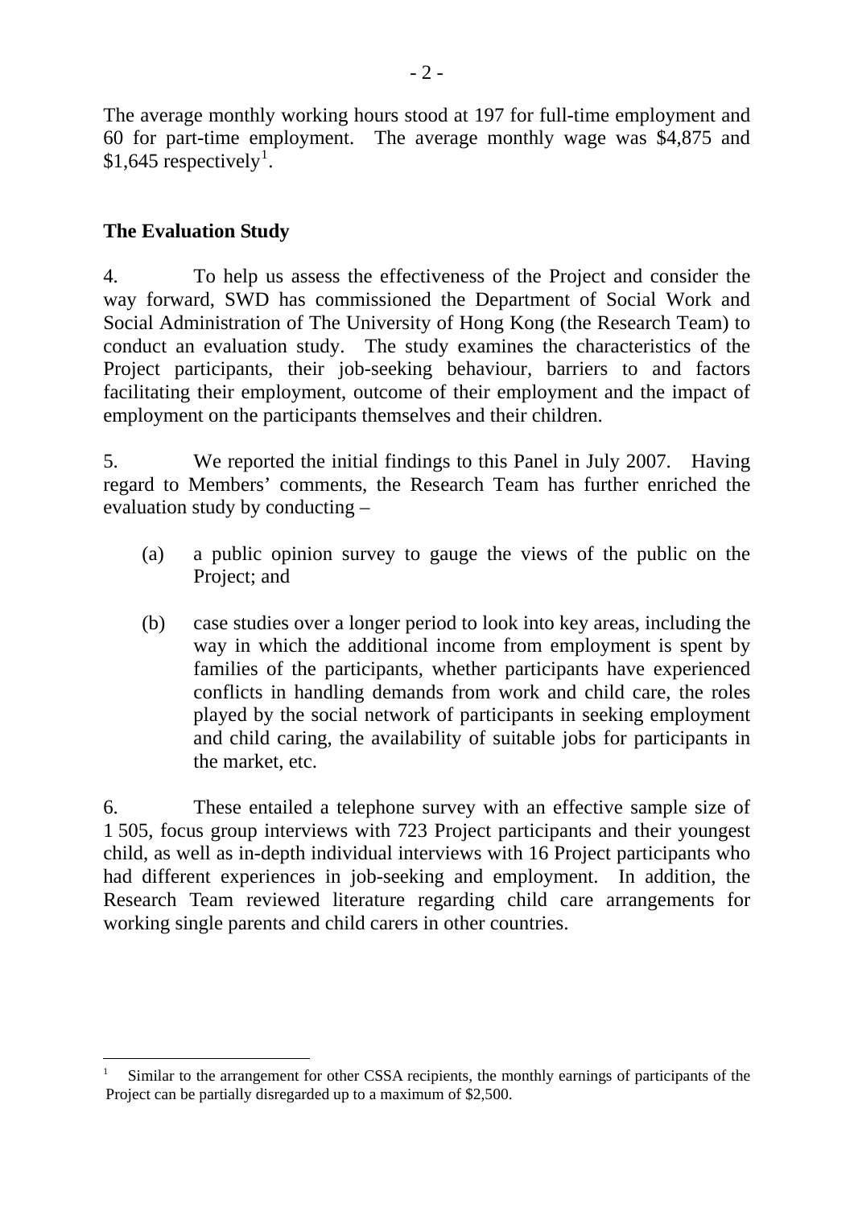The average monthly working hours stood at 197 for full-time employment and 60 for part-time employment. The average monthly wage was \$4,875 and \$1,645 respectively[1].

## The Evaluation Study

4. To help us assess the effectiveness of the Project and consider the way forward, SWD has commissioned the Department of Social Work and Social Administration of The University of Hong Kong (the Research Team) to conduct an evaluation study. The study examines the characteristics of the Project participants, their job-seeking behaviour, barriers to and factors facilitating their employment, outcome of their employment and the impact of employment on the participants themselves and their children.

5. We reported the initial findings to this Panel in July 2007. Having regard to Members' comments, the Research Team has further enriched the evaluation study by conducting –

(a) a public opinion survey to gauge the views of the public on the Project; and

(b) case studies over a longer period to look into key areas, including the way in which the additional income from employment is spent by families of the participants, whether participants have experienced conflicts in handling demands from work and child care, the roles played by the social network of participants in seeking employment and child caring, the availability of suitable jobs for participants in the market, etc.

6. These entailed a telephone survey with an effective sample size of 1 505, focus group interviews with 723 Project participants and their youngest child, as well as in-depth individual interviews with 16 Project participants who had different experiences in job-seeking and employment. In addition, the Research Team reviewed literature regarding child care arrangements for working single parents and child carers in other countries.

---

[1] Similar to the arrangement for other CSSA recipients, the monthly earnings of participants of the Project can be partially disregarded up to a maximum of \$2,500.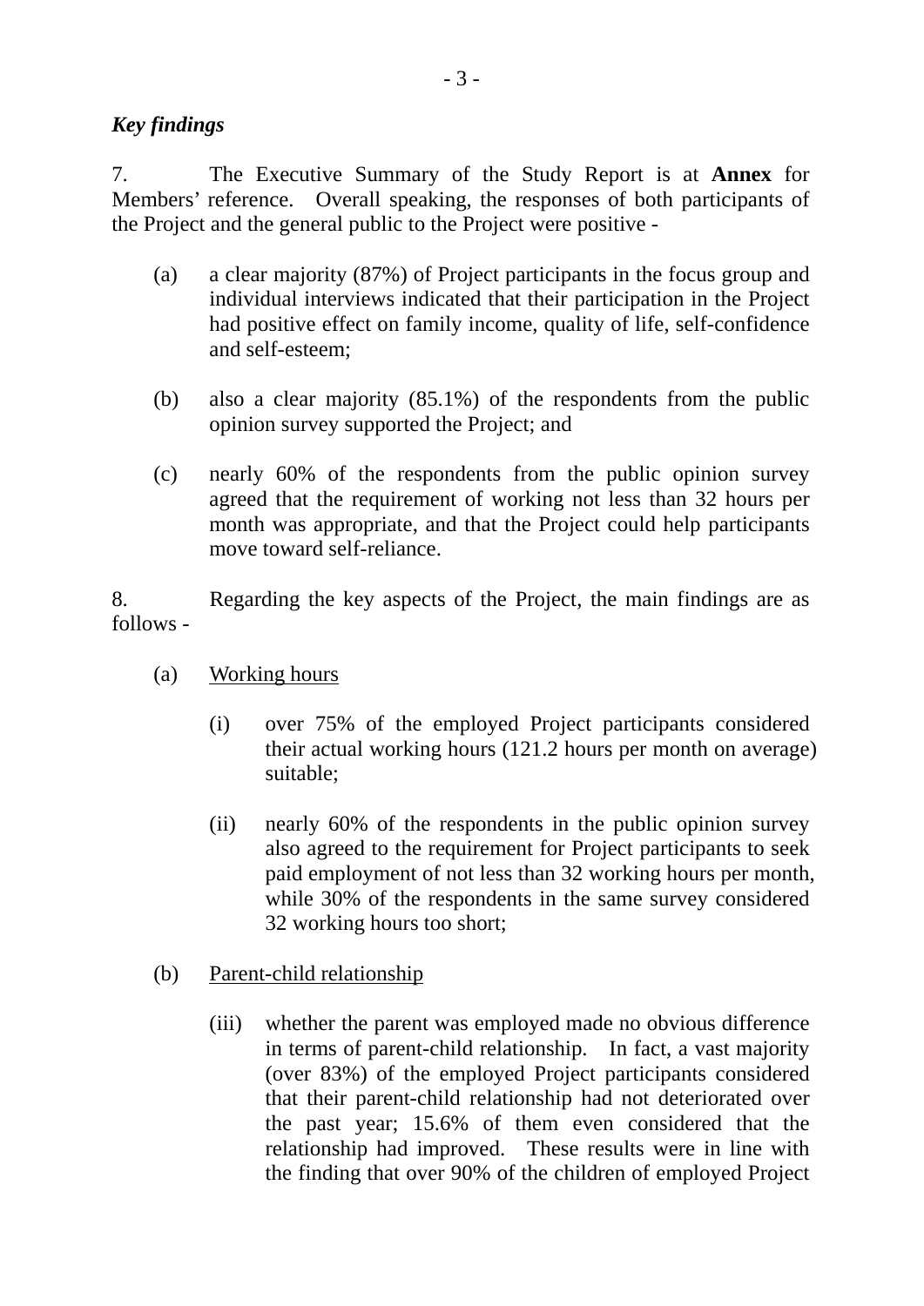***Key findings***

7. The Executive Summary of the Study Report is at **Annex** for Members' reference. Overall speaking, the responses of both participants of the Project and the general public to the Project were positive -

(a) a clear majority (87%) of Project participants in the focus group and individual interviews indicated that their participation in the Project had positive effect on family income, quality of life, self-confidence and self-esteem;

(b) also a clear majority (85.1%) of the respondents from the public opinion survey supported the Project; and

(c) nearly 60% of the respondents from the public opinion survey agreed that the requirement of working not less than 32 hours per month was appropriate, and that the Project could help participants move toward self-reliance.

8. Regarding the key aspects of the Project, the main findings are as follows -

(a) Working hours

(i) over 75% of the employed Project participants considered their actual working hours (121.2 hours per month on average) suitable;

(ii) nearly 60% of the respondents in the public opinion survey also agreed to the requirement for Project participants to seek paid employment of not less than 32 working hours per month, while 30% of the respondents in the same survey considered 32 working hours too short;

(b) Parent-child relationship

(iii) whether the parent was employed made no obvious difference in terms of parent-child relationship. In fact, a vast majority (over 83%) of the employed Project participants considered that their parent-child relationship had not deteriorated over the past year; 15.6% of them even considered that the relationship had improved. These results were in line with the finding that over 90% of the children of employed Project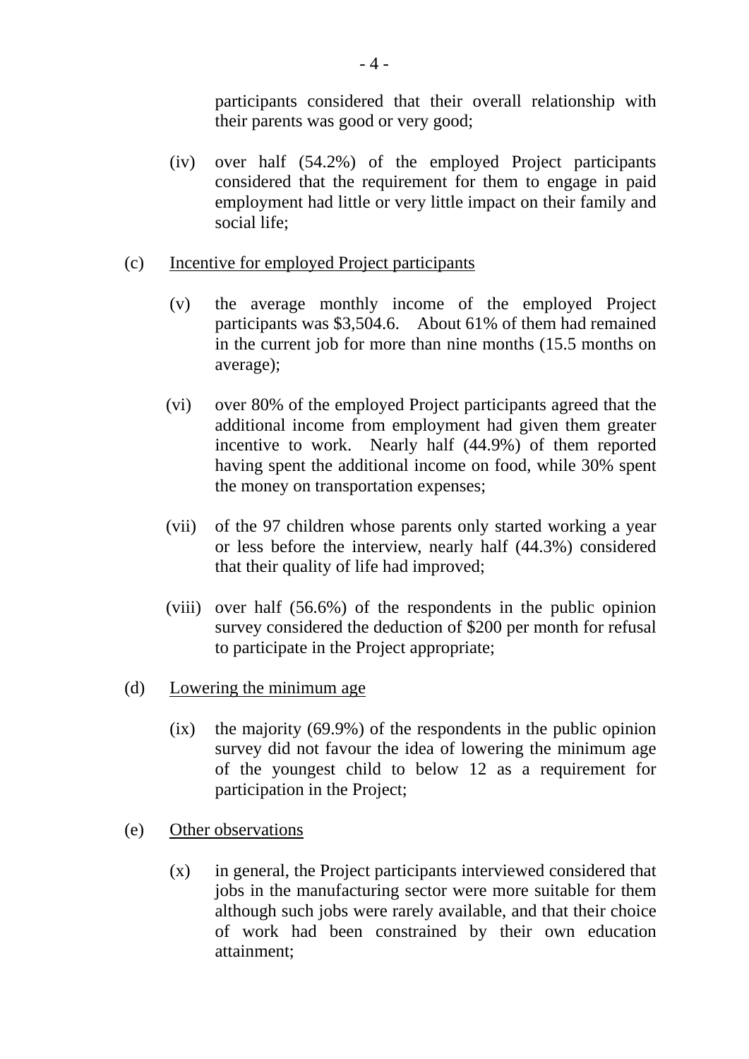participants considered that their overall relationship with their parents was good or very good;

(iv) over half (54.2%) of the employed Project participants considered that the requirement for them to engage in paid employment had little or very little impact on their family and social life;

(c) <u>Incentive for employed Project participants</u>

(v) the average monthly income of the employed Project participants was $3,504.6. About 61% of them had remained in the current job for more than nine months (15.5 months on average);

(vi) over 80% of the employed Project participants agreed that the additional income from employment had given them greater incentive to work. Nearly half (44.9%) of them reported having spent the additional income on food, while 30% spent the money on transportation expenses;

(vii) of the 97 children whose parents only started working a year or less before the interview, nearly half (44.3%) considered that their quality of life had improved;

(viii) over half (56.6%) of the respondents in the public opinion survey considered the deduction of $200 per month for refusal to participate in the Project appropriate;

(d) <u>Lowering the minimum age</u>

(ix) the majority (69.9%) of the respondents in the public opinion survey did not favour the idea of lowering the minimum age of the youngest child to below 12 as a requirement for participation in the Project;

(e) <u>Other observations</u>

(x) in general, the Project participants interviewed considered that jobs in the manufacturing sector were more suitable for them although such jobs were rarely available, and that their choice of work had been constrained by their own education attainment;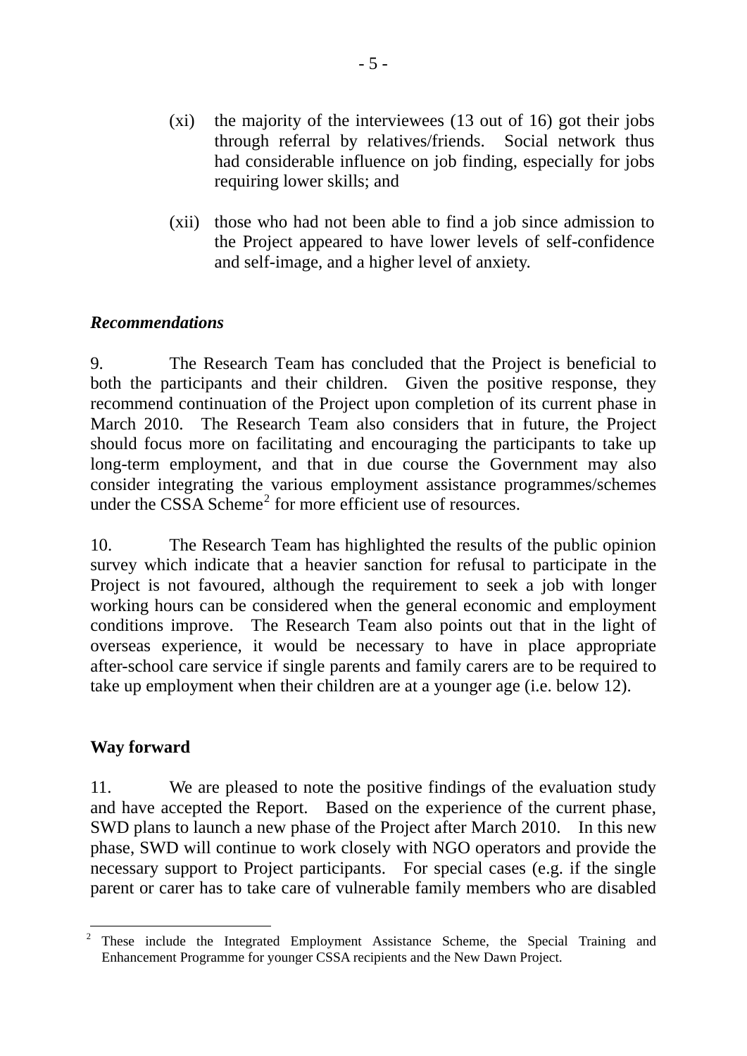(xi) the majority of the interviewees (13 out of 16) got their jobs through referral by relatives/friends. Social network thus had considerable influence on job finding, especially for jobs requiring lower skills; and

(xii) those who had not been able to find a job since admission to the Project appeared to have lower levels of self-confidence and self-image, and a higher level of anxiety.

***Recommendations***

9. The Research Team has concluded that the Project is beneficial to both the participants and their children. Given the positive response, they recommend continuation of the Project upon completion of its current phase in March 2010. The Research Team also considers that in future, the Project should focus more on facilitating and encouraging the participants to take up long-term employment, and that in due course the Government may also consider integrating the various employment assistance programmes/schemes under the CSSA Scheme[2] for more efficient use of resources.

10. The Research Team has highlighted the results of the public opinion survey which indicate that a heavier sanction for refusal to participate in the Project is not favoured, although the requirement to seek a job with longer working hours can be considered when the general economic and employment conditions improve. The Research Team also points out that in the light of overseas experience, it would be necessary to have in place appropriate after-school care service if single parents and family carers are to be required to take up employment when their children are at a younger age (i.e. below 12).

**Way forward**

11. We are pleased to note the positive findings of the evaluation study and have accepted the Report. Based on the experience of the current phase, SWD plans to launch a new phase of the Project after March 2010. In this new phase, SWD will continue to work closely with NGO operators and provide the necessary support to Project participants. For special cases (e.g. if the single parent or carer has to take care of vulnerable family members who are disabled

[2] These include the Integrated Employment Assistance Scheme, the Special Training and Enhancement Programme for younger CSSA recipients and the New Dawn Project.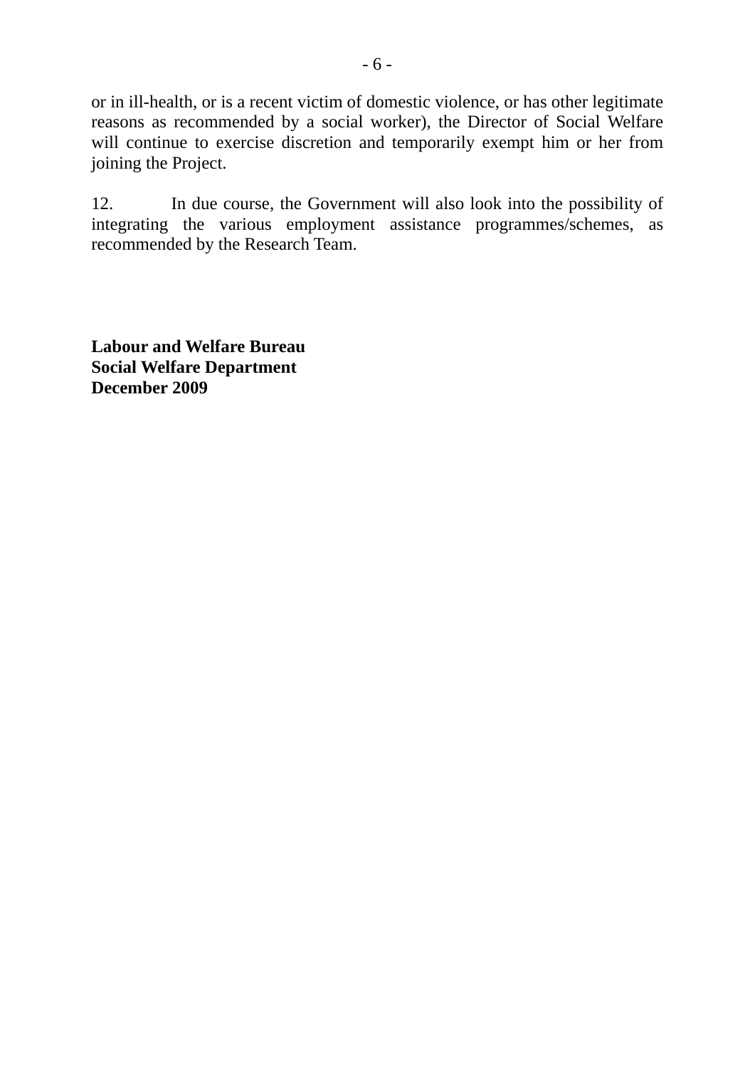or in ill-health, or is a recent victim of domestic violence, or has other legitimate reasons as recommended by a social worker), the Director of Social Welfare will continue to exercise discretion and temporarily exempt him or her from joining the Project.

12. In due course, the Government will also look into the possibility of integrating the various employment assistance programmes/schemes, as recommended by the Research Team.

**Labour and Welfare Bureau**
**Social Welfare Department**
**December 2009**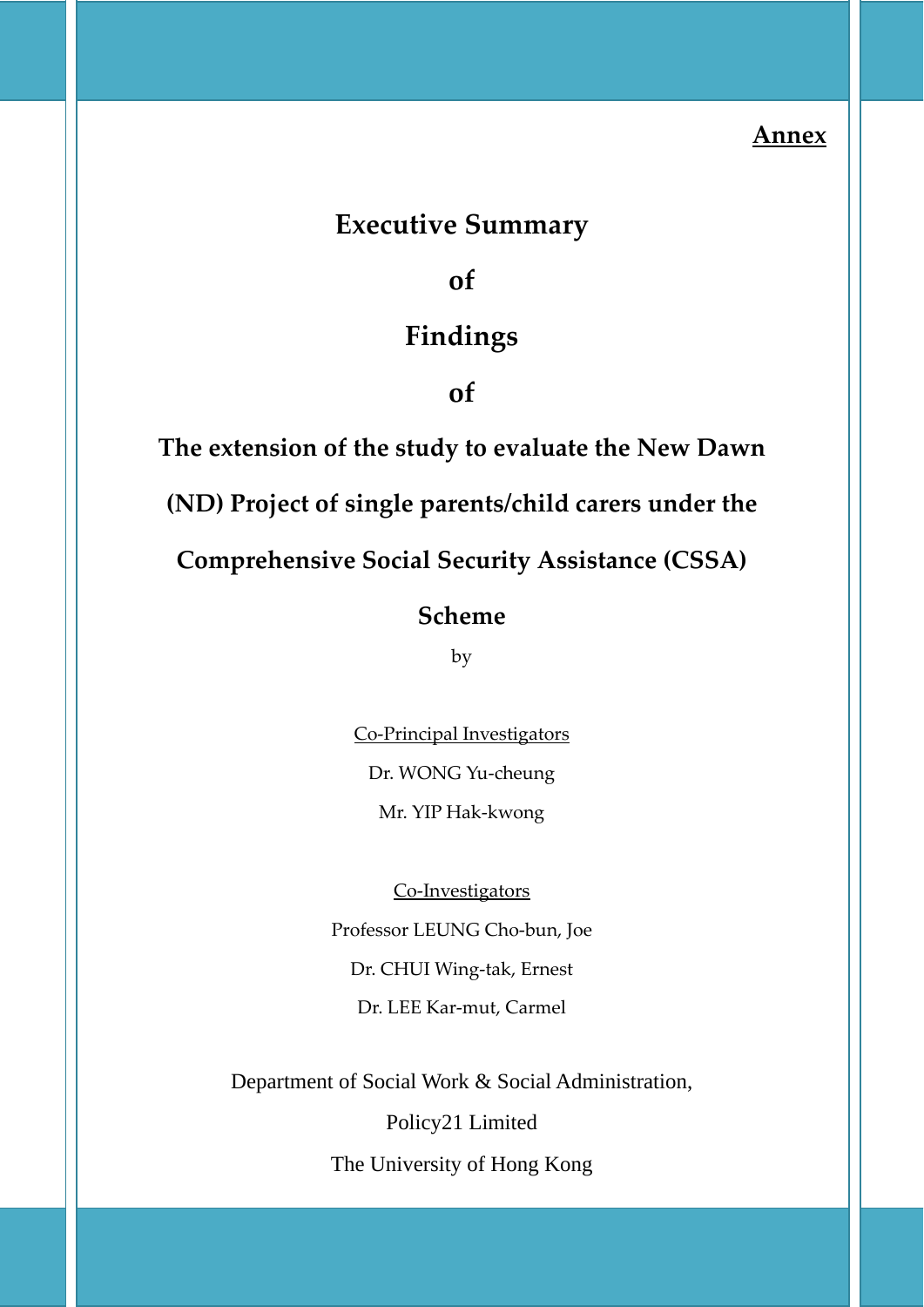**Annex**

# Executive Summary

# of

# Findings

# of

# The extension of the study to evaluate the New Dawn (ND) Project of single parents/child carers under the Comprehensive Social Security Assistance (CSSA) Scheme

by

Co-Principal Investigators

Dr. WONG Yu-cheung

Mr. YIP Hak-kwong

Co-Investigators

Professor LEUNG Cho-bun, Joe

Dr. CHUI Wing-tak, Ernest

Dr. LEE Kar-mut, Carmel

Department of Social Work & Social Administration,

Policy21 Limited

The University of Hong Kong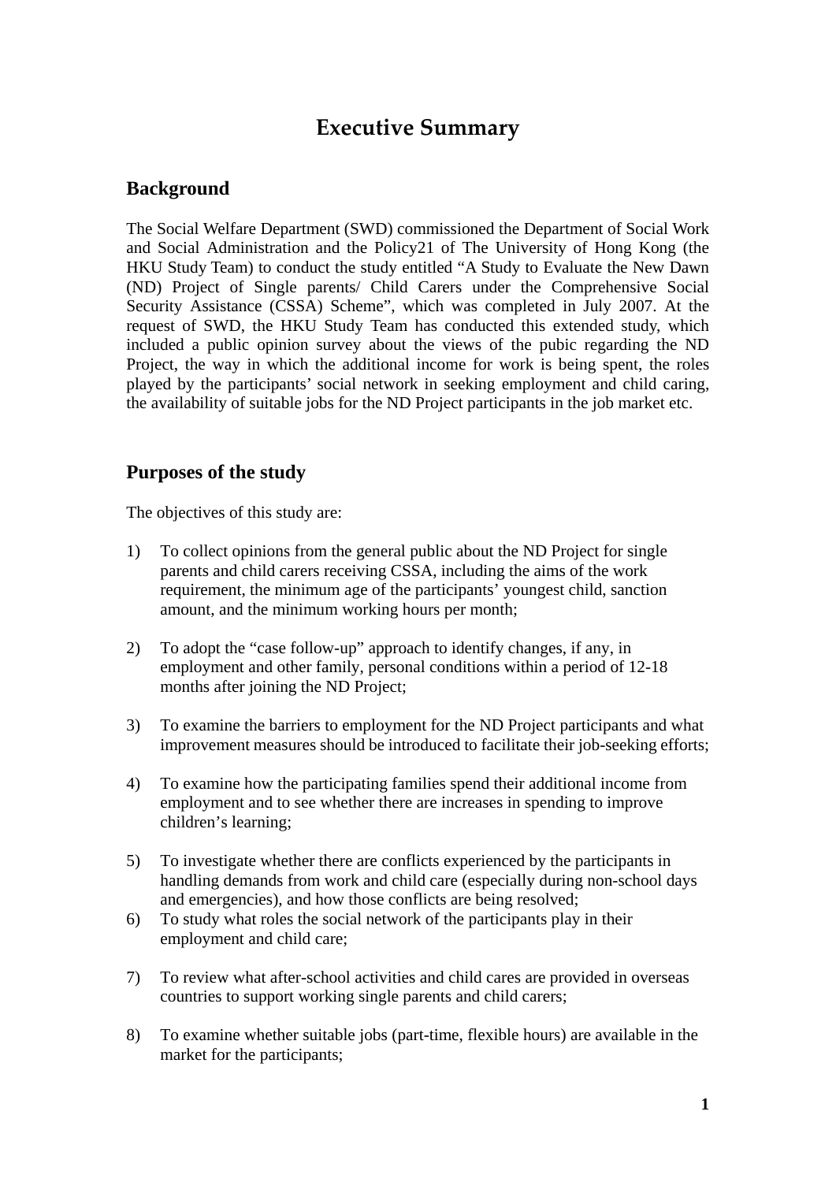# Executive Summary

## Background

The Social Welfare Department (SWD) commissioned the Department of Social Work and Social Administration and the Policy21 of The University of Hong Kong (the HKU Study Team) to conduct the study entitled "A Study to Evaluate the New Dawn (ND) Project of Single parents/ Child Carers under the Comprehensive Social Security Assistance (CSSA) Scheme", which was completed in July 2007. At the request of SWD, the HKU Study Team has conducted this extended study, which included a public opinion survey about the views of the pubic regarding the ND Project, the way in which the additional income for work is being spent, the roles played by the participants' social network in seeking employment and child caring, the availability of suitable jobs for the ND Project participants in the job market etc.

## Purposes of the study

The objectives of this study are:

1) To collect opinions from the general public about the ND Project for single parents and child carers receiving CSSA, including the aims of the work requirement, the minimum age of the participants' youngest child, sanction amount, and the minimum working hours per month;

2) To adopt the "case follow-up" approach to identify changes, if any, in employment and other family, personal conditions within a period of 12-18 months after joining the ND Project;

3) To examine the barriers to employment for the ND Project participants and what improvement measures should be introduced to facilitate their job-seeking efforts;

4) To examine how the participating families spend their additional income from employment and to see whether there are increases in spending to improve children's learning;

5) To investigate whether there are conflicts experienced by the participants in handling demands from work and child care (especially during non-school days and emergencies), and how those conflicts are being resolved;

6) To study what roles the social network of the participants play in their employment and child care;

7) To review what after-school activities and child cares are provided in overseas countries to support working single parents and child carers;

8) To examine whether suitable jobs (part-time, flexible hours) are available in the market for the participants;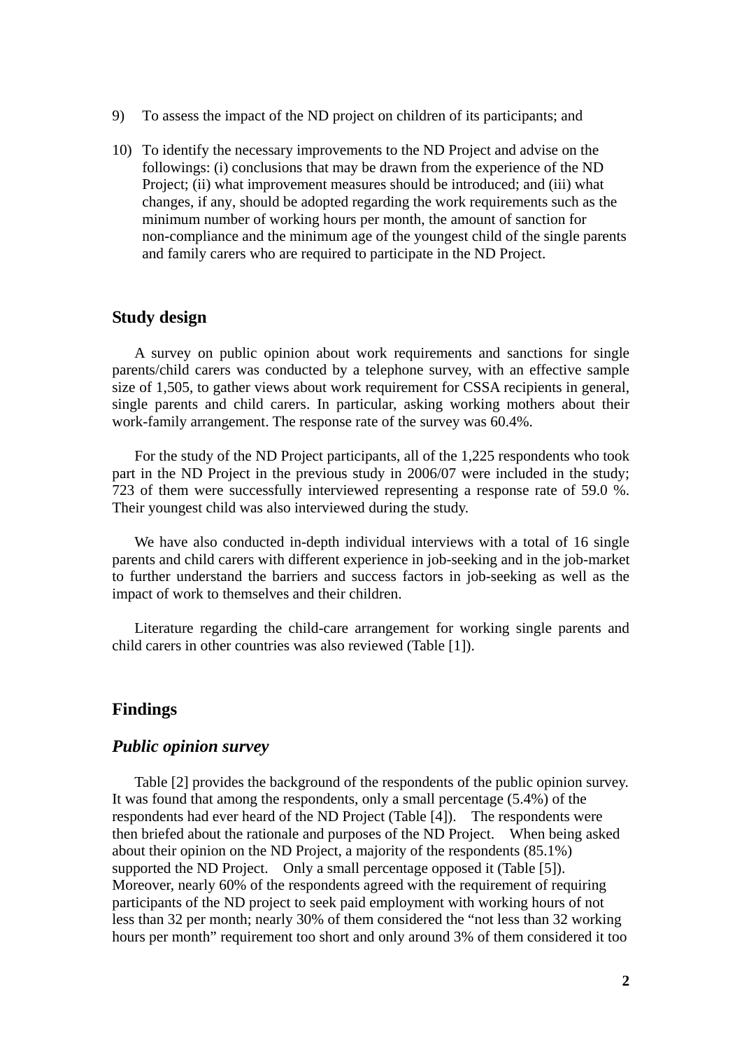9) To assess the impact of the ND project on children of its participants; and

10) To identify the necessary improvements to the ND Project and advise on the followings: (i) conclusions that may be drawn from the experience of the ND Project; (ii) what improvement measures should be introduced; and (iii) what changes, if any, should be adopted regarding the work requirements such as the minimum number of working hours per month, the amount of sanction for non-compliance and the minimum age of the youngest child of the single parents and family carers who are required to participate in the ND Project.

## Study design

A survey on public opinion about work requirements and sanctions for single parents/child carers was conducted by a telephone survey, with an effective sample size of 1,505, to gather views about work requirement for CSSA recipients in general, single parents and child carers. In particular, asking working mothers about their work-family arrangement. The response rate of the survey was 60.4%.

For the study of the ND Project participants, all of the 1,225 respondents who took part in the ND Project in the previous study in 2006/07 were included in the study; 723 of them were successfully interviewed representing a response rate of 59.0 %. Their youngest child was also interviewed during the study.

We have also conducted in-depth individual interviews with a total of 16 single parents and child carers with different experience in job-seeking and in the job-market to further understand the barriers and success factors in job-seeking as well as the impact of work to themselves and their children.

Literature regarding the child-care arrangement for working single parents and child carers in other countries was also reviewed (Table [1]).

## Findings

### *Public opinion survey*

Table [2] provides the background of the respondents of the public opinion survey. It was found that among the respondents, only a small percentage (5.4%) of the respondents had ever heard of the ND Project (Table [4]). The respondents were then briefed about the rationale and purposes of the ND Project. When being asked about their opinion on the ND Project, a majority of the respondents (85.1%) supported the ND Project. Only a small percentage opposed it (Table [5]). Moreover, nearly 60% of the respondents agreed with the requirement of requiring participants of the ND project to seek paid employment with working hours of not less than 32 per month; nearly 30% of them considered the "not less than 32 working hours per month" requirement too short and only around 3% of them considered it too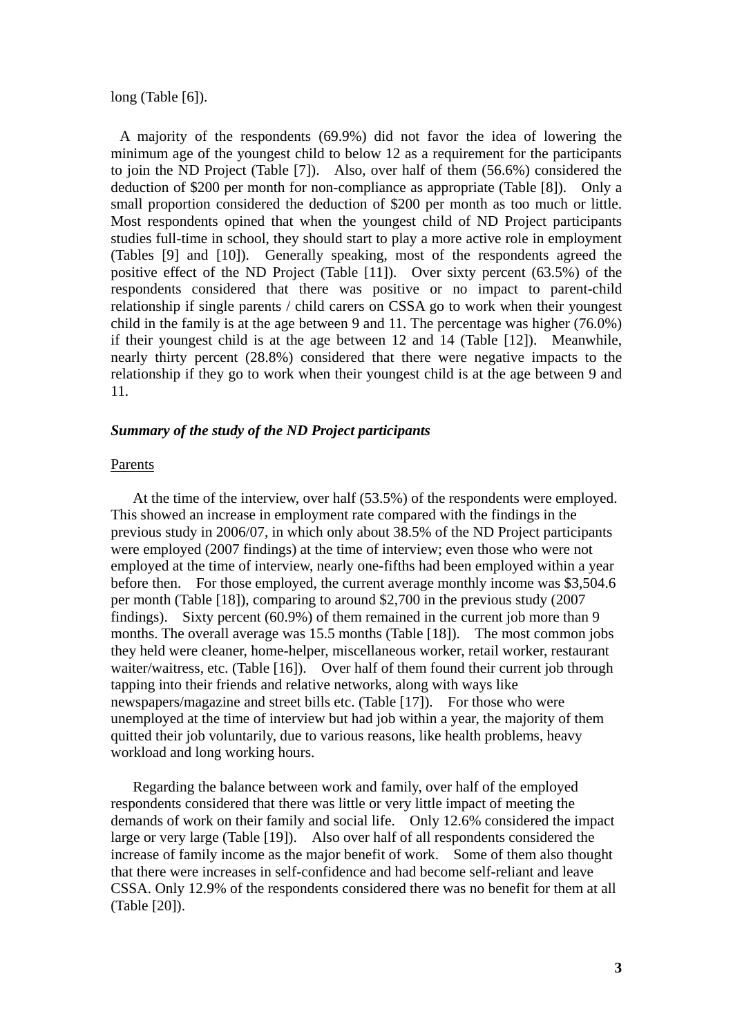long (Table [6]).

A majority of the respondents (69.9%) did not favor the idea of lowering the minimum age of the youngest child to below 12 as a requirement for the participants to join the ND Project (Table [7]). Also, over half of them (56.6%) considered the deduction of $200 per month for non-compliance as appropriate (Table [8]). Only a small proportion considered the deduction of $200 per month as too much or little. Most respondents opined that when the youngest child of ND Project participants studies full-time in school, they should start to play a more active role in employment (Tables [9] and [10]). Generally speaking, most of the respondents agreed the positive effect of the ND Project (Table [11]). Over sixty percent (63.5%) of the respondents considered that there was positive or no impact to parent-child relationship if single parents / child carers on CSSA go to work when their youngest child in the family is at the age between 9 and 11. The percentage was higher (76.0%) if their youngest child is at the age between 12 and 14 (Table [12]). Meanwhile, nearly thirty percent (28.8%) considered that there were negative impacts to the relationship if they go to work when their youngest child is at the age between 9 and 11.

***Summary of the study of the ND Project participants***

Parents

At the time of the interview, over half (53.5%) of the respondents were employed. This showed an increase in employment rate compared with the findings in the previous study in 2006/07, in which only about 38.5% of the ND Project participants were employed (2007 findings) at the time of interview; even those who were not employed at the time of interview, nearly one-fifths had been employed within a year before then. For those employed, the current average monthly income was $3,504.6 per month (Table [18]), comparing to around $2,700 in the previous study (2007 findings). Sixty percent (60.9%) of them remained in the current job more than 9 months. The overall average was 15.5 months (Table [18]). The most common jobs they held were cleaner, home-helper, miscellaneous worker, retail worker, restaurant waiter/waitress, etc. (Table [16]). Over half of them found their current job through tapping into their friends and relative networks, along with ways like newspapers/magazine and street bills etc. (Table [17]). For those who were unemployed at the time of interview but had job within a year, the majority of them quitted their job voluntarily, due to various reasons, like health problems, heavy workload and long working hours.

Regarding the balance between work and family, over half of the employed respondents considered that there was little or very little impact of meeting the demands of work on their family and social life. Only 12.6% considered the impact large or very large (Table [19]). Also over half of all respondents considered the increase of family income as the major benefit of work. Some of them also thought that there were increases in self-confidence and had become self-reliant and leave CSSA. Only 12.9% of the respondents considered there was no benefit for them at all (Table [20]).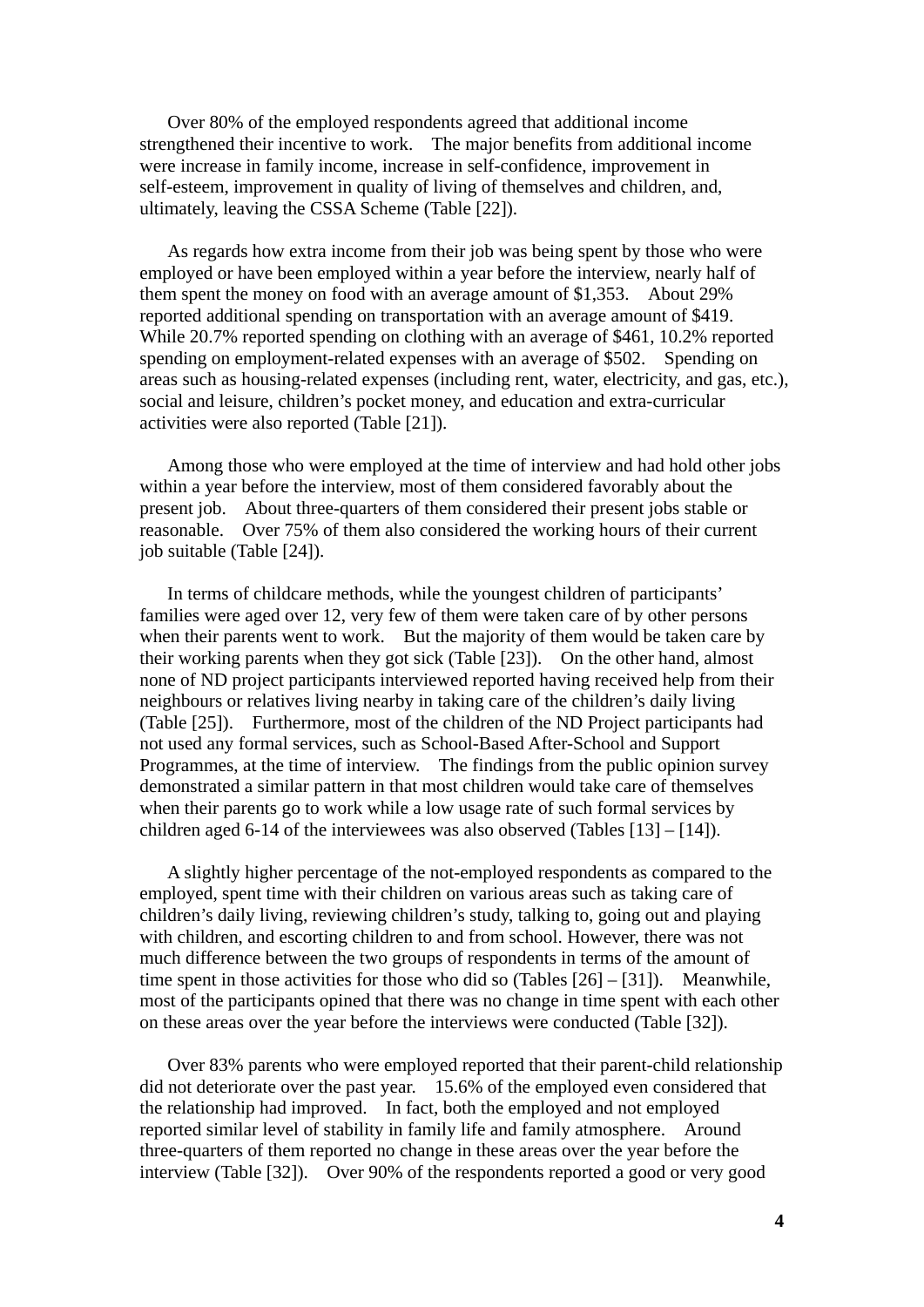Over 80% of the employed respondents agreed that additional income strengthened their incentive to work. The major benefits from additional income were increase in family income, increase in self-confidence, improvement in self-esteem, improvement in quality of living of themselves and children, and, ultimately, leaving the CSSA Scheme (Table [22]).

As regards how extra income from their job was being spent by those who were employed or have been employed within a year before the interview, nearly half of them spent the money on food with an average amount of $1,353. About 29% reported additional spending on transportation with an average amount of $419. While 20.7% reported spending on clothing with an average of $461, 10.2% reported spending on employment-related expenses with an average of $502. Spending on areas such as housing-related expenses (including rent, water, electricity, and gas, etc.), social and leisure, children's pocket money, and education and extra-curricular activities were also reported (Table [21]).

Among those who were employed at the time of interview and had hold other jobs within a year before the interview, most of them considered favorably about the present job. About three-quarters of them considered their present jobs stable or reasonable. Over 75% of them also considered the working hours of their current job suitable (Table [24]).

In terms of childcare methods, while the youngest children of participants' families were aged over 12, very few of them were taken care of by other persons when their parents went to work. But the majority of them would be taken care by their working parents when they got sick (Table [23]). On the other hand, almost none of ND project participants interviewed reported having received help from their neighbours or relatives living nearby in taking care of the children's daily living (Table [25]). Furthermore, most of the children of the ND Project participants had not used any formal services, such as School-Based After-School and Support Programmes, at the time of interview. The findings from the public opinion survey demonstrated a similar pattern in that most children would take care of themselves when their parents go to work while a low usage rate of such formal services by children aged 6-14 of the interviewees was also observed (Tables [13] – [14]).

A slightly higher percentage of the not-employed respondents as compared to the employed, spent time with their children on various areas such as taking care of children's daily living, reviewing children's study, talking to, going out and playing with children, and escorting children to and from school. However, there was not much difference between the two groups of respondents in terms of the amount of time spent in those activities for those who did so (Tables [26] – [31]). Meanwhile, most of the participants opined that there was no change in time spent with each other on these areas over the year before the interviews were conducted (Table [32]).

Over 83% parents who were employed reported that their parent-child relationship did not deteriorate over the past year. 15.6% of the employed even considered that the relationship had improved. In fact, both the employed and not employed reported similar level of stability in family life and family atmosphere. Around three-quarters of them reported no change in these areas over the year before the interview (Table [32]). Over 90% of the respondents reported a good or very good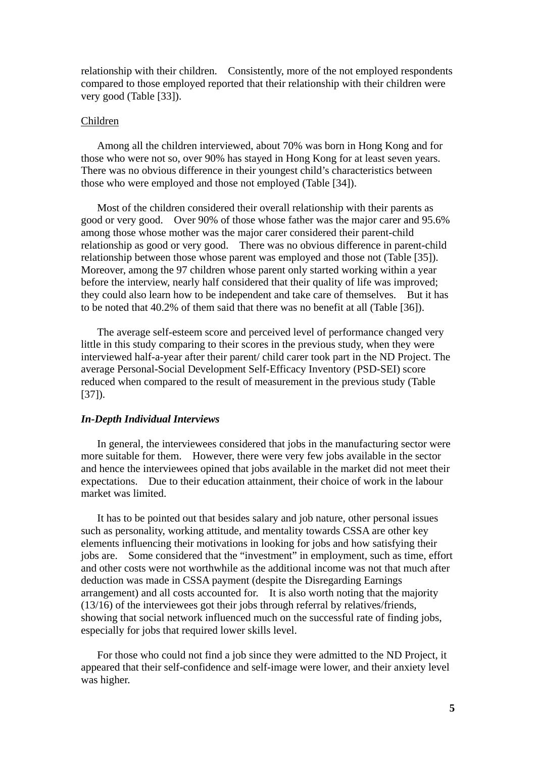relationship with their children. Consistently, more of the not employed respondents compared to those employed reported that their relationship with their children were very good (Table [33]).

Children

Among all the children interviewed, about 70% was born in Hong Kong and for those who were not so, over 90% has stayed in Hong Kong for at least seven years. There was no obvious difference in their youngest child's characteristics between those who were employed and those not employed (Table [34]).

Most of the children considered their overall relationship with their parents as good or very good. Over 90% of those whose father was the major carer and 95.6% among those whose mother was the major carer considered their parent-child relationship as good or very good. There was no obvious difference in parent-child relationship between those whose parent was employed and those not (Table [35]). Moreover, among the 97 children whose parent only started working within a year before the interview, nearly half considered that their quality of life was improved; they could also learn how to be independent and take care of themselves. But it has to be noted that 40.2% of them said that there was no benefit at all (Table [36]).

The average self-esteem score and perceived level of performance changed very little in this study comparing to their scores in the previous study, when they were interviewed half-a-year after their parent/ child carer took part in the ND Project. The average Personal-Social Development Self-Efficacy Inventory (PSD-SEI) score reduced when compared to the result of measurement in the previous study (Table [37]).

***In-Depth Individual Interviews***

In general, the interviewees considered that jobs in the manufacturing sector were more suitable for them. However, there were very few jobs available in the sector and hence the interviewees opined that jobs available in the market did not meet their expectations. Due to their education attainment, their choice of work in the labour market was limited.

It has to be pointed out that besides salary and job nature, other personal issues such as personality, working attitude, and mentality towards CSSA are other key elements influencing their motivations in looking for jobs and how satisfying their jobs are. Some considered that the "investment" in employment, such as time, effort and other costs were not worthwhile as the additional income was not that much after deduction was made in CSSA payment (despite the Disregarding Earnings arrangement) and all costs accounted for. It is also worth noting that the majority (13/16) of the interviewees got their jobs through referral by relatives/friends, showing that social network influenced much on the successful rate of finding jobs, especially for jobs that required lower skills level.

For those who could not find a job since they were admitted to the ND Project, it appeared that their self-confidence and self-image were lower, and their anxiety level was higher.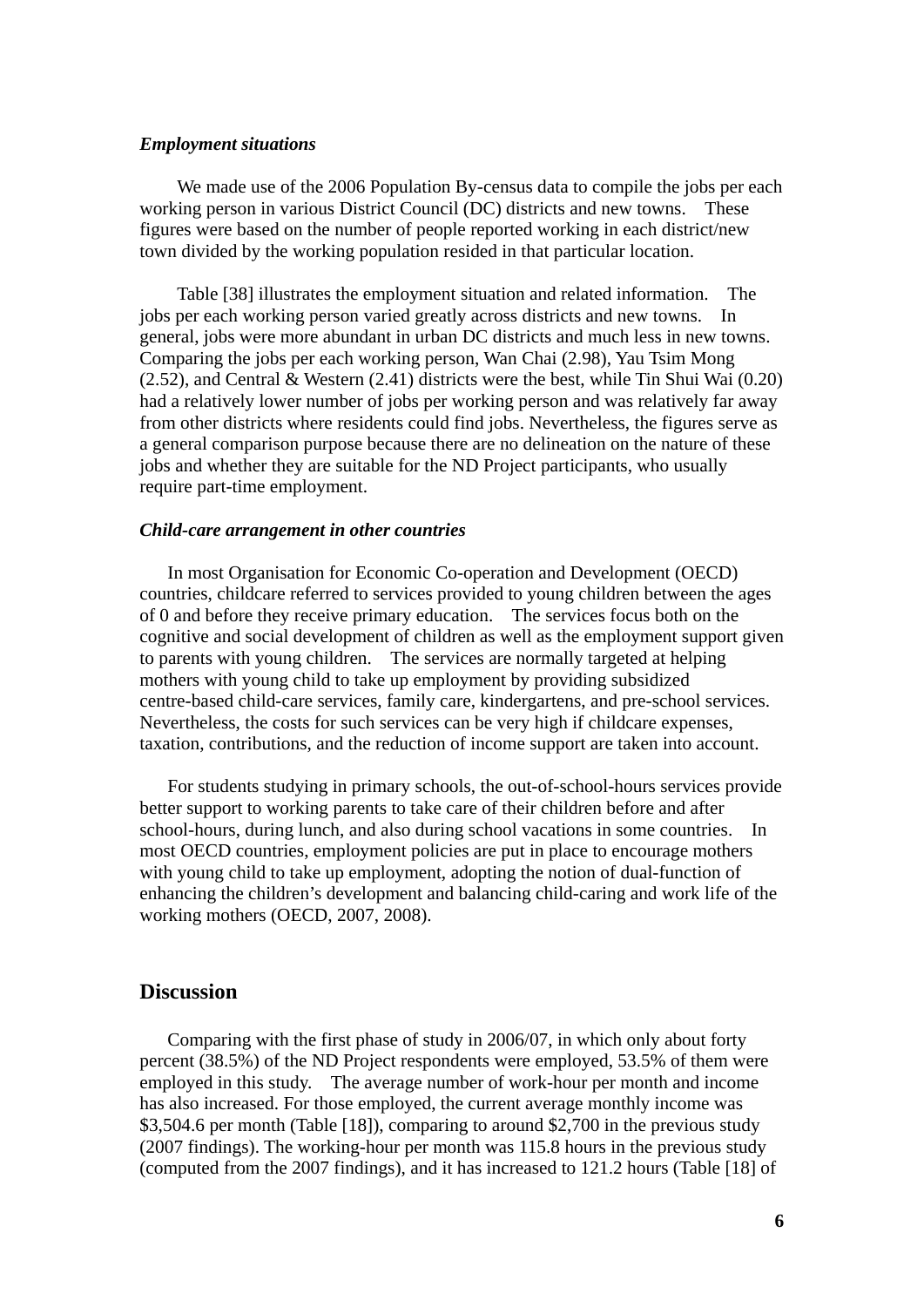***Employment situations***

We made use of the 2006 Population By-census data to compile the jobs per each working person in various District Council (DC) districts and new towns. These figures were based on the number of people reported working in each district/new town divided by the working population resided in that particular location.

Table [38] illustrates the employment situation and related information. The jobs per each working person varied greatly across districts and new towns. In general, jobs were more abundant in urban DC districts and much less in new towns. Comparing the jobs per each working person, Wan Chai (2.98), Yau Tsim Mong (2.52), and Central & Western (2.41) districts were the best, while Tin Shui Wai (0.20) had a relatively lower number of jobs per working person and was relatively far away from other districts where residents could find jobs. Nevertheless, the figures serve as a general comparison purpose because there are no delineation on the nature of these jobs and whether they are suitable for the ND Project participants, who usually require part-time employment.

***Child-care arrangement in other countries***

In most Organisation for Economic Co-operation and Development (OECD) countries, childcare referred to services provided to young children between the ages of 0 and before they receive primary education. The services focus both on the cognitive and social development of children as well as the employment support given to parents with young children. The services are normally targeted at helping mothers with young child to take up employment by providing subsidized centre-based child-care services, family care, kindergartens, and pre-school services. Nevertheless, the costs for such services can be very high if childcare expenses, taxation, contributions, and the reduction of income support are taken into account.

For students studying in primary schools, the out-of-school-hours services provide better support to working parents to take care of their children before and after school-hours, during lunch, and also during school vacations in some countries. In most OECD countries, employment policies are put in place to encourage mothers with young child to take up employment, adopting the notion of dual-function of enhancing the children's development and balancing child-caring and work life of the working mothers (OECD, 2007, 2008).

## Discussion

Comparing with the first phase of study in 2006/07, in which only about forty percent (38.5%) of the ND Project respondents were employed, 53.5% of them were employed in this study. The average number of work-hour per month and income has also increased. For those employed, the current average monthly income was $3,504.6 per month (Table [18]), comparing to around $2,700 in the previous study (2007 findings). The working-hour per month was 115.8 hours in the previous study (computed from the 2007 findings), and it has increased to 121.2 hours (Table [18] of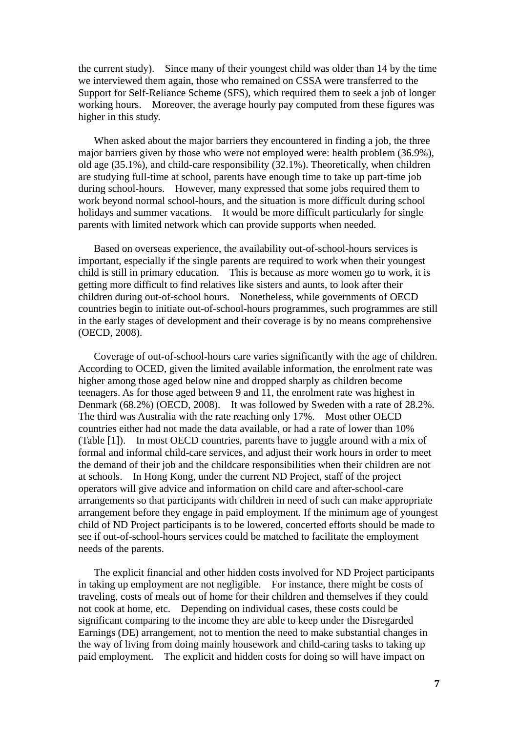the current study). Since many of their youngest child was older than 14 by the time we interviewed them again, those who remained on CSSA were transferred to the Support for Self-Reliance Scheme (SFS), which required them to seek a job of longer working hours. Moreover, the average hourly pay computed from these figures was higher in this study.

When asked about the major barriers they encountered in finding a job, the three major barriers given by those who were not employed were: health problem (36.9%), old age (35.1%), and child-care responsibility (32.1%). Theoretically, when children are studying full-time at school, parents have enough time to take up part-time job during school-hours. However, many expressed that some jobs required them to work beyond normal school-hours, and the situation is more difficult during school holidays and summer vacations. It would be more difficult particularly for single parents with limited network which can provide supports when needed.

Based on overseas experience, the availability out-of-school-hours services is important, especially if the single parents are required to work when their youngest child is still in primary education. This is because as more women go to work, it is getting more difficult to find relatives like sisters and aunts, to look after their children during out-of-school hours. Nonetheless, while governments of OECD countries begin to initiate out-of-school-hours programmes, such programmes are still in the early stages of development and their coverage is by no means comprehensive (OECD, 2008).

Coverage of out-of-school-hours care varies significantly with the age of children. According to OCED, given the limited available information, the enrolment rate was higher among those aged below nine and dropped sharply as children become teenagers. As for those aged between 9 and 11, the enrolment rate was highest in Denmark (68.2%) (OECD, 2008). It was followed by Sweden with a rate of 28.2%. The third was Australia with the rate reaching only 17%. Most other OECD countries either had not made the data available, or had a rate of lower than 10% (Table [1]). In most OECD countries, parents have to juggle around with a mix of formal and informal child-care services, and adjust their work hours in order to meet the demand of their job and the childcare responsibilities when their children are not at schools. In Hong Kong, under the current ND Project, staff of the project operators will give advice and information on child care and after-school-care arrangements so that participants with children in need of such can make appropriate arrangement before they engage in paid employment. If the minimum age of youngest child of ND Project participants is to be lowered, concerted efforts should be made to see if out-of-school-hours services could be matched to facilitate the employment needs of the parents.

The explicit financial and other hidden costs involved for ND Project participants in taking up employment are not negligible. For instance, there might be costs of traveling, costs of meals out of home for their children and themselves if they could not cook at home, etc. Depending on individual cases, these costs could be significant comparing to the income they are able to keep under the Disregarded Earnings (DE) arrangement, not to mention the need to make substantial changes in the way of living from doing mainly housework and child-caring tasks to taking up paid employment. The explicit and hidden costs for doing so will have impact on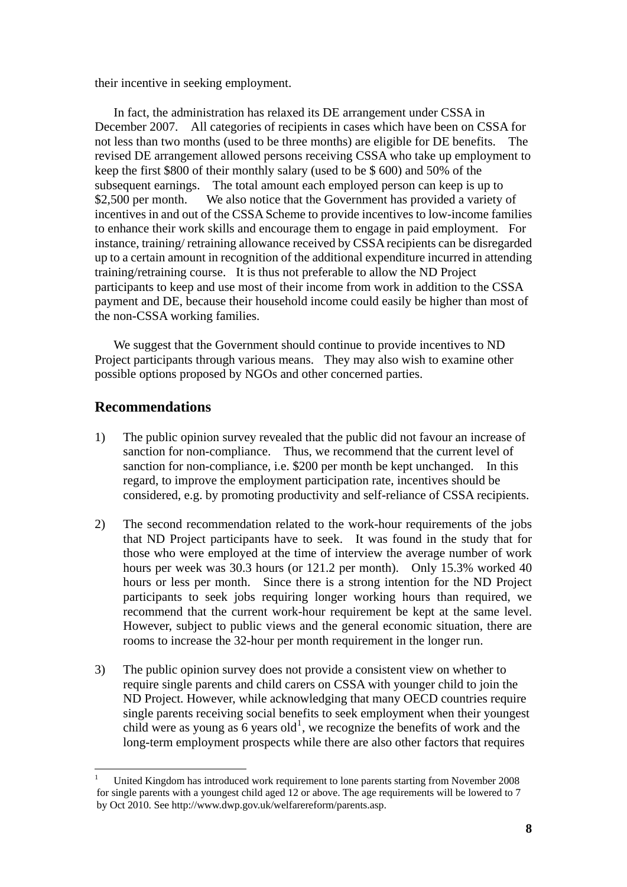their incentive in seeking employment.

In fact, the administration has relaxed its DE arrangement under CSSA in December 2007. All categories of recipients in cases which have been on CSSA for not less than two months (used to be three months) are eligible for DE benefits. The revised DE arrangement allowed persons receiving CSSA who take up employment to keep the first $800 of their monthly salary (used to be $ 600) and 50% of the subsequent earnings. The total amount each employed person can keep is up to $2,500 per month. We also notice that the Government has provided a variety of incentives in and out of the CSSA Scheme to provide incentives to low-income families to enhance their work skills and encourage them to engage in paid employment. For instance, training/ retraining allowance received by CSSA recipients can be disregarded up to a certain amount in recognition of the additional expenditure incurred in attending training/retraining course. It is thus not preferable to allow the ND Project participants to keep and use most of their income from work in addition to the CSSA payment and DE, because their household income could easily be higher than most of the non-CSSA working families.

We suggest that the Government should continue to provide incentives to ND Project participants through various means. They may also wish to examine other possible options proposed by NGOs and other concerned parties.

## Recommendations

1) The public opinion survey revealed that the public did not favour an increase of sanction for non-compliance. Thus, we recommend that the current level of sanction for non-compliance, i.e. $200 per month be kept unchanged. In this regard, to improve the employment participation rate, incentives should be considered, e.g. by promoting productivity and self-reliance of CSSA recipients.

2) The second recommendation related to the work-hour requirements of the jobs that ND Project participants have to seek. It was found in the study that for those who were employed at the time of interview the average number of work hours per week was 30.3 hours (or 121.2 per month). Only 15.3% worked 40 hours or less per month. Since there is a strong intention for the ND Project participants to seek jobs requiring longer working hours than required, we recommend that the current work-hour requirement be kept at the same level. However, subject to public views and the general economic situation, there are rooms to increase the 32-hour per month requirement in the longer run.

3) The public opinion survey does not provide a consistent view on whether to require single parents and child carers on CSSA with younger child to join the ND Project. However, while acknowledging that many OECD countries require single parents receiving social benefits to seek employment when their youngest child were as young as 6 years old[1], we recognize the benefits of work and the long-term employment prospects while there are also other factors that requires

---

[1] United Kingdom has introduced work requirement to lone parents starting from November 2008 for single parents with a youngest child aged 12 or above. The age requirements will be lowered to 7 by Oct 2010. See http://www.dwp.gov.uk/welfarereform/parents.asp.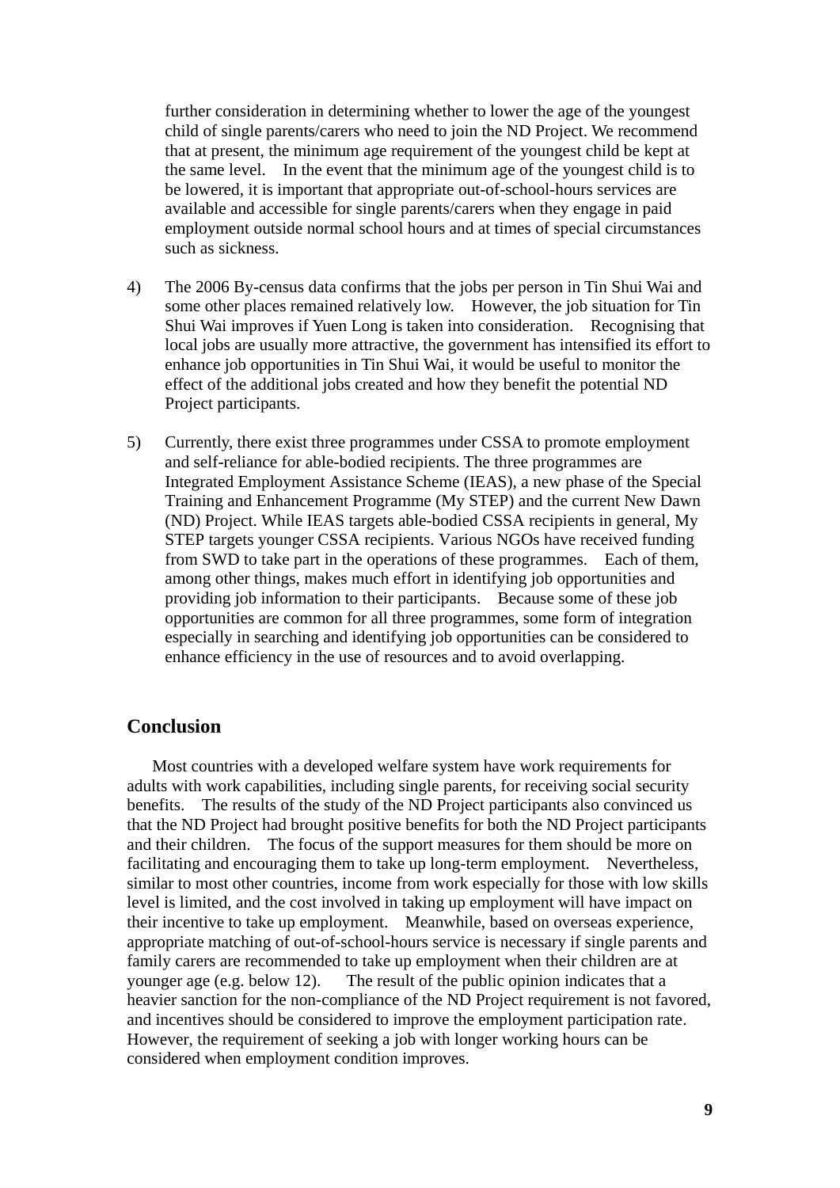further consideration in determining whether to lower the age of the youngest child of single parents/carers who need to join the ND Project. We recommend that at present, the minimum age requirement of the youngest child be kept at the same level. In the event that the minimum age of the youngest child is to be lowered, it is important that appropriate out-of-school-hours services are available and accessible for single parents/carers when they engage in paid employment outside normal school hours and at times of special circumstances such as sickness.

4) The 2006 By-census data confirms that the jobs per person in Tin Shui Wai and some other places remained relatively low. However, the job situation for Tin Shui Wai improves if Yuen Long is taken into consideration. Recognising that local jobs are usually more attractive, the government has intensified its effort to enhance job opportunities in Tin Shui Wai, it would be useful to monitor the effect of the additional jobs created and how they benefit the potential ND Project participants.

5) Currently, there exist three programmes under CSSA to promote employment and self-reliance for able-bodied recipients. The three programmes are Integrated Employment Assistance Scheme (IEAS), a new phase of the Special Training and Enhancement Programme (My STEP) and the current New Dawn (ND) Project. While IEAS targets able-bodied CSSA recipients in general, My STEP targets younger CSSA recipients. Various NGOs have received funding from SWD to take part in the operations of these programmes. Each of them, among other things, makes much effort in identifying job opportunities and providing job information to their participants. Because some of these job opportunities are common for all three programmes, some form of integration especially in searching and identifying job opportunities can be considered to enhance efficiency in the use of resources and to avoid overlapping.

## Conclusion

Most countries with a developed welfare system have work requirements for adults with work capabilities, including single parents, for receiving social security benefits. The results of the study of the ND Project participants also convinced us that the ND Project had brought positive benefits for both the ND Project participants and their children. The focus of the support measures for them should be more on facilitating and encouraging them to take up long-term employment. Nevertheless, similar to most other countries, income from work especially for those with low skills level is limited, and the cost involved in taking up employment will have impact on their incentive to take up employment. Meanwhile, based on overseas experience, appropriate matching of out-of-school-hours service is necessary if single parents and family carers are recommended to take up employment when their children are at younger age (e.g. below 12). The result of the public opinion indicates that a heavier sanction for the non-compliance of the ND Project requirement is not favored, and incentives should be considered to improve the employment participation rate. However, the requirement of seeking a job with longer working hours can be considered when employment condition improves.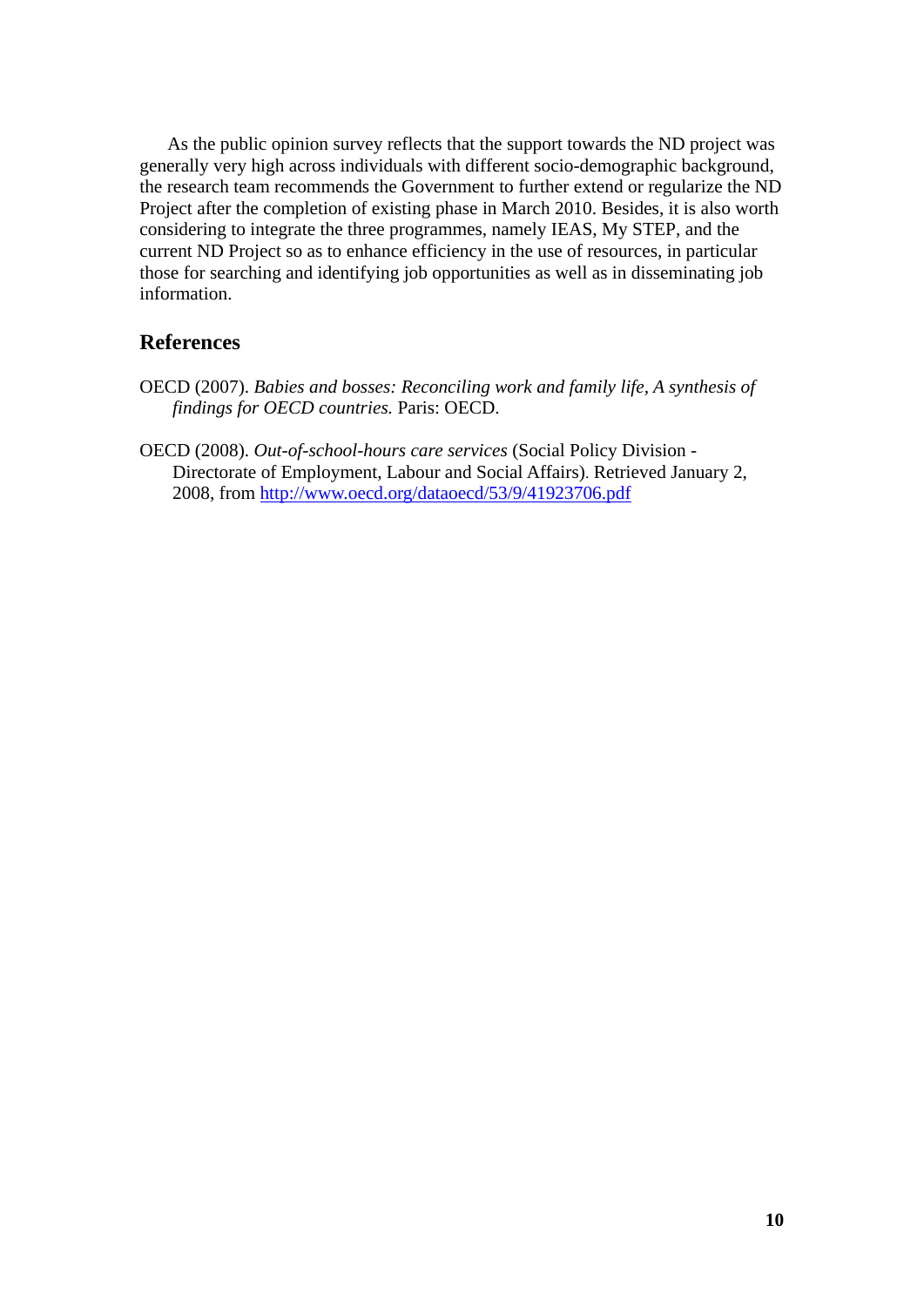As the public opinion survey reflects that the support towards the ND project was generally very high across individuals with different socio-demographic background, the research team recommends the Government to further extend or regularize the ND Project after the completion of existing phase in March 2010. Besides, it is also worth considering to integrate the three programmes, namely IEAS, My STEP, and the current ND Project so as to enhance efficiency in the use of resources, in particular those for searching and identifying job opportunities as well as in disseminating job information.

## References

OECD (2007). *Babies and bosses: Reconciling work and family life, A synthesis of findings for OECD countries.* Paris: OECD.

OECD (2008). *Out-of-school-hours care services* (Social Policy Division - Directorate of Employment, Labour and Social Affairs). Retrieved January 2, 2008, from http://www.oecd.org/dataoecd/53/9/41923706.pdf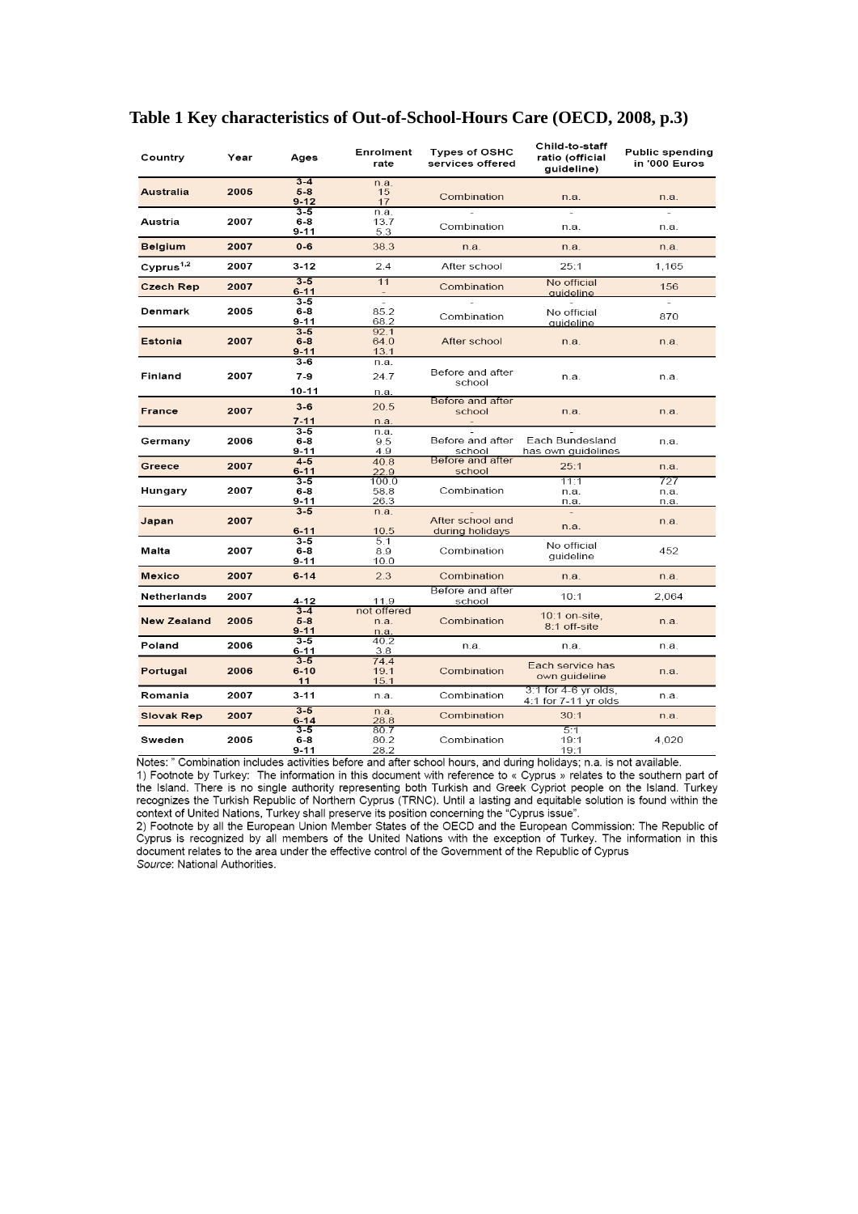**Table 1 Key characteristics of Out-of-School-Hours Care (OECD, 2008, p.3)**

| Country | Year | Ages | Enrolment rate | Types of OSHC services offered | Child-to-staff ratio (official guideline) | Public spending in '000 Euros |
|---|---|---|---|---|---|---|
| Australia | 2005 | 3-4<br>5-8<br>9-12 | n.a.<br>15<br>17 | Combination | n.a. | n.a. |
| Austria | 2007 | 3-5<br>6-8<br>9-11 | n.a.<br>13.7<br>5.3 | -<br>Combination | -<br>n.a. | -<br>n.a. |
| Belgium | 2007 | 0-6 | 38.3 | n.a. | n.a. | n.a. |
| Cyprus[1,2] | 2007 | 3-12 | 2.4 | After school | 25:1 | 1,165 |
| Czech Rep | 2007 | 3-5<br>6-11 | 11<br>- | Combination | No official guideline | 156 |
| Denmark | 2005 | 3-5<br>6-8<br>9-11 | -<br>85.2<br>68.2 | -<br>Combination | -<br>No official guideline | -<br>870 |
| Estonia | 2007 | 3-5<br>6-8<br>9-11 | 92.1<br>64.0<br>13.1 | After school | n.a. | n.a. |
| Finland | 2007 | 3-6<br>7-9<br>10-11 | n.a.<br>24.7<br>n.a. | Before and after school | n.a. | n.a. |
| France | 2007 | 3-6<br>7-11 | 20.5<br>n.a. | Before and after school<br>- | n.a. | n.a. |
| Germany | 2006 | 3-5<br>6-8<br>9-11 | n.a.<br>9.5<br>4.9 | -<br>Before and after school | -<br>Each Bundesland has own guidelines | n.a. |
| Greece | 2007 | 4-5<br>6-11 | 40.8<br>22.9 | Before and after school | 25:1 | n.a. |
| Hungary | 2007 | 3-5<br>6-8<br>9-11 | 100.0<br>58.8<br>26.3 | Combination | 11:1<br>n.a.<br>n.a. | 727<br>n.a.<br>n.a. |
| Japan | 2007 | 3-5<br>6-11 | n.a.<br>10.5 | -<br>After school and during holidays | -<br>n.a. | n.a. |
| Malta | 2007 | 3-5<br>6-8<br>9-11 | 5.1<br>8.9<br>10.0 | Combination | No official guideline | 452 |
| Mexico | 2007 | 6-14 | 2.3 | Combination | n.a. | n.a. |
| Netherlands | 2007 | 4-12 | 11.9 | Before and after school | 10:1 | 2,064 |
| New Zealand | 2005 | 3-4<br>5-8<br>9-11 | not offered<br>n.a.<br>n.a. | Combination | 10:1 on-site,<br>8:1 off-site | n.a. |
| Poland | 2006 | 3-5<br>6-11 | 40.2<br>3.8 | n.a. | n.a. | n.a. |
| Portugal | 2006 | 3-5<br>6-10<br>11 | 74.4<br>19.1<br>15.1 | Combination | Each service has own guideline | n.a. |
| Romania | 2007 | 3-11 | n.a. | Combination | 3:1 for 4-6 yr olds,<br>4:1 for 7-11 yr olds | n.a. |
| Slovak Rep | 2007 | 3-5<br>6-14 | n.a.<br>28.8 | Combination | 30:1 | n.a. |
| Sweden | 2005 | 3-5<br>6-8<br>9-11 | 80.7<br>80.2<br>28.2 | Combination | 5:1<br>19:1<br>19:1 | 4,020 |

Notes: " Combination includes activities before and after school hours, and during holidays; n.a. is not available.

1) Footnote by Turkey: The information in this document with reference to « Cyprus » relates to the southern part of the Island. There is no single authority representing both Turkish and Greek Cypriot people on the Island. Turkey recognizes the Turkish Republic of Northern Cyprus (TRNC). Until a lasting and equitable solution is found within the context of United Nations, Turkey shall preserve its position concerning the "Cyprus issue".

2) Footnote by all the European Union Member States of the OECD and the European Commission: The Republic of Cyprus is recognized by all members of the United Nations with the exception of Turkey. The information in this document relates to the area under the effective control of the Government of the Republic of Cyprus

*Source*: National Authorities.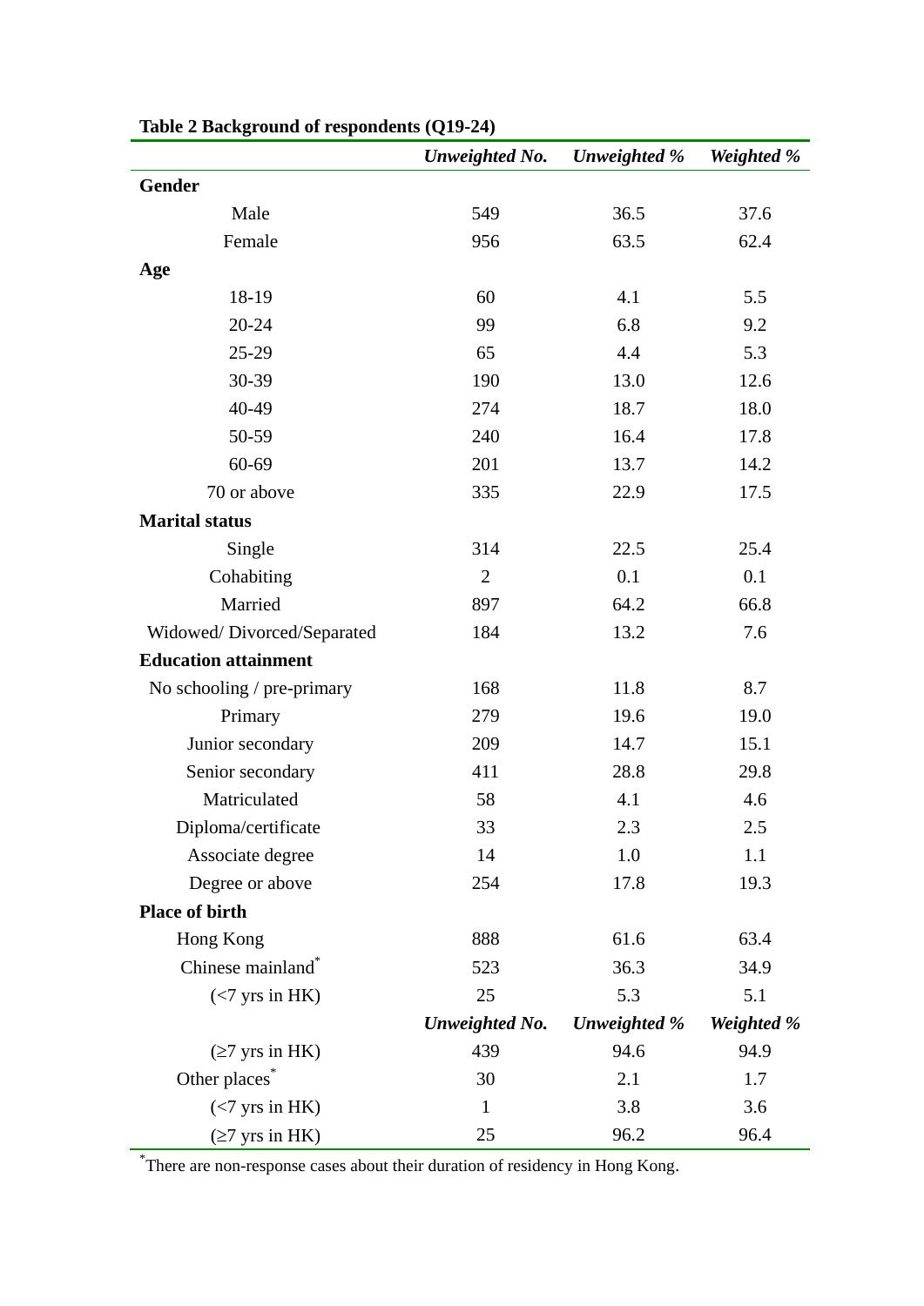**Table 2 Background of respondents (Q19-24)**

| | *Unweighted No.* | *Unweighted %* | *Weighted %* |
|---|---|---|---|
| **Gender** | | | |
| Male | 549 | 36.5 | 37.6 |
| Female | 956 | 63.5 | 62.4 |
| **Age** | | | |
| 18-19 | 60 | 4.1 | 5.5 |
| 20-24 | 99 | 6.8 | 9.2 |
| 25-29 | 65 | 4.4 | 5.3 |
| 30-39 | 190 | 13.0 | 12.6 |
| 40-49 | 274 | 18.7 | 18.0 |
| 50-59 | 240 | 16.4 | 17.8 |
| 60-69 | 201 | 13.7 | 14.2 |
| 70 or above | 335 | 22.9 | 17.5 |
| **Marital status** | | | |
| Single | 314 | 22.5 | 25.4 |
| Cohabiting | 2 | 0.1 | 0.1 |
| Married | 897 | 64.2 | 66.8 |
| Widowed/ Divorced/Separated | 184 | 13.2 | 7.6 |
| **Education attainment** | | | |
| No schooling / pre-primary | 168 | 11.8 | 8.7 |
| Primary | 279 | 19.6 | 19.0 |
| Junior secondary | 209 | 14.7 | 15.1 |
| Senior secondary | 411 | 28.8 | 29.8 |
| Matriculated | 58 | 4.1 | 4.6 |
| Diploma/certificate | 33 | 2.3 | 2.5 |
| Associate degree | 14 | 1.0 | 1.1 |
| Degree or above | 254 | 17.8 | 19.3 |
| **Place of birth** | | | |
| Hong Kong | 888 | 61.6 | 63.4 |
| Chinese mainland* | 523 | 36.3 | 34.9 |
| (<7 yrs in HK) | 25 | 5.3 | 5.1 |
| | *Unweighted No.* | *Unweighted %* | *Weighted %* |
| (≥7 yrs in HK) | 439 | 94.6 | 94.9 |
| Other places* | 30 | 2.1 | 1.7 |
| (<7 yrs in HK) | 1 | 3.8 | 3.6 |
| (≥7 yrs in HK) | 25 | 96.2 | 96.4 |

*There are non-response cases about their duration of residency in Hong Kong.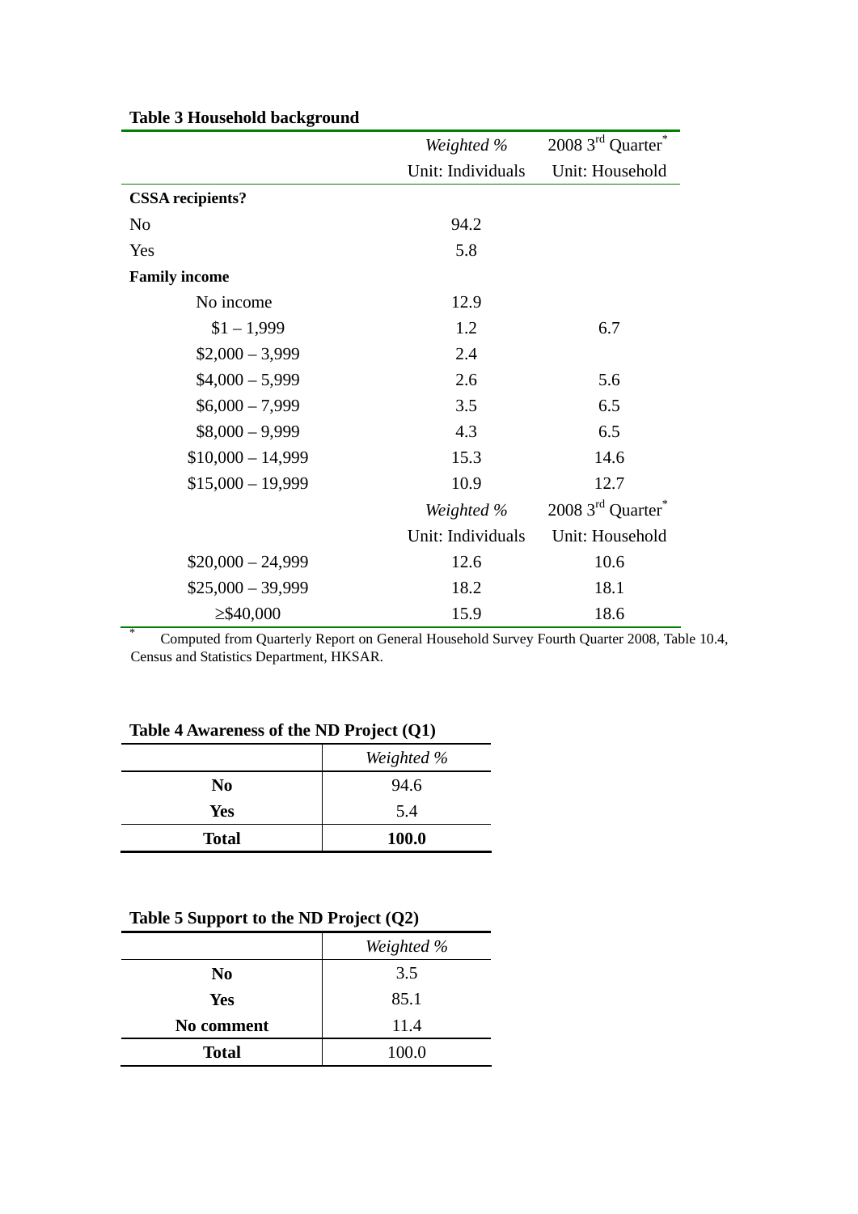**Table 3 Household background**

| | *Weighted %* Unit: Individuals | 2008 3rd Quarter* Unit: Household |
|---|---|---|
| **CSSA recipients?** | | |
| No | 94.2 | |
| Yes | 5.8 | |
| **Family income** | | |
| No income | 12.9 | |
| $1 – 1,999 | 1.2 | 6.7 |
| $2,000 – 3,999 | 2.4 | |
| $4,000 – 5,999 | 2.6 | 5.6 |
| $6,000 – 7,999 | 3.5 | 6.5 |
| $8,000 – 9,999 | 4.3 | 6.5 |
| $10,000 – 14,999 | 15.3 | 14.6 |
| $15,000 – 19,999 | 10.9 | 12.7 |
| $20,000 – 24,999 | 12.6 | 10.6 |
| $25,000 – 39,999 | 18.2 | 18.1 |
| ≥$40,000 | 15.9 | 18.6 |

* Computed from Quarterly Report on General Household Survey Fourth Quarter 2008, Table 10.4, Census and Statistics Department, HKSAR.

**Table 4 Awareness of the ND Project (Q1)**

| | *Weighted %* |
|---|---|
| **No** | 94.6 |
| **Yes** | 5.4 |
| **Total** | **100.0** |

**Table 5 Support to the ND Project (Q2)**

| | *Weighted %* |
|---|---|
| **No** | 3.5 |
| **Yes** | 85.1 |
| **No comment** | 11.4 |
| **Total** | 100.0 |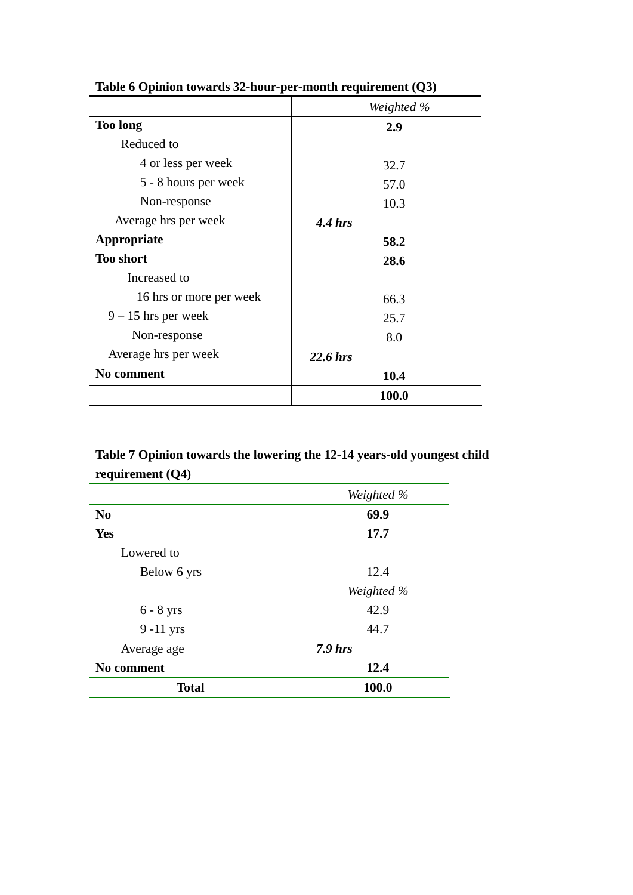**Table 6 Opinion towards 32-hour-per-month requirement (Q3)**

| | *Weighted %* |
|---|---|
| **Too long** | **2.9** |
| Reduced to | |
| 4 or less per week | 32.7 |
| 5 - 8 hours per week | 57.0 |
| Non-response | 10.3 |
| Average hrs per week | ***4.4 hrs*** |
| **Appropriate** | **58.2** |
| **Too short** | **28.6** |
| Increased to | |
| 16 hrs or more per week | 66.3 |
| 9 – 15 hrs per week | 25.7 |
| Non-response | 8.0 |
| Average hrs per week | ***22.6 hrs*** |
| **No comment** | **10.4** |
| | **100.0** |

**Table 7 Opinion towards the lowering the 12-14 years-old youngest child requirement (Q4)**

| | *Weighted %* |
|---|---|
| **No** | **69.9** |
| **Yes** | **17.7** |
| Lowered to | |
| Below 6 yrs | 12.4 |
| | *Weighted %* |
| 6 - 8 yrs | 42.9 |
| 9 -11 yrs | 44.7 |
| Average age | ***7.9 hrs*** |
| **No comment** | **12.4** |
| **Total** | **100.0** |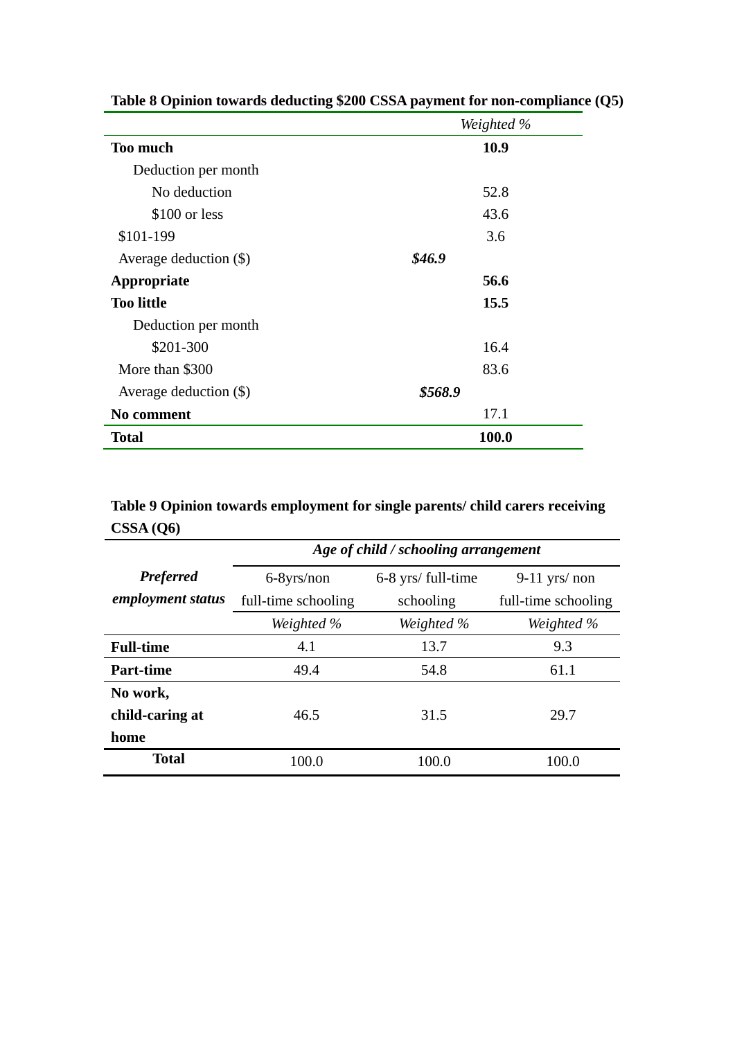**Table 8 Opinion towards deducting $200 CSSA payment for non-compliance (Q5)**

| | | Weighted % |
|---|---|---|
| **Too much** | | **10.9** |
| Deduction per month | | |
| No deduction | | 52.8 |
| $100 or less | | 43.6 |
| $101-199 | | 3.6 |
| Average deduction ($) | ***$46.9*** | |
| **Appropriate** | | **56.6** |
| **Too little** | | **15.5** |
| Deduction per month | | |
| $201-300 | | 16.4 |
| More than $300 | | 83.6 |
| Average deduction ($) | ***$568.9*** | |
| **No comment** | | 17.1 |
| **Total** | | **100.0** |

**Table 9 Opinion towards employment for single parents/ child carers receiving CSSA (Q6)**

| | *Age of child / schooling arrangement* | | |
|---|---|---|---|
| ***Preferred employment status*** | 6-8yrs/non full-time schooling | 6-8 yrs/ full-time schooling | 9-11 yrs/ non full-time schooling |
| | *Weighted %* | *Weighted %* | *Weighted %* |
| **Full-time** | 4.1 | 13.7 | 9.3 |
| **Part-time** | 49.4 | 54.8 | 61.1 |
| **No work, child-caring at home** | 46.5 | 31.5 | 29.7 |
| **Total** | 100.0 | 100.0 | 100.0 |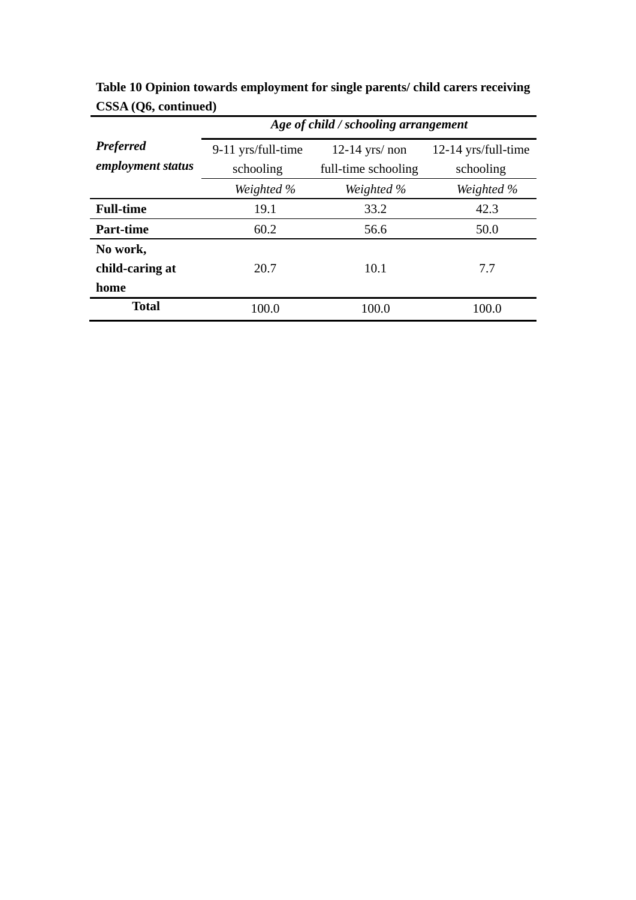**Table 10 Opinion towards employment for single parents/ child carers receiving CSSA (Q6, continued)**

| *Preferred employment status* | *Age of child / schooling arrangement* | | |
|---|---|---|---|
| | 9-11 yrs/full-time schooling | 12-14 yrs/ non full-time schooling | 12-14 yrs/full-time schooling |
| | *Weighted %* | *Weighted %* | *Weighted %* |
| **Full-time** | 19.1 | 33.2 | 42.3 |
| **Part-time** | 60.2 | 56.6 | 50.0 |
| **No work, child-caring at home** | 20.7 | 10.1 | 7.7 |
| **Total** | 100.0 | 100.0 | 100.0 |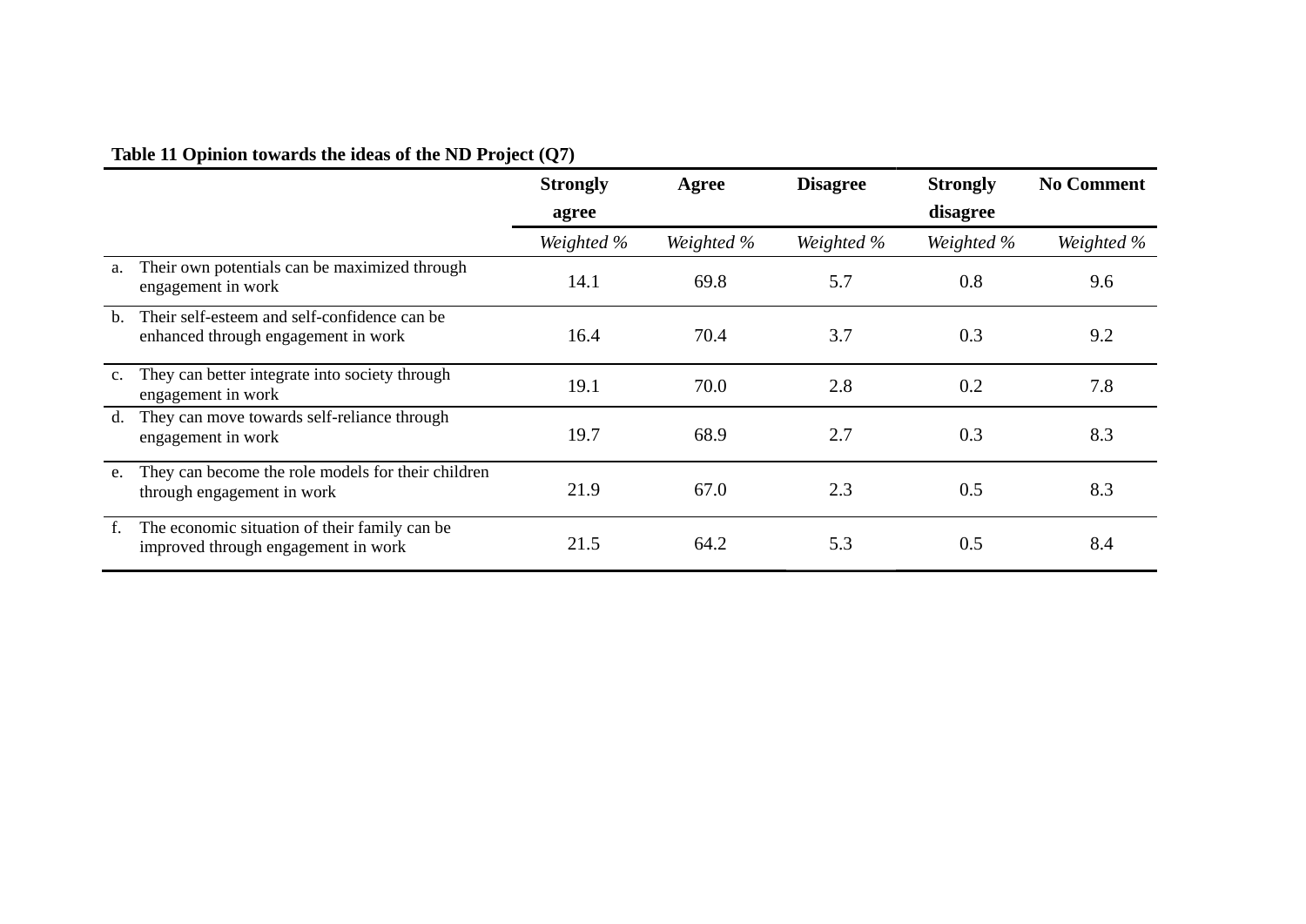**Table 11 Opinion towards the ideas of the ND Project (Q7)**

| | Strongly agree | Agree | Disagree | Strongly disagree | No Comment |
|---|---|---|---|---|---|
| | *Weighted %* | *Weighted %* | *Weighted %* | *Weighted %* | *Weighted %* |
| a. Their own potentials can be maximized through engagement in work | 14.1 | 69.8 | 5.7 | 0.8 | 9.6 |
| b. Their self-esteem and self-confidence can be enhanced through engagement in work | 16.4 | 70.4 | 3.7 | 0.3 | 9.2 |
| c. They can better integrate into society through engagement in work | 19.1 | 70.0 | 2.8 | 0.2 | 7.8 |
| d. They can move towards self-reliance through engagement in work | 19.7 | 68.9 | 2.7 | 0.3 | 8.3 |
| e. They can become the role models for their children through engagement in work | 21.9 | 67.0 | 2.3 | 0.5 | 8.3 |
| f. The economic situation of their family can be improved through engagement in work | 21.5 | 64.2 | 5.3 | 0.5 | 8.4 |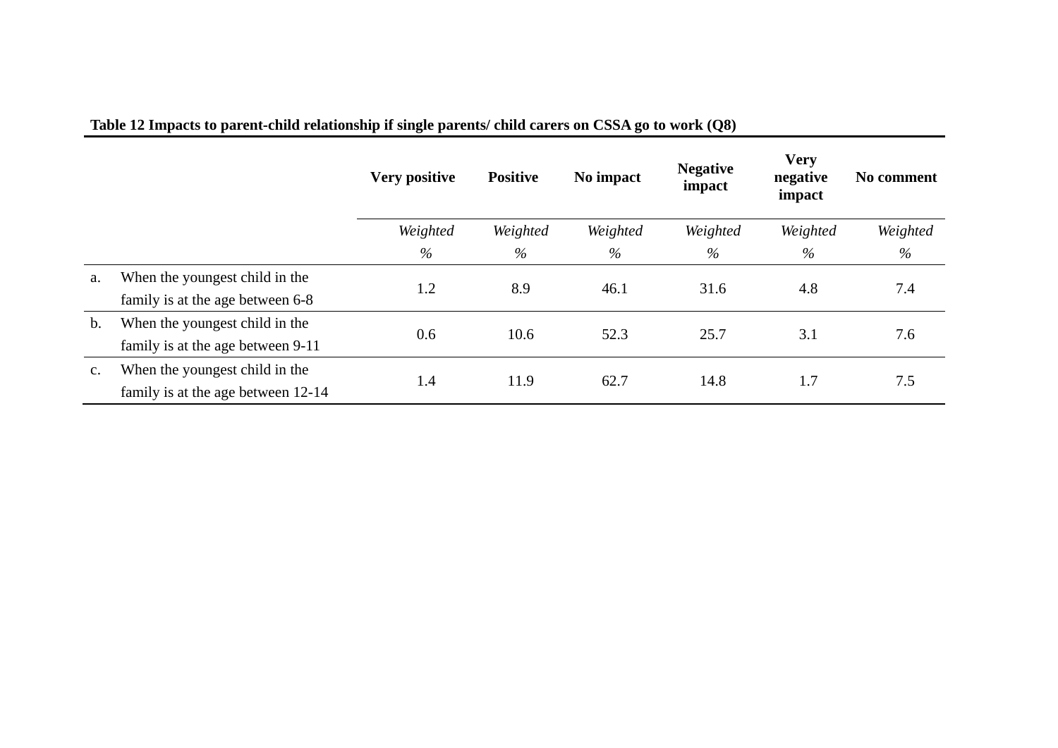**Table 12 Impacts to parent-child relationship if single parents/ child carers on CSSA go to work (Q8)**

| | | Very positive | Positive | No impact | Negative impact | Very negative impact | No comment |
|---|---|---|---|---|---|---|---|
| | | *Weighted %* | *Weighted %* | *Weighted %* | *Weighted %* | *Weighted %* | *Weighted %* |
| a. | When the youngest child in the family is at the age between 6-8 | 1.2 | 8.9 | 46.1 | 31.6 | 4.8 | 7.4 |
| b. | When the youngest child in the family is at the age between 9-11 | 0.6 | 10.6 | 52.3 | 25.7 | 3.1 | 7.6 |
| c. | When the youngest child in the family is at the age between 12-14 | 1.4 | 11.9 | 62.7 | 14.8 | 1.7 | 7.5 |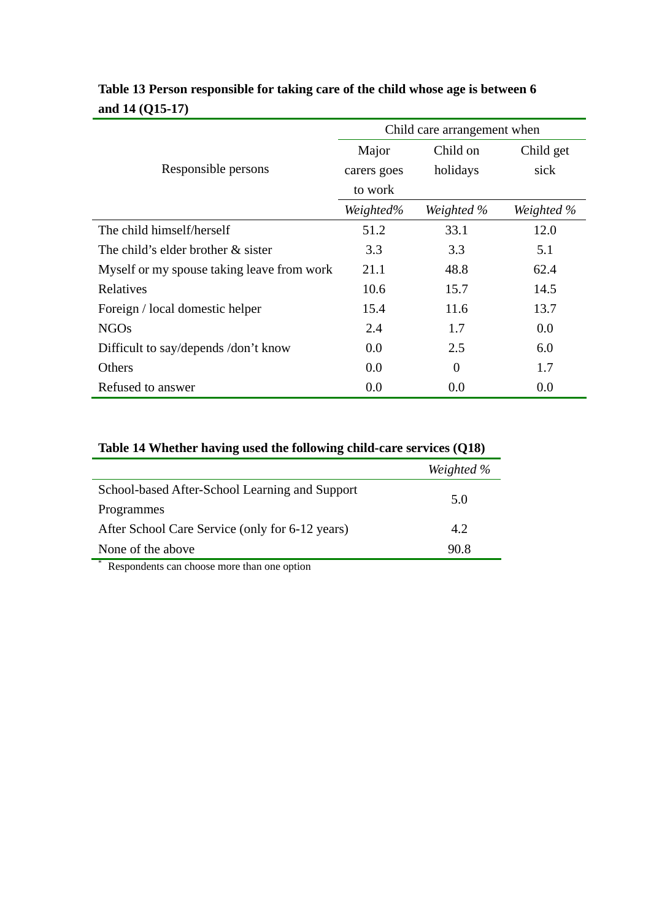**Table 13 Person responsible for taking care of the child whose age is between 6 and 14 (Q15-17)**

| Responsible persons | Child care arrangement when | | |
|---|---|---|---|
| | Major carers goes to work | Child on holidays | Child get sick |
| | *Weighted%* | *Weighted %* | *Weighted %* |
| The child himself/herself | 51.2 | 33.1 | 12.0 |
| The child's elder brother & sister | 3.3 | 3.3 | 5.1 |
| Myself or my spouse taking leave from work | 21.1 | 48.8 | 62.4 |
| Relatives | 10.6 | 15.7 | 14.5 |
| Foreign / local domestic helper | 15.4 | 11.6 | 13.7 |
| NGOs | 2.4 | 1.7 | 0.0 |
| Difficult to say/depends /don't know | 0.0 | 2.5 | 6.0 |
| Others | 0.0 | 0 | 1.7 |
| Refused to answer | 0.0 | 0.0 | 0.0 |

**Table 14 Whether having used the following child-care services (Q18)**

| | *Weighted %* |
|---|---|
| School-based After-School Learning and Support Programmes | 5.0 |
| After School Care Service (only for 6-12 years) | 4.2 |
| None of the above | 90.8 |

* Respondents can choose more than one option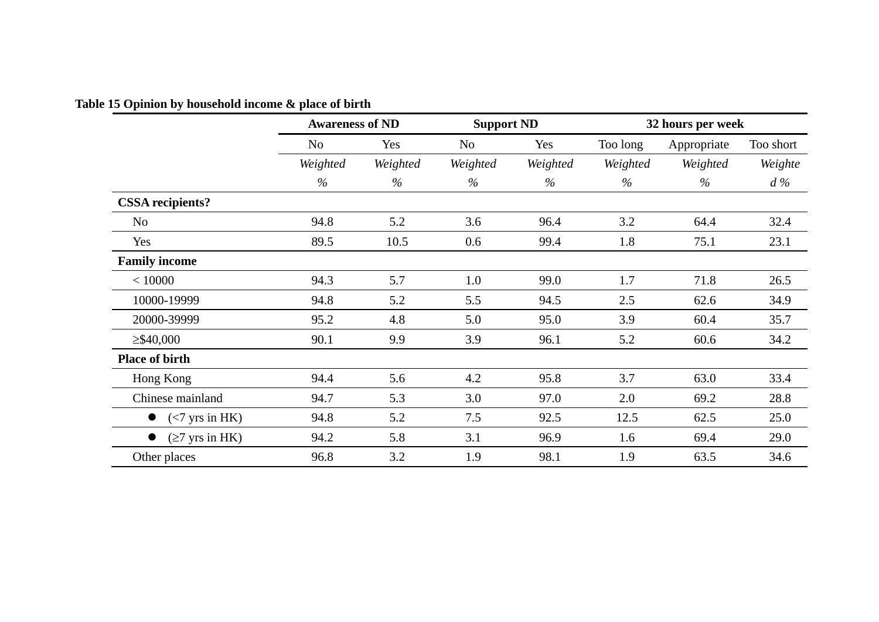**Table 15 Opinion by household income & place of birth**

| | Awareness of ND | | Support ND | | 32 hours per week | | |
|---|---|---|---|---|---|---|---|
| | No | Yes | No | Yes | Too long | Appropriate | Too short |
| | *Weighted %* | *Weighted %* | *Weighted %* | *Weighted %* | *Weighted %* | *Weighted %* | *Weighted %* |
| **CSSA recipients?** | | | | | | | |
| No | 94.8 | 5.2 | 3.6 | 96.4 | 3.2 | 64.4 | 32.4 |
| Yes | 89.5 | 10.5 | 0.6 | 99.4 | 1.8 | 75.1 | 23.1 |
| **Family income** | | | | | | | |
| < 10000 | 94.3 | 5.7 | 1.0 | 99.0 | 1.7 | 71.8 | 26.5 |
| 10000-19999 | 94.8 | 5.2 | 5.5 | 94.5 | 2.5 | 62.6 | 34.9 |
| 20000-39999 | 95.2 | 4.8 | 5.0 | 95.0 | 3.9 | 60.4 | 35.7 |
| ≥$40,000 | 90.1 | 9.9 | 3.9 | 96.1 | 5.2 | 60.6 | 34.2 |
| **Place of birth** | | | | | | | |
| Hong Kong | 94.4 | 5.6 | 4.2 | 95.8 | 3.7 | 63.0 | 33.4 |
| Chinese mainland | 94.7 | 5.3 | 3.0 | 97.0 | 2.0 | 69.2 | 28.8 |
| ● (<7 yrs in HK) | 94.8 | 5.2 | 7.5 | 92.5 | 12.5 | 62.5 | 25.0 |
| ● (≥7 yrs in HK) | 94.2 | 5.8 | 3.1 | 96.9 | 1.6 | 69.4 | 29.0 |
| Other places | 96.8 | 3.2 | 1.9 | 98.1 | 1.9 | 63.5 | 34.6 |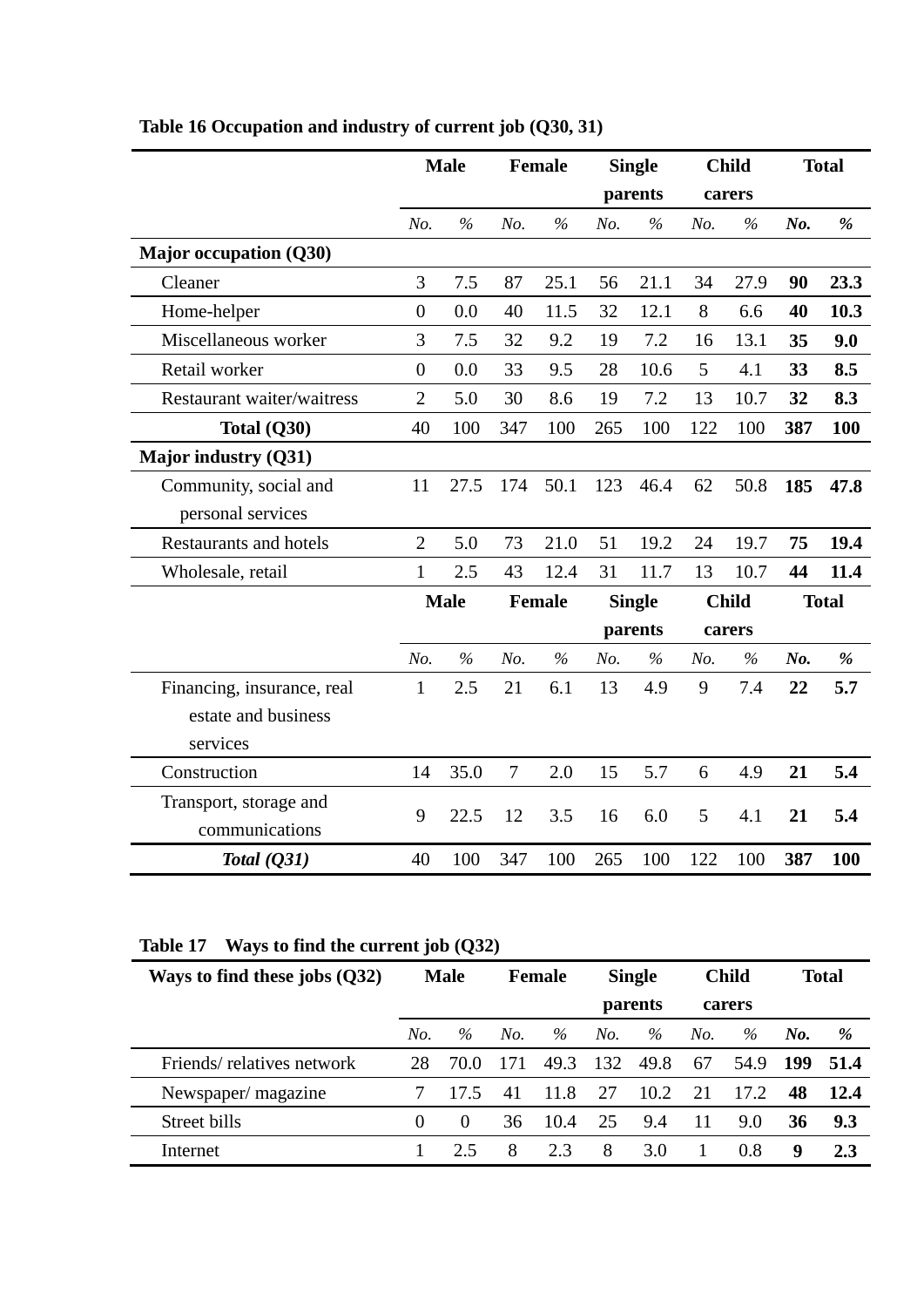**Table 16 Occupation and industry of current job (Q30, 31)**

| | Male | | Female | | Single parents | | Child carers | | Total | |
|---|---|---|---|---|---|---|---|---|---|---|
| | *No.* | *%* | *No.* | *%* | *No.* | *%* | *No.* | *%* | ***No.*** | ***%*** |
| **Major occupation (Q30)** | | | | | | | | | | |
| Cleaner | 3 | 7.5 | 87 | 25.1 | 56 | 21.1 | 34 | 27.9 | **90** | **23.3** |
| Home-helper | 0 | 0.0 | 40 | 11.5 | 32 | 12.1 | 8 | 6.6 | **40** | **10.3** |
| Miscellaneous worker | 3 | 7.5 | 32 | 9.2 | 19 | 7.2 | 16 | 13.1 | **35** | **9.0** |
| Retail worker | 0 | 0.0 | 33 | 9.5 | 28 | 10.6 | 5 | 4.1 | **33** | **8.5** |
| Restaurant waiter/waitress | 2 | 5.0 | 30 | 8.6 | 19 | 7.2 | 13 | 10.7 | **32** | **8.3** |
| **Total (Q30)** | 40 | 100 | 347 | 100 | 265 | 100 | 122 | 100 | **387** | **100** |
| **Major industry (Q31)** | | | | | | | | | | |
| Community, social and personal services | 11 | 27.5 | 174 | 50.1 | 123 | 46.4 | 62 | 50.8 | **185** | **47.8** |
| Restaurants and hotels | 2 | 5.0 | 73 | 21.0 | 51 | 19.2 | 24 | 19.7 | **75** | **19.4** |
| Wholesale, retail | 1 | 2.5 | 43 | 12.4 | 31 | 11.7 | 13 | 10.7 | **44** | **11.4** |
| Financing, insurance, real estate and business services | 1 | 2.5 | 21 | 6.1 | 13 | 4.9 | 9 | 7.4 | **22** | **5.7** |
| Construction | 14 | 35.0 | 7 | 2.0 | 15 | 5.7 | 6 | 4.9 | **21** | **5.4** |
| Transport, storage and communications | 9 | 22.5 | 12 | 3.5 | 16 | 6.0 | 5 | 4.1 | **21** | **5.4** |
| ***Total (Q31)*** | 40 | 100 | 347 | 100 | 265 | 100 | 122 | 100 | **387** | **100** |

**Table 17 Ways to find the current job (Q32)**

| **Ways to find these jobs (Q32)** | Male | | Female | | Single parents | | Child carers | | Total | |
|---|---|---|---|---|---|---|---|---|---|---|
| | *No.* | *%* | *No.* | *%* | *No.* | *%* | *No.* | *%* | ***No.*** | ***%*** |
| Friends/ relatives network | 28 | 70.0 | 171 | 49.3 | 132 | 49.8 | 67 | 54.9 | **199** | **51.4** |
| Newspaper/ magazine | 7 | 17.5 | 41 | 11.8 | 27 | 10.2 | 21 | 17.2 | **48** | **12.4** |
| Street bills | 0 | 0 | 36 | 10.4 | 25 | 9.4 | 11 | 9.0 | **36** | **9.3** |
| Internet | 1 | 2.5 | 8 | 2.3 | 8 | 3.0 | 1 | 0.8 | **9** | **2.3** |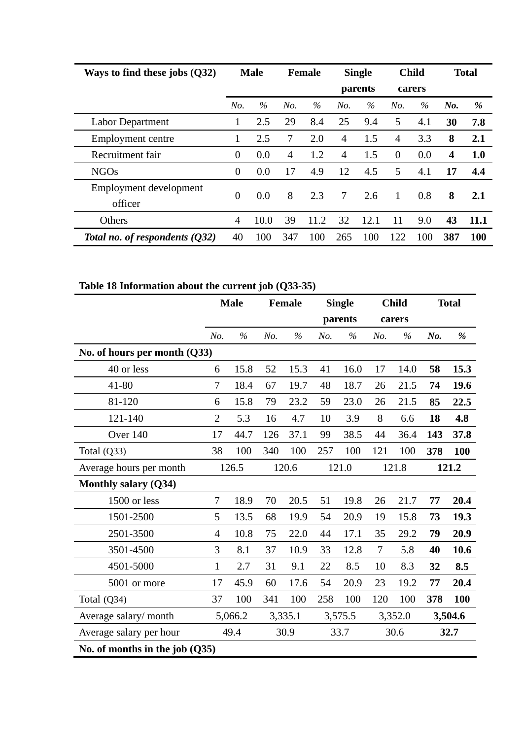| Ways to find these jobs (Q32) | Male | | Female | | Single parents | | Child carers | | Total | |
|---|---|---|---|---|---|---|---|---|---|---|
| | *No.* | *%* | *No.* | *%* | *No.* | *%* | *No.* | *%* | ***No.*** | ***%*** |
| Labor Department | 1 | 2.5 | 29 | 8.4 | 25 | 9.4 | 5 | 4.1 | **30** | **7.8** |
| Employment centre | 1 | 2.5 | 7 | 2.0 | 4 | 1.5 | 4 | 3.3 | **8** | **2.1** |
| Recruitment fair | 0 | 0.0 | 4 | 1.2 | 4 | 1.5 | 0 | 0.0 | **4** | **1.0** |
| NGOs | 0 | 0.0 | 17 | 4.9 | 12 | 4.5 | 5 | 4.1 | **17** | **4.4** |
| Employment development officer | 0 | 0.0 | 8 | 2.3 | 7 | 2.6 | 1 | 0.8 | **8** | **2.1** |
| Others | 4 | 10.0 | 39 | 11.2 | 32 | 12.1 | 11 | 9.0 | **43** | **11.1** |
| ***Total no. of respondents (Q32)*** | 40 | 100 | 347 | 100 | 265 | 100 | 122 | 100 | **387** | **100** |

**Table 18 Information about the current job (Q33-35)**

| | Male | | Female | | Single parents | | Child carers | | Total | |
|---|---|---|---|---|---|---|---|---|---|---|
| | *No.* | *%* | *No.* | *%* | *No.* | *%* | *No.* | *%* | ***No.*** | ***%*** |
| **No. of hours per month (Q33)** | | | | | | | | | | |
| 40 or less | 6 | 15.8 | 52 | 15.3 | 41 | 16.0 | 17 | 14.0 | **58** | **15.3** |
| 41-80 | 7 | 18.4 | 67 | 19.7 | 48 | 18.7 | 26 | 21.5 | **74** | **19.6** |
| 81-120 | 6 | 15.8 | 79 | 23.2 | 59 | 23.0 | 26 | 21.5 | **85** | **22.5** |
| 121-140 | 2 | 5.3 | 16 | 4.7 | 10 | 3.9 | 8 | 6.6 | **18** | **4.8** |
| Over 140 | 17 | 44.7 | 126 | 37.1 | 99 | 38.5 | 44 | 36.4 | **143** | **37.8** |
| Total (Q33) | 38 | 100 | 340 | 100 | 257 | 100 | 121 | 100 | **378** | **100** |
| Average hours per month | 126.5 | | 120.6 | | 121.0 | | 121.8 | | **121.2** | |
| **Monthly salary (Q34)** | | | | | | | | | | |
| 1500 or less | 7 | 18.9 | 70 | 20.5 | 51 | 19.8 | 26 | 21.7 | **77** | **20.4** |
| 1501-2500 | 5 | 13.5 | 68 | 19.9 | 54 | 20.9 | 19 | 15.8 | **73** | **19.3** |
| 2501-3500 | 4 | 10.8 | 75 | 22.0 | 44 | 17.1 | 35 | 29.2 | **79** | **20.9** |
| 3501-4500 | 3 | 8.1 | 37 | 10.9 | 33 | 12.8 | 7 | 5.8 | **40** | **10.6** |
| 4501-5000 | 1 | 2.7 | 31 | 9.1 | 22 | 8.5 | 10 | 8.3 | **32** | **8.5** |
| 5001 or more | 17 | 45.9 | 60 | 17.6 | 54 | 20.9 | 23 | 19.2 | **77** | **20.4** |
| Total (Q34) | 37 | 100 | 341 | 100 | 258 | 100 | 120 | 100 | **378** | **100** |
| Average salary/ month | 5,066.2 | | 3,335.1 | | 3,575.5 | | 3,352.0 | | **3,504.6** | |
| Average salary per hour | 49.4 | | 30.9 | | 33.7 | | 30.6 | | **32.7** | |
| **No. of months in the job (Q35)** | | | | | | | | | | |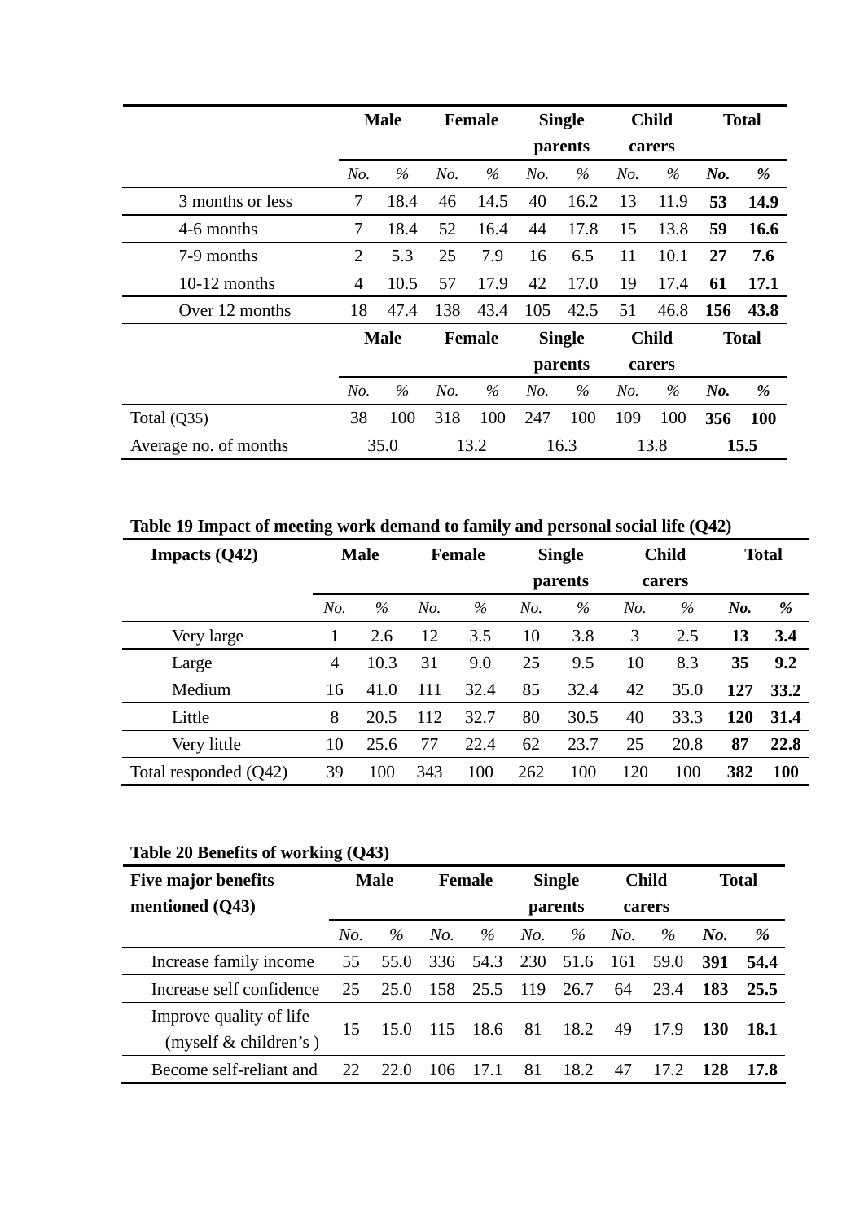| | Male | | Female | | Single parents | | Child carers | | Total | |
|---|---|---|---|---|---|---|---|---|---|---|
| | *No.* | *%* | *No.* | *%* | *No.* | *%* | *No.* | *%* | ***No.*** | ***%*** |
| 3 months or less | 7 | 18.4 | 46 | 14.5 | 40 | 16.2 | 13 | 11.9 | **53** | **14.9** |
| 4-6 months | 7 | 18.4 | 52 | 16.4 | 44 | 17.8 | 15 | 13.8 | **59** | **16.6** |
| 7-9 months | 2 | 5.3 | 25 | 7.9 | 16 | 6.5 | 11 | 10.1 | **27** | **7.6** |
| 10-12 months | 4 | 10.5 | 57 | 17.9 | 42 | 17.0 | 19 | 17.4 | **61** | **17.1** |
| Over 12 months | 18 | 47.4 | 138 | 43.4 | 105 | 42.5 | 51 | 46.8 | **156** | **43.8** |
| | **Male** | | **Female** | | **Single parents** | | **Child carers** | | **Total** | |
| | *No.* | *%* | *No.* | *%* | *No.* | *%* | *No.* | *%* | ***No.*** | ***%*** |
| Total (Q35) | 38 | 100 | 318 | 100 | 247 | 100 | 109 | 100 | **356** | **100** |
| Average no. of months | 35.0 | | 13.2 | | 16.3 | | 13.8 | | **15.5** | |

**Table 19 Impact of meeting work demand to family and personal social life (Q42)**

| Impacts (Q42) | Male | | Female | | Single parents | | Child carers | | Total | |
|---|---|---|---|---|---|---|---|---|---|---|
| | *No.* | *%* | *No.* | *%* | *No.* | *%* | *No.* | *%* | ***No.*** | ***%*** |
| Very large | 1 | 2.6 | 12 | 3.5 | 10 | 3.8 | 3 | 2.5 | **13** | **3.4** |
| Large | 4 | 10.3 | 31 | 9.0 | 25 | 9.5 | 10 | 8.3 | **35** | **9.2** |
| Medium | 16 | 41.0 | 111 | 32.4 | 85 | 32.4 | 42 | 35.0 | **127** | **33.2** |
| Little | 8 | 20.5 | 112 | 32.7 | 80 | 30.5 | 40 | 33.3 | **120** | **31.4** |
| Very little | 10 | 25.6 | 77 | 22.4 | 62 | 23.7 | 25 | 20.8 | **87** | **22.8** |
| Total responded (Q42) | 39 | 100 | 343 | 100 | 262 | 100 | 120 | 100 | **382** | **100** |

**Table 20 Benefits of working (Q43)**

| Five major benefits mentioned (Q43) | Male | | Female | | Single parents | | Child carers | | Total | |
|---|---|---|---|---|---|---|---|---|---|---|
| | *No.* | *%* | *No.* | *%* | *No.* | *%* | *No.* | *%* | ***No.*** | ***%*** |
| Increase family income | 55 | 55.0 | 336 | 54.3 | 230 | 51.6 | 161 | 59.0 | **391** | **54.4** |
| Increase self confidence | 25 | 25.0 | 158 | 25.5 | 119 | 26.7 | 64 | 23.4 | **183** | **25.5** |
| Improve quality of life (myself & children's ) | 15 | 15.0 | 115 | 18.6 | 81 | 18.2 | 49 | 17.9 | **130** | **18.1** |
| Become self-reliant and | 22 | 22.0 | 106 | 17.1 | 81 | 18.2 | 47 | 17.2 | **128** | **17.8** |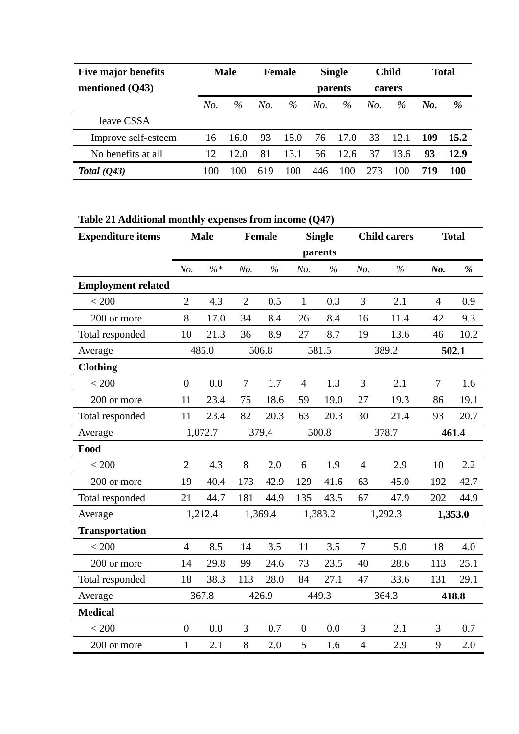| **Five major benefits mentioned (Q43)** | **Male** | | **Female** | | **Single parents** | | **Child carers** | | **Total** | |
|---|---|---|---|---|---|---|---|---|---|---|
| | *No.* | *%* | *No.* | *%* | *No.* | *%* | *No.* | *%* | ***No.*** | ***%*** |
| leave CSSA | | | | | | | | | | |
| Improve self-esteem | 16 | 16.0 | 93 | 15.0 | 76 | 17.0 | 33 | 12.1 | **109** | **15.2** |
| No benefits at all | 12 | 12.0 | 81 | 13.1 | 56 | 12.6 | 37 | 13.6 | **93** | **12.9** |
| ***Total (Q43)*** | 100 | 100 | 619 | 100 | 446 | 100 | 273 | 100 | **719** | **100** |

**Table 21 Additional monthly expenses from income (Q47)**

| **Expenditure items** | **Male** | | **Female** | | **Single parents** | | **Child carers** | | **Total** | |
|---|---|---|---|---|---|---|---|---|---|---|
| | *No.* | *%\** | *No.* | *%* | *No.* | *%* | *No.* | *%* | ***No.*** | ***%*** |
| **Employment related** | | | | | | | | | | |
| < 200 | 2 | 4.3 | 2 | 0.5 | 1 | 0.3 | 3 | 2.1 | 4 | 0.9 |
| 200 or more | 8 | 17.0 | 34 | 8.4 | 26 | 8.4 | 16 | 11.4 | 42 | 9.3 |
| Total responded | 10 | 21.3 | 36 | 8.9 | 27 | 8.7 | 19 | 13.6 | 46 | 10.2 |
| Average | 485.0 | | 506.8 | | 581.5 | | 389.2 | | **502.1** | |
| **Clothing** | | | | | | | | | | |
| < 200 | 0 | 0.0 | 7 | 1.7 | 4 | 1.3 | 3 | 2.1 | 7 | 1.6 |
| 200 or more | 11 | 23.4 | 75 | 18.6 | 59 | 19.0 | 27 | 19.3 | 86 | 19.1 |
| Total responded | 11 | 23.4 | 82 | 20.3 | 63 | 20.3 | 30 | 21.4 | 93 | 20.7 |
| Average | 1,072.7 | | 379.4 | | 500.8 | | 378.7 | | **461.4** | |
| **Food** | | | | | | | | | | |
| < 200 | 2 | 4.3 | 8 | 2.0 | 6 | 1.9 | 4 | 2.9 | 10 | 2.2 |
| 200 or more | 19 | 40.4 | 173 | 42.9 | 129 | 41.6 | 63 | 45.0 | 192 | 42.7 |
| Total responded | 21 | 44.7 | 181 | 44.9 | 135 | 43.5 | 67 | 47.9 | 202 | 44.9 |
| Average | 1,212.4 | | 1,369.4 | | 1,383.2 | | 1,292.3 | | **1,353.0** | |
| **Transportation** | | | | | | | | | | |
| < 200 | 4 | 8.5 | 14 | 3.5 | 11 | 3.5 | 7 | 5.0 | 18 | 4.0 |
| 200 or more | 14 | 29.8 | 99 | 24.6 | 73 | 23.5 | 40 | 28.6 | 113 | 25.1 |
| Total responded | 18 | 38.3 | 113 | 28.0 | 84 | 27.1 | 47 | 33.6 | 131 | 29.1 |
| Average | 367.8 | | 426.9 | | 449.3 | | 364.3 | | **418.8** | |
| **Medical** | | | | | | | | | | |
| < 200 | 0 | 0.0 | 3 | 0.7 | 0 | 0.0 | 3 | 2.1 | 3 | 0.7 |
| 200 or more | 1 | 2.1 | 8 | 2.0 | 5 | 1.6 | 4 | 2.9 | 9 | 2.0 |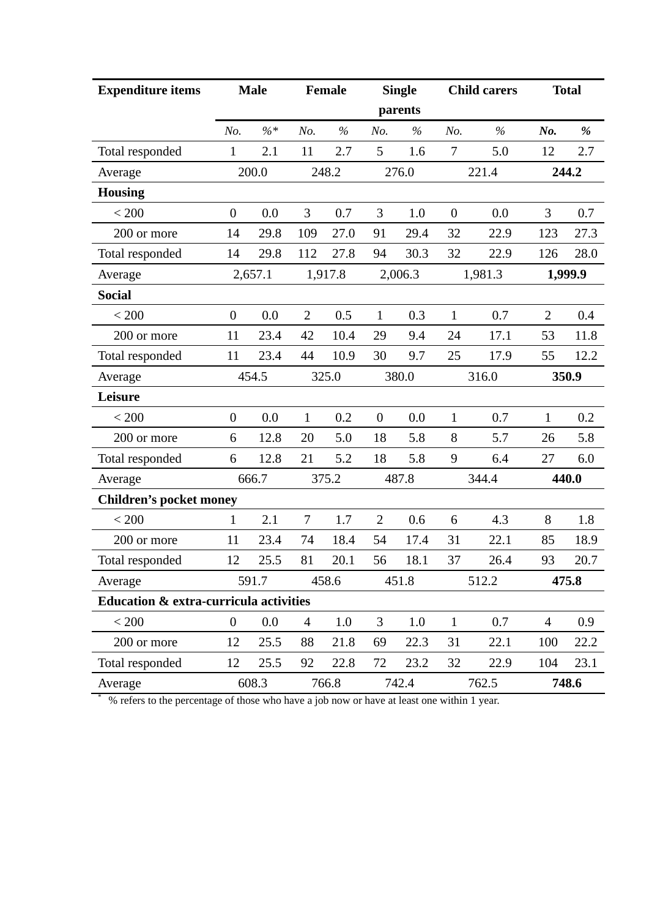| Expenditure items | Male | | Female | | Single parents | | Child carers | | Total | |
|---|---|---|---|---|---|---|---|---|---|---|
| | *No.* | *%\** | *No.* | *%* | *No.* | *%* | *No.* | *%* | ***No.*** | ***%*** |
| Total responded | 1 | 2.1 | 11 | 2.7 | 5 | 1.6 | 7 | 5.0 | 12 | 2.7 |
| Average | 200.0 | | 248.2 | | 276.0 | | 221.4 | | **244.2** | |
| **Housing** | | | | | | | | | | |
| < 200 | 0 | 0.0 | 3 | 0.7 | 3 | 1.0 | 0 | 0.0 | 3 | 0.7 |
| 200 or more | 14 | 29.8 | 109 | 27.0 | 91 | 29.4 | 32 | 22.9 | 123 | 27.3 |
| Total responded | 14 | 29.8 | 112 | 27.8 | 94 | 30.3 | 32 | 22.9 | 126 | 28.0 |
| Average | 2,657.1 | | 1,917.8 | | 2,006.3 | | 1,981.3 | | **1,999.9** | |
| **Social** | | | | | | | | | | |
| < 200 | 0 | 0.0 | 2 | 0.5 | 1 | 0.3 | 1 | 0.7 | 2 | 0.4 |
| 200 or more | 11 | 23.4 | 42 | 10.4 | 29 | 9.4 | 24 | 17.1 | 53 | 11.8 |
| Total responded | 11 | 23.4 | 44 | 10.9 | 30 | 9.7 | 25 | 17.9 | 55 | 12.2 |
| Average | 454.5 | | 325.0 | | 380.0 | | 316.0 | | **350.9** | |
| **Leisure** | | | | | | | | | | |
| < 200 | 0 | 0.0 | 1 | 0.2 | 0 | 0.0 | 1 | 0.7 | 1 | 0.2 |
| 200 or more | 6 | 12.8 | 20 | 5.0 | 18 | 5.8 | 8 | 5.7 | 26 | 5.8 |
| Total responded | 6 | 12.8 | 21 | 5.2 | 18 | 5.8 | 9 | 6.4 | 27 | 6.0 |
| Average | 666.7 | | 375.2 | | 487.8 | | 344.4 | | **440.0** | |
| **Children's pocket money** | | | | | | | | | | |
| < 200 | 1 | 2.1 | 7 | 1.7 | 2 | 0.6 | 6 | 4.3 | 8 | 1.8 |
| 200 or more | 11 | 23.4 | 74 | 18.4 | 54 | 17.4 | 31 | 22.1 | 85 | 18.9 |
| Total responded | 12 | 25.5 | 81 | 20.1 | 56 | 18.1 | 37 | 26.4 | 93 | 20.7 |
| Average | 591.7 | | 458.6 | | 451.8 | | 512.2 | | **475.8** | |
| **Education & extra-curricula activities** | | | | | | | | | | |
| < 200 | 0 | 0.0 | 4 | 1.0 | 3 | 1.0 | 1 | 0.7 | 4 | 0.9 |
| 200 or more | 12 | 25.5 | 88 | 21.8 | 69 | 22.3 | 31 | 22.1 | 100 | 22.2 |
| Total responded | 12 | 25.5 | 92 | 22.8 | 72 | 23.2 | 32 | 22.9 | 104 | 23.1 |
| Average | 608.3 | | 766.8 | | 742.4 | | 762.5 | | **748.6** | |

\* % refers to the percentage of those who have a job now or have at least one within 1 year.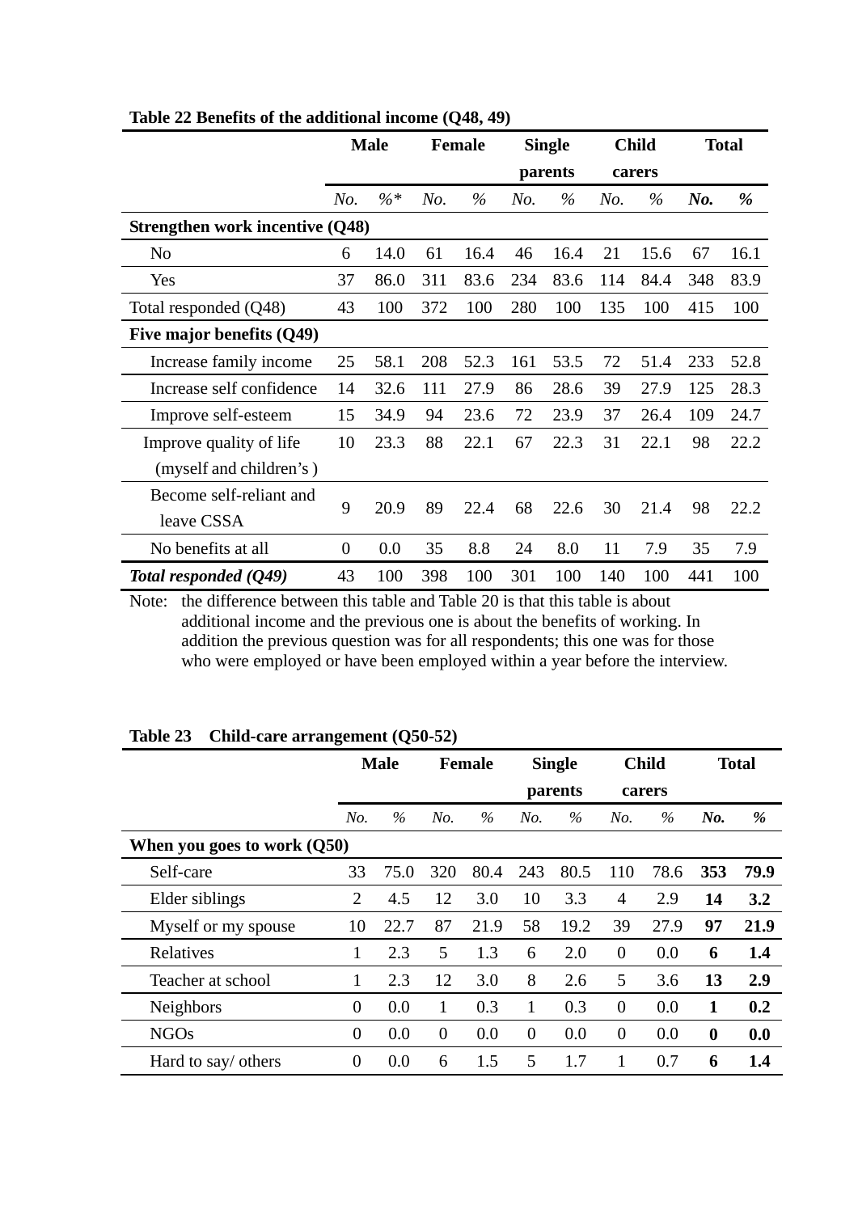**Table 22 Benefits of the additional income (Q48, 49)**

| | Male | | Female | | Single parents | | Child carers | | Total | |
|---|---|---|---|---|---|---|---|---|---|---|
| | *No.* | *%\** | *No.* | *%* | *No.* | *%* | *No.* | *%* | ***No.*** | ***%*** |
| **Strengthen work incentive (Q48)** | | | | | | | | | | |
| No | 6 | 14.0 | 61 | 16.4 | 46 | 16.4 | 21 | 15.6 | 67 | 16.1 |
| Yes | 37 | 86.0 | 311 | 83.6 | 234 | 83.6 | 114 | 84.4 | 348 | 83.9 |
| Total responded (Q48) | 43 | 100 | 372 | 100 | 280 | 100 | 135 | 100 | 415 | 100 |
| **Five major benefits (Q49)** | | | | | | | | | | |
| Increase family income | 25 | 58.1 | 208 | 52.3 | 161 | 53.5 | 72 | 51.4 | 233 | 52.8 |
| Increase self confidence | 14 | 32.6 | 111 | 27.9 | 86 | 28.6 | 39 | 27.9 | 125 | 28.3 |
| Improve self-esteem | 15 | 34.9 | 94 | 23.6 | 72 | 23.9 | 37 | 26.4 | 109 | 24.7 |
| Improve quality of life (myself and children's ) | 10 | 23.3 | 88 | 22.1 | 67 | 22.3 | 31 | 22.1 | 98 | 22.2 |
| Become self-reliant and leave CSSA | 9 | 20.9 | 89 | 22.4 | 68 | 22.6 | 30 | 21.4 | 98 | 22.2 |
| No benefits at all | 0 | 0.0 | 35 | 8.8 | 24 | 8.0 | 11 | 7.9 | 35 | 7.9 |
| ***Total responded (Q49)*** | 43 | 100 | 398 | 100 | 301 | 100 | 140 | 100 | 441 | 100 |

Note: the difference between this table and Table 20 is that this table is about additional income and the previous one is about the benefits of working. In addition the previous question was for all respondents; this one was for those who were employed or have been employed within a year before the interview.

**Table 23 Child-care arrangement (Q50-52)**

| | Male | | Female | | Single parents | | Child carers | | Total | |
|---|---|---|---|---|---|---|---|---|---|---|
| | *No.* | *%* | *No.* | *%* | *No.* | *%* | *No.* | *%* | ***No.*** | ***%*** |
| **When you goes to work (Q50)** | | | | | | | | | | |
| Self-care | 33 | 75.0 | 320 | 80.4 | 243 | 80.5 | 110 | 78.6 | **353** | **79.9** |
| Elder siblings | 2 | 4.5 | 12 | 3.0 | 10 | 3.3 | 4 | 2.9 | **14** | **3.2** |
| Myself or my spouse | 10 | 22.7 | 87 | 21.9 | 58 | 19.2 | 39 | 27.9 | **97** | **21.9** |
| Relatives | 1 | 2.3 | 5 | 1.3 | 6 | 2.0 | 0 | 0.0 | **6** | **1.4** |
| Teacher at school | 1 | 2.3 | 12 | 3.0 | 8 | 2.6 | 5 | 3.6 | **13** | **2.9** |
| Neighbors | 0 | 0.0 | 1 | 0.3 | 1 | 0.3 | 0 | 0.0 | **1** | **0.2** |
| NGOs | 0 | 0.0 | 0 | 0.0 | 0 | 0.0 | 0 | 0.0 | **0** | **0.0** |
| Hard to say/ others | 0 | 0.0 | 6 | 1.5 | 5 | 1.7 | 1 | 0.7 | **6** | **1.4** |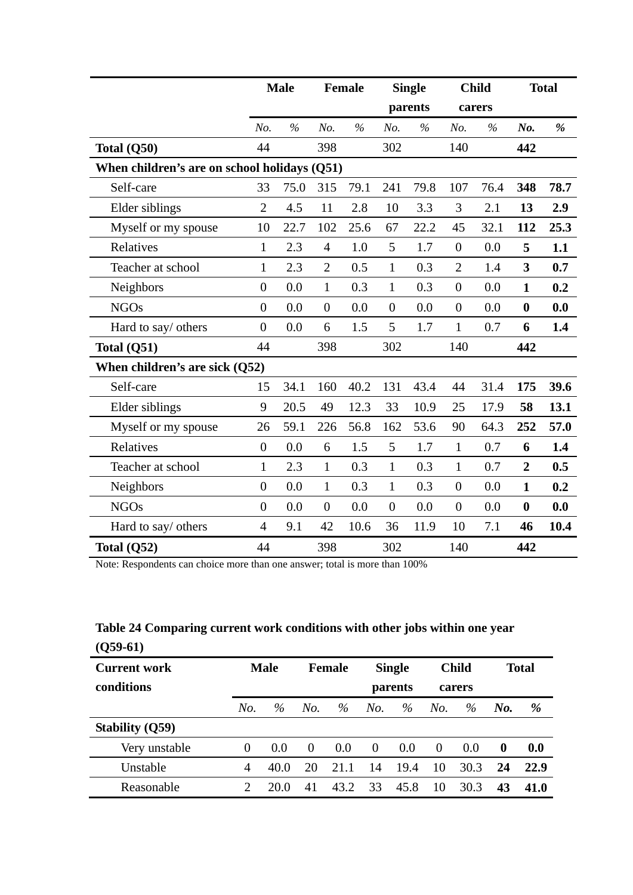| | Male | | Female | | Single parents | | Child carers | | **Total** | |
|---|---|---|---|---|---|---|---|---|---|---|
| | *No.* | *%* | *No.* | *%* | *No.* | *%* | *No.* | *%* | ***No.*** | ***%*** |
| **Total (Q50)** | 44 | | 398 | | 302 | | 140 | | **442** | |
| **When children's are on school holidays (Q51)** | | | | | | | | | | |
| Self-care | 33 | 75.0 | 315 | 79.1 | 241 | 79.8 | 107 | 76.4 | **348** | **78.7** |
| Elder siblings | 2 | 4.5 | 11 | 2.8 | 10 | 3.3 | 3 | 2.1 | **13** | **2.9** |
| Myself or my spouse | 10 | 22.7 | 102 | 25.6 | 67 | 22.2 | 45 | 32.1 | **112** | **25.3** |
| Relatives | 1 | 2.3 | 4 | 1.0 | 5 | 1.7 | 0 | 0.0 | **5** | **1.1** |
| Teacher at school | 1 | 2.3 | 2 | 0.5 | 1 | 0.3 | 2 | 1.4 | **3** | **0.7** |
| Neighbors | 0 | 0.0 | 1 | 0.3 | 1 | 0.3 | 0 | 0.0 | **1** | **0.2** |
| NGOs | 0 | 0.0 | 0 | 0.0 | 0 | 0.0 | 0 | 0.0 | **0** | **0.0** |
| Hard to say/ others | 0 | 0.0 | 6 | 1.5 | 5 | 1.7 | 1 | 0.7 | **6** | **1.4** |
| **Total (Q51)** | 44 | | 398 | | 302 | | 140 | | **442** | |
| **When children's are sick (Q52)** | | | | | | | | | | |
| Self-care | 15 | 34.1 | 160 | 40.2 | 131 | 43.4 | 44 | 31.4 | **175** | **39.6** |
| Elder siblings | 9 | 20.5 | 49 | 12.3 | 33 | 10.9 | 25 | 17.9 | **58** | **13.1** |
| Myself or my spouse | 26 | 59.1 | 226 | 56.8 | 162 | 53.6 | 90 | 64.3 | **252** | **57.0** |
| Relatives | 0 | 0.0 | 6 | 1.5 | 5 | 1.7 | 1 | 0.7 | **6** | **1.4** |
| Teacher at school | 1 | 2.3 | 1 | 0.3 | 1 | 0.3 | 1 | 0.7 | **2** | **0.5** |
| Neighbors | 0 | 0.0 | 1 | 0.3 | 1 | 0.3 | 0 | 0.0 | **1** | **0.2** |
| NGOs | 0 | 0.0 | 0 | 0.0 | 0 | 0.0 | 0 | 0.0 | **0** | **0.0** |
| Hard to say/ others | 4 | 9.1 | 42 | 10.6 | 36 | 11.9 | 10 | 7.1 | **46** | **10.4** |
| **Total (Q52)** | 44 | | 398 | | 302 | | 140 | | **442** | |

Note: Respondents can choice more than one answer; total is more than 100%

**Table 24 Comparing current work conditions with other jobs within one year (Q59-61)**

| **Current work conditions** | Male | | Female | | Single parents | | Child carers | | **Total** | |
|---|---|---|---|---|---|---|---|---|---|---|
| | *No.* | *%* | *No.* | *%* | *No.* | *%* | *No.* | *%* | ***No.*** | ***%*** |
| **Stability (Q59)** | | | | | | | | | | |
| Very unstable | 0 | 0.0 | 0 | 0.0 | 0 | 0.0 | 0 | 0.0 | **0** | **0.0** |
| Unstable | 4 | 40.0 | 20 | 21.1 | 14 | 19.4 | 10 | 30.3 | **24** | **22.9** |
| Reasonable | 2 | 20.0 | 41 | 43.2 | 33 | 45.8 | 10 | 30.3 | **43** | **41.0** |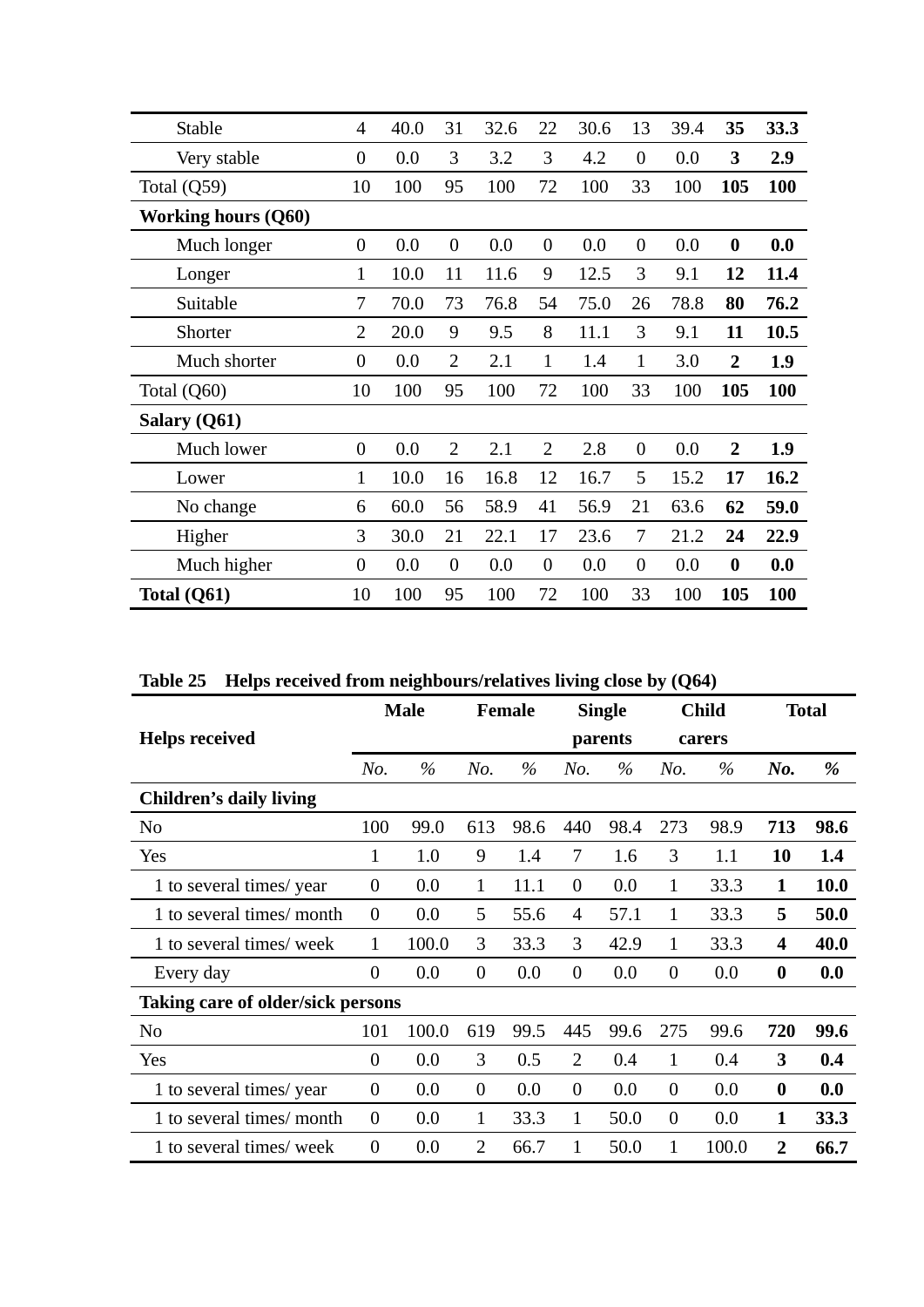| | | | | | | | | | | |
|---|---|---|---|---|---|---|---|---|---|---|
| Stable | 4 | 40.0 | 31 | 32.6 | 22 | 30.6 | 13 | 39.4 | **35** | **33.3** |
| Very stable | 0 | 0.0 | 3 | 3.2 | 3 | 4.2 | 0 | 0.0 | **3** | **2.9** |
| Total (Q59) | 10 | 100 | 95 | 100 | 72 | 100 | 33 | 100 | **105** | **100** |
| **Working hours (Q60)** | | | | | | | | | | |
| Much longer | 0 | 0.0 | 0 | 0.0 | 0 | 0.0 | 0 | 0.0 | **0** | **0.0** |
| Longer | 1 | 10.0 | 11 | 11.6 | 9 | 12.5 | 3 | 9.1 | **12** | **11.4** |
| Suitable | 7 | 70.0 | 73 | 76.8 | 54 | 75.0 | 26 | 78.8 | **80** | **76.2** |
| Shorter | 2 | 20.0 | 9 | 9.5 | 8 | 11.1 | 3 | 9.1 | **11** | **10.5** |
| Much shorter | 0 | 0.0 | 2 | 2.1 | 1 | 1.4 | 1 | 3.0 | **2** | **1.9** |
| Total (Q60) | 10 | 100 | 95 | 100 | 72 | 100 | 33 | 100 | **105** | **100** |
| **Salary (Q61)** | | | | | | | | | | |
| Much lower | 0 | 0.0 | 2 | 2.1 | 2 | 2.8 | 0 | 0.0 | **2** | **1.9** |
| Lower | 1 | 10.0 | 16 | 16.8 | 12 | 16.7 | 5 | 15.2 | **17** | **16.2** |
| No change | 6 | 60.0 | 56 | 58.9 | 41 | 56.9 | 21 | 63.6 | **62** | **59.0** |
| Higher | 3 | 30.0 | 21 | 22.1 | 17 | 23.6 | 7 | 21.2 | **24** | **22.9** |
| Much higher | 0 | 0.0 | 0 | 0.0 | 0 | 0.0 | 0 | 0.0 | **0** | **0.0** |
| **Total (Q61)** | 10 | 100 | 95 | 100 | 72 | 100 | 33 | 100 | **105** | **100** |

**Table 25 Helps received from neighbours/relatives living close by (Q64)**

| **Helps received** | **Male** | | **Female** | | **Single parents** | | **Child carers** | | **Total** | |
|---|---|---|---|---|---|---|---|---|---|---|
| | *No.* | *%* | *No.* | *%* | *No.* | *%* | *No.* | *%* | ***No.*** | ***%*** |
| **Children's daily living** | | | | | | | | | | |
| No | 100 | 99.0 | 613 | 98.6 | 440 | 98.4 | 273 | 98.9 | **713** | **98.6** |
| Yes | 1 | 1.0 | 9 | 1.4 | 7 | 1.6 | 3 | 1.1 | **10** | **1.4** |
| 1 to several times/ year | 0 | 0.0 | 1 | 11.1 | 0 | 0.0 | 1 | 33.3 | **1** | **10.0** |
| 1 to several times/ month | 0 | 0.0 | 5 | 55.6 | 4 | 57.1 | 1 | 33.3 | **5** | **50.0** |
| 1 to several times/ week | 1 | 100.0 | 3 | 33.3 | 3 | 42.9 | 1 | 33.3 | **4** | **40.0** |
| Every day | 0 | 0.0 | 0 | 0.0 | 0 | 0.0 | 0 | 0.0 | **0** | **0.0** |
| **Taking care of older/sick persons** | | | | | | | | | | |
| No | 101 | 100.0 | 619 | 99.5 | 445 | 99.6 | 275 | 99.6 | **720** | **99.6** |
| Yes | 0 | 0.0 | 3 | 0.5 | 2 | 0.4 | 1 | 0.4 | **3** | **0.4** |
| 1 to several times/ year | 0 | 0.0 | 0 | 0.0 | 0 | 0.0 | 0 | 0.0 | **0** | **0.0** |
| 1 to several times/ month | 0 | 0.0 | 1 | 33.3 | 1 | 50.0 | 0 | 0.0 | **1** | **33.3** |
| 1 to several times/ week | 0 | 0.0 | 2 | 66.7 | 1 | 50.0 | 1 | 100.0 | **2** | **66.7** |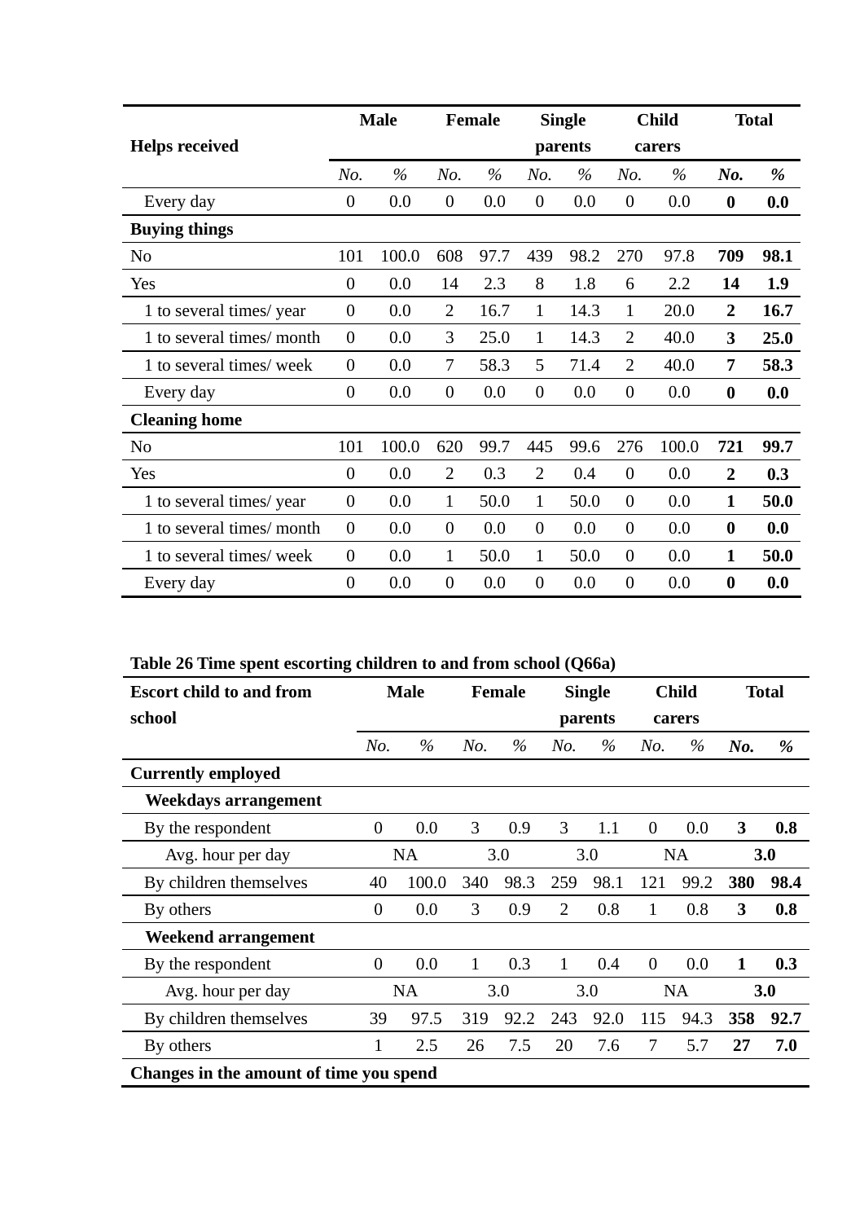| Helps received | Male | | Female | | Single parents | | Child carers | | Total | |
|---|---|---|---|---|---|---|---|---|---|---|
| | *No.* | *%* | *No.* | *%* | *No.* | *%* | *No.* | *%* | ***No.*** | ***%*** |
| Every day | 0 | 0.0 | 0 | 0.0 | 0 | 0.0 | 0 | 0.0 | **0** | **0.0** |
| **Buying things** | | | | | | | | | | |
| No | 101 | 100.0 | 608 | 97.7 | 439 | 98.2 | 270 | 97.8 | **709** | **98.1** |
| Yes | 0 | 0.0 | 14 | 2.3 | 8 | 1.8 | 6 | 2.2 | **14** | **1.9** |
| 1 to several times/ year | 0 | 0.0 | 2 | 16.7 | 1 | 14.3 | 1 | 20.0 | **2** | **16.7** |
| 1 to several times/ month | 0 | 0.0 | 3 | 25.0 | 1 | 14.3 | 2 | 40.0 | **3** | **25.0** |
| 1 to several times/ week | 0 | 0.0 | 7 | 58.3 | 5 | 71.4 | 2 | 40.0 | **7** | **58.3** |
| Every day | 0 | 0.0 | 0 | 0.0 | 0 | 0.0 | 0 | 0.0 | **0** | **0.0** |
| **Cleaning home** | | | | | | | | | | |
| No | 101 | 100.0 | 620 | 99.7 | 445 | 99.6 | 276 | 100.0 | **721** | **99.7** |
| Yes | 0 | 0.0 | 2 | 0.3 | 2 | 0.4 | 0 | 0.0 | **2** | **0.3** |
| 1 to several times/ year | 0 | 0.0 | 1 | 50.0 | 1 | 50.0 | 0 | 0.0 | **1** | **50.0** |
| 1 to several times/ month | 0 | 0.0 | 0 | 0.0 | 0 | 0.0 | 0 | 0.0 | **0** | **0.0** |
| 1 to several times/ week | 0 | 0.0 | 1 | 50.0 | 1 | 50.0 | 0 | 0.0 | **1** | **50.0** |
| Every day | 0 | 0.0 | 0 | 0.0 | 0 | 0.0 | 0 | 0.0 | **0** | **0.0** |

**Table 26 Time spent escorting children to and from school (Q66a)**

| Escort child to and from school | Male | | Female | | Single parents | | Child carers | | Total | |
|---|---|---|---|---|---|---|---|---|---|---|
| | *No.* | *%* | *No.* | *%* | *No.* | *%* | *No.* | *%* | ***No.*** | ***%*** |
| **Currently employed** | | | | | | | | | | |
| **Weekdays arrangement** | | | | | | | | | | |
| By the respondent | 0 | 0.0 | 3 | 0.9 | 3 | 1.1 | 0 | 0.0 | **3** | **0.8** |
| Avg. hour per day | NA | | 3.0 | | 3.0 | | NA | | **3.0** | |
| By children themselves | 40 | 100.0 | 340 | 98.3 | 259 | 98.1 | 121 | 99.2 | **380** | **98.4** |
| By others | 0 | 0.0 | 3 | 0.9 | 2 | 0.8 | 1 | 0.8 | **3** | **0.8** |
| **Weekend arrangement** | | | | | | | | | | |
| By the respondent | 0 | 0.0 | 1 | 0.3 | 1 | 0.4 | 0 | 0.0 | **1** | **0.3** |
| Avg. hour per day | NA | | 3.0 | | 3.0 | | NA | | **3.0** | |
| By children themselves | 39 | 97.5 | 319 | 92.2 | 243 | 92.0 | 115 | 94.3 | **358** | **92.7** |
| By others | 1 | 2.5 | 26 | 7.5 | 20 | 7.6 | 7 | 5.7 | **27** | **7.0** |
| **Changes in the amount of time you spend** | | | | | | | | | | |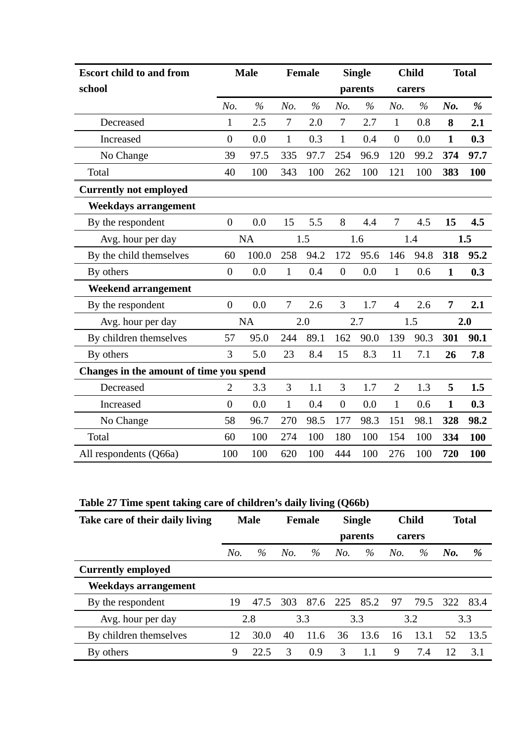| Escort child to and from school | Male | | Female | | Single parents | | Child carers | | Total | |
|---|---|---|---|---|---|---|---|---|---|---|
| | *No.* | *%* | *No.* | *%* | *No.* | *%* | *No.* | *%* | ***No.*** | ***%*** |
| Decreased | 1 | 2.5 | 7 | 2.0 | 7 | 2.7 | 1 | 0.8 | **8** | **2.1** |
| Increased | 0 | 0.0 | 1 | 0.3 | 1 | 0.4 | 0 | 0.0 | **1** | **0.3** |
| No Change | 39 | 97.5 | 335 | 97.7 | 254 | 96.9 | 120 | 99.2 | **374** | **97.7** |
| Total | 40 | 100 | 343 | 100 | 262 | 100 | 121 | 100 | **383** | **100** |
| **Currently not employed** | | | | | | | | | | |
| **Weekdays arrangement** | | | | | | | | | | |
| By the respondent | 0 | 0.0 | 15 | 5.5 | 8 | 4.4 | 7 | 4.5 | **15** | **4.5** |
| Avg. hour per day | NA | | 1.5 | | 1.6 | | 1.4 | | **1.5** | |
| By the child themselves | 60 | 100.0 | 258 | 94.2 | 172 | 95.6 | 146 | 94.8 | **318** | **95.2** |
| By others | 0 | 0.0 | 1 | 0.4 | 0 | 0.0 | 1 | 0.6 | **1** | **0.3** |
| **Weekend arrangement** | | | | | | | | | | |
| By the respondent | 0 | 0.0 | 7 | 2.6 | 3 | 1.7 | 4 | 2.6 | **7** | **2.1** |
| Avg. hour per day | NA | | 2.0 | | 2.7 | | 1.5 | | **2.0** | |
| By children themselves | 57 | 95.0 | 244 | 89.1 | 162 | 90.0 | 139 | 90.3 | **301** | **90.1** |
| By others | 3 | 5.0 | 23 | 8.4 | 15 | 8.3 | 11 | 7.1 | **26** | **7.8** |
| **Changes in the amount of time you spend** | | | | | | | | | | |
| Decreased | 2 | 3.3 | 3 | 1.1 | 3 | 1.7 | 2 | 1.3 | **5** | **1.5** |
| Increased | 0 | 0.0 | 1 | 0.4 | 0 | 0.0 | 1 | 0.6 | **1** | **0.3** |
| No Change | 58 | 96.7 | 270 | 98.5 | 177 | 98.3 | 151 | 98.1 | **328** | **98.2** |
| Total | 60 | 100 | 274 | 100 | 180 | 100 | 154 | 100 | **334** | **100** |
| All respondents (Q66a) | 100 | 100 | 620 | 100 | 444 | 100 | 276 | 100 | **720** | **100** |

**Table 27 Time spent taking care of children's daily living (Q66b)**

| Take care of their daily living | Male | | Female | | Single parents | | Child carers | | Total | |
|---|---|---|---|---|---|---|---|---|---|---|
| | *No.* | *%* | *No.* | *%* | *No.* | *%* | *No.* | *%* | ***No.*** | ***%*** |
| **Currently employed** | | | | | | | | | | |
| **Weekdays arrangement** | | | | | | | | | | |
| By the respondent | 19 | 47.5 | 303 | 87.6 | 225 | 85.2 | 97 | 79.5 | 322 | 83.4 |
| Avg. hour per day | 2.8 | | 3.3 | | 3.3 | | 3.2 | | 3.3 | |
| By children themselves | 12 | 30.0 | 40 | 11.6 | 36 | 13.6 | 16 | 13.1 | 52 | 13.5 |
| By others | 9 | 22.5 | 3 | 0.9 | 3 | 1.1 | 9 | 7.4 | 12 | 3.1 |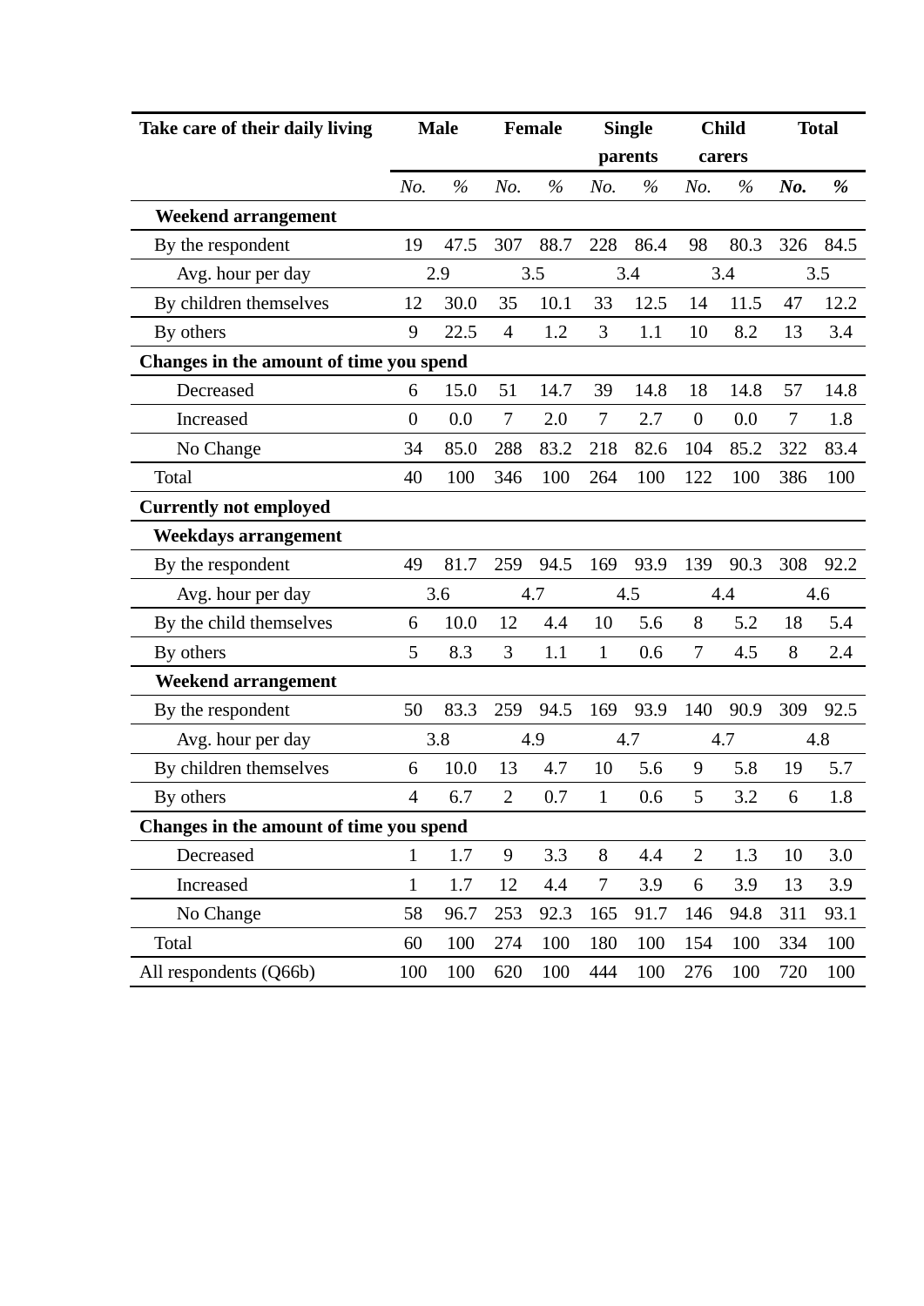| Take care of their daily living | Male | | Female | | Single parents | | Child carers | | Total | |
|---|---|---|---|---|---|---|---|---|---|---|
| | *No.* | *%* | *No.* | *%* | *No.* | *%* | *No.* | *%* | ***No.*** | ***%*** |
| **Weekend arrangement** | | | | | | | | | | |
| By the respondent | 19 | 47.5 | 307 | 88.7 | 228 | 86.4 | 98 | 80.3 | 326 | 84.5 |
| Avg. hour per day | 2.9 | | 3.5 | | 3.4 | | 3.4 | | 3.5 | |
| By children themselves | 12 | 30.0 | 35 | 10.1 | 33 | 12.5 | 14 | 11.5 | 47 | 12.2 |
| By others | 9 | 22.5 | 4 | 1.2 | 3 | 1.1 | 10 | 8.2 | 13 | 3.4 |
| **Changes in the amount of time you spend** | | | | | | | | | | |
| Decreased | 6 | 15.0 | 51 | 14.7 | 39 | 14.8 | 18 | 14.8 | 57 | 14.8 |
| Increased | 0 | 0.0 | 7 | 2.0 | 7 | 2.7 | 0 | 0.0 | 7 | 1.8 |
| No Change | 34 | 85.0 | 288 | 83.2 | 218 | 82.6 | 104 | 85.2 | 322 | 83.4 |
| Total | 40 | 100 | 346 | 100 | 264 | 100 | 122 | 100 | 386 | 100 |
| **Currently not employed** | | | | | | | | | | |
| **Weekdays arrangement** | | | | | | | | | | |
| By the respondent | 49 | 81.7 | 259 | 94.5 | 169 | 93.9 | 139 | 90.3 | 308 | 92.2 |
| Avg. hour per day | 3.6 | | 4.7 | | 4.5 | | 4.4 | | 4.6 | |
| By the child themselves | 6 | 10.0 | 12 | 4.4 | 10 | 5.6 | 8 | 5.2 | 18 | 5.4 |
| By others | 5 | 8.3 | 3 | 1.1 | 1 | 0.6 | 7 | 4.5 | 8 | 2.4 |
| **Weekend arrangement** | | | | | | | | | | |
| By the respondent | 50 | 83.3 | 259 | 94.5 | 169 | 93.9 | 140 | 90.9 | 309 | 92.5 |
| Avg. hour per day | 3.8 | | 4.9 | | 4.7 | | 4.7 | | 4.8 | |
| By children themselves | 6 | 10.0 | 13 | 4.7 | 10 | 5.6 | 9 | 5.8 | 19 | 5.7 |
| By others | 4 | 6.7 | 2 | 0.7 | 1 | 0.6 | 5 | 3.2 | 6 | 1.8 |
| **Changes in the amount of time you spend** | | | | | | | | | | |
| Decreased | 1 | 1.7 | 9 | 3.3 | 8 | 4.4 | 2 | 1.3 | 10 | 3.0 |
| Increased | 1 | 1.7 | 12 | 4.4 | 7 | 3.9 | 6 | 3.9 | 13 | 3.9 |
| No Change | 58 | 96.7 | 253 | 92.3 | 165 | 91.7 | 146 | 94.8 | 311 | 93.1 |
| Total | 60 | 100 | 274 | 100 | 180 | 100 | 154 | 100 | 334 | 100 |
| All respondents (Q66b) | 100 | 100 | 620 | 100 | 444 | 100 | 276 | 100 | 720 | 100 |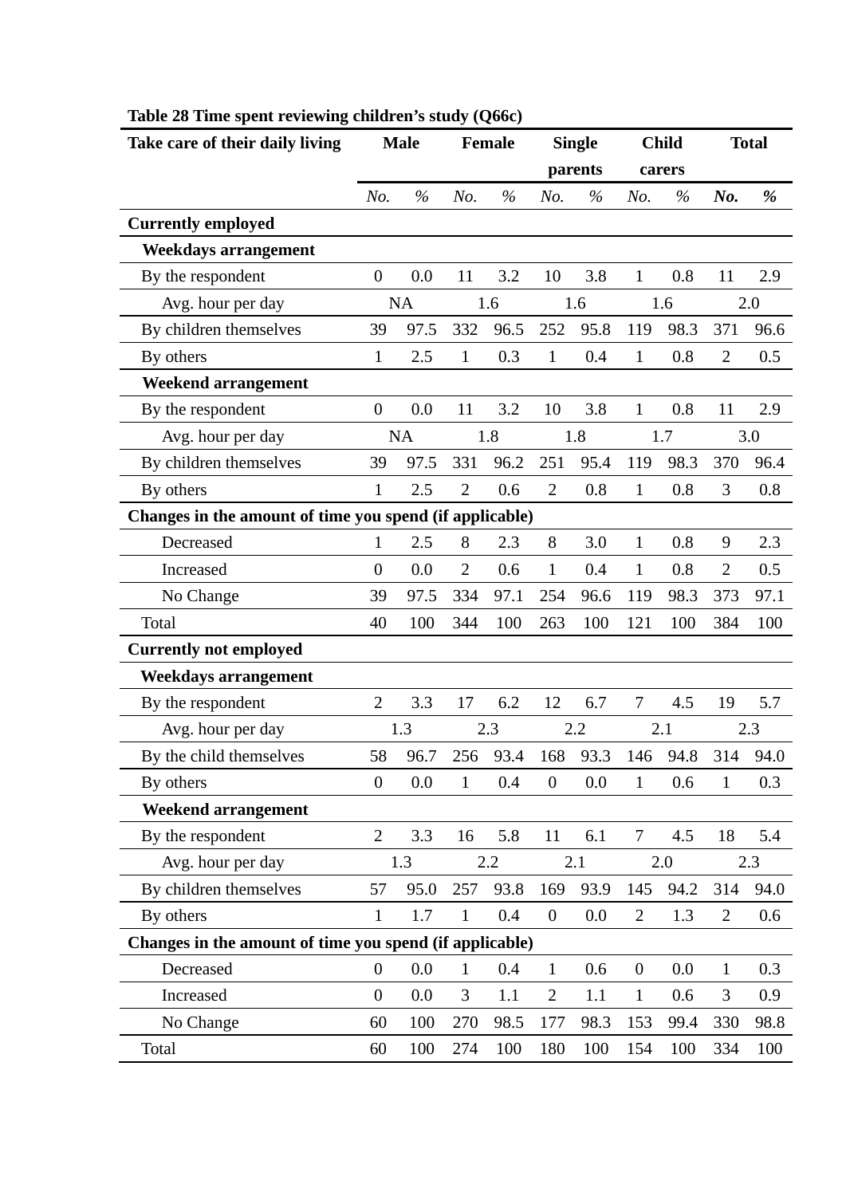**Table 28 Time spent reviewing children's study (Q66c)**

| Take care of their daily living | Male | | Female | | Single parents | | Child carers | | Total | |
|---|---|---|---|---|---|---|---|---|---|---|
| | *No.* | *%* | *No.* | *%* | *No.* | *%* | *No.* | *%* | ***No.*** | ***%*** |
| **Currently employed** | | | | | | | | | | |
| **Weekdays arrangement** | | | | | | | | | | |
| By the respondent | 0 | 0.0 | 11 | 3.2 | 10 | 3.8 | 1 | 0.8 | 11 | 2.9 |
| Avg. hour per day | NA | | 1.6 | | 1.6 | | 1.6 | | 2.0 | |
| By children themselves | 39 | 97.5 | 332 | 96.5 | 252 | 95.8 | 119 | 98.3 | 371 | 96.6 |
| By others | 1 | 2.5 | 1 | 0.3 | 1 | 0.4 | 1 | 0.8 | 2 | 0.5 |
| **Weekend arrangement** | | | | | | | | | | |
| By the respondent | 0 | 0.0 | 11 | 3.2 | 10 | 3.8 | 1 | 0.8 | 11 | 2.9 |
| Avg. hour per day | NA | | 1.8 | | 1.8 | | 1.7 | | 3.0 | |
| By children themselves | 39 | 97.5 | 331 | 96.2 | 251 | 95.4 | 119 | 98.3 | 370 | 96.4 |
| By others | 1 | 2.5 | 2 | 0.6 | 2 | 0.8 | 1 | 0.8 | 3 | 0.8 |
| **Changes in the amount of time you spend (if applicable)** | | | | | | | | | | |
| Decreased | 1 | 2.5 | 8 | 2.3 | 8 | 3.0 | 1 | 0.8 | 9 | 2.3 |
| Increased | 0 | 0.0 | 2 | 0.6 | 1 | 0.4 | 1 | 0.8 | 2 | 0.5 |
| No Change | 39 | 97.5 | 334 | 97.1 | 254 | 96.6 | 119 | 98.3 | 373 | 97.1 |
| Total | 40 | 100 | 344 | 100 | 263 | 100 | 121 | 100 | 384 | 100 |
| **Currently not employed** | | | | | | | | | | |
| **Weekdays arrangement** | | | | | | | | | | |
| By the respondent | 2 | 3.3 | 17 | 6.2 | 12 | 6.7 | 7 | 4.5 | 19 | 5.7 |
| Avg. hour per day | 1.3 | | 2.3 | | 2.2 | | 2.1 | | 2.3 | |
| By the child themselves | 58 | 96.7 | 256 | 93.4 | 168 | 93.3 | 146 | 94.8 | 314 | 94.0 |
| By others | 0 | 0.0 | 1 | 0.4 | 0 | 0.0 | 1 | 0.6 | 1 | 0.3 |
| **Weekend arrangement** | | | | | | | | | | |
| By the respondent | 2 | 3.3 | 16 | 5.8 | 11 | 6.1 | 7 | 4.5 | 18 | 5.4 |
| Avg. hour per day | 1.3 | | 2.2 | | 2.1 | | 2.0 | | 2.3 | |
| By children themselves | 57 | 95.0 | 257 | 93.8 | 169 | 93.9 | 145 | 94.2 | 314 | 94.0 |
| By others | 1 | 1.7 | 1 | 0.4 | 0 | 0.0 | 2 | 1.3 | 2 | 0.6 |
| **Changes in the amount of time you spend (if applicable)** | | | | | | | | | | |
| Decreased | 0 | 0.0 | 1 | 0.4 | 1 | 0.6 | 0 | 0.0 | 1 | 0.3 |
| Increased | 0 | 0.0 | 3 | 1.1 | 2 | 1.1 | 1 | 0.6 | 3 | 0.9 |
| No Change | 60 | 100 | 270 | 98.5 | 177 | 98.3 | 153 | 99.4 | 330 | 98.8 |
| Total | 60 | 100 | 274 | 100 | 180 | 100 | 154 | 100 | 334 | 100 |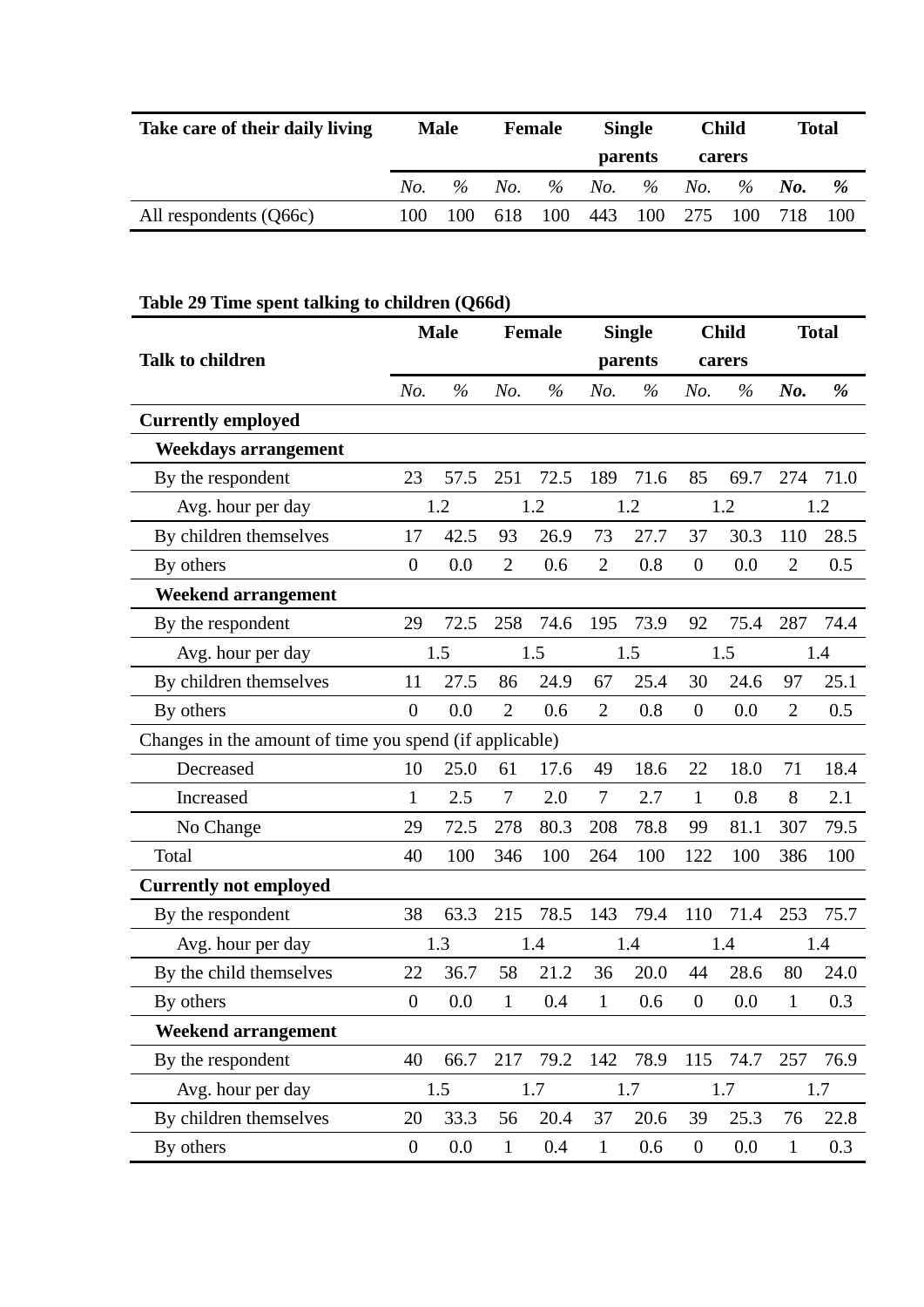| Take care of their daily living | Male | | Female | | Single parents | | Child carers | | Total | |
|---|---|---|---|---|---|---|---|---|---|---|
| | *No.* | *%* | *No.* | *%* | *No.* | *%* | *No.* | *%* | ***No.*** | ***%*** |
| All respondents (Q66c) | 100 | 100 | 618 | 100 | 443 | 100 | 275 | 100 | 718 | 100 |

**Table 29 Time spent talking to children (Q66d)**

| Talk to children | Male | | Female | | Single parents | | Child carers | | Total | |
|---|---|---|---|---|---|---|---|---|---|---|
| | *No.* | *%* | *No.* | *%* | *No.* | *%* | *No.* | *%* | ***No.*** | ***%*** |
| **Currently employed** | | | | | | | | | | |
| **Weekdays arrangement** | | | | | | | | | | |
| By the respondent | 23 | 57.5 | 251 | 72.5 | 189 | 71.6 | 85 | 69.7 | 274 | 71.0 |
| Avg. hour per day | 1.2 | | 1.2 | | 1.2 | | 1.2 | | 1.2 | |
| By children themselves | 17 | 42.5 | 93 | 26.9 | 73 | 27.7 | 37 | 30.3 | 110 | 28.5 |
| By others | 0 | 0.0 | 2 | 0.6 | 2 | 0.8 | 0 | 0.0 | 2 | 0.5 |
| **Weekend arrangement** | | | | | | | | | | |
| By the respondent | 29 | 72.5 | 258 | 74.6 | 195 | 73.9 | 92 | 75.4 | 287 | 74.4 |
| Avg. hour per day | 1.5 | | 1.5 | | 1.5 | | 1.5 | | 1.4 | |
| By children themselves | 11 | 27.5 | 86 | 24.9 | 67 | 25.4 | 30 | 24.6 | 97 | 25.1 |
| By others | 0 | 0.0 | 2 | 0.6 | 2 | 0.8 | 0 | 0.0 | 2 | 0.5 |
| Changes in the amount of time you spend (if applicable) | | | | | | | | | | |
| Decreased | 10 | 25.0 | 61 | 17.6 | 49 | 18.6 | 22 | 18.0 | 71 | 18.4 |
| Increased | 1 | 2.5 | 7 | 2.0 | 7 | 2.7 | 1 | 0.8 | 8 | 2.1 |
| No Change | 29 | 72.5 | 278 | 80.3 | 208 | 78.8 | 99 | 81.1 | 307 | 79.5 |
| Total | 40 | 100 | 346 | 100 | 264 | 100 | 122 | 100 | 386 | 100 |
| **Currently not employed** | | | | | | | | | | |
| By the respondent | 38 | 63.3 | 215 | 78.5 | 143 | 79.4 | 110 | 71.4 | 253 | 75.7 |
| Avg. hour per day | 1.3 | | 1.4 | | 1.4 | | 1.4 | | 1.4 | |
| By the child themselves | 22 | 36.7 | 58 | 21.2 | 36 | 20.0 | 44 | 28.6 | 80 | 24.0 |
| By others | 0 | 0.0 | 1 | 0.4 | 1 | 0.6 | 0 | 0.0 | 1 | 0.3 |
| **Weekend arrangement** | | | | | | | | | | |
| By the respondent | 40 | 66.7 | 217 | 79.2 | 142 | 78.9 | 115 | 74.7 | 257 | 76.9 |
| Avg. hour per day | 1.5 | | 1.7 | | 1.7 | | 1.7 | | 1.7 | |
| By children themselves | 20 | 33.3 | 56 | 20.4 | 37 | 20.6 | 39 | 25.3 | 76 | 22.8 |
| By others | 0 | 0.0 | 1 | 0.4 | 1 | 0.6 | 0 | 0.0 | 1 | 0.3 |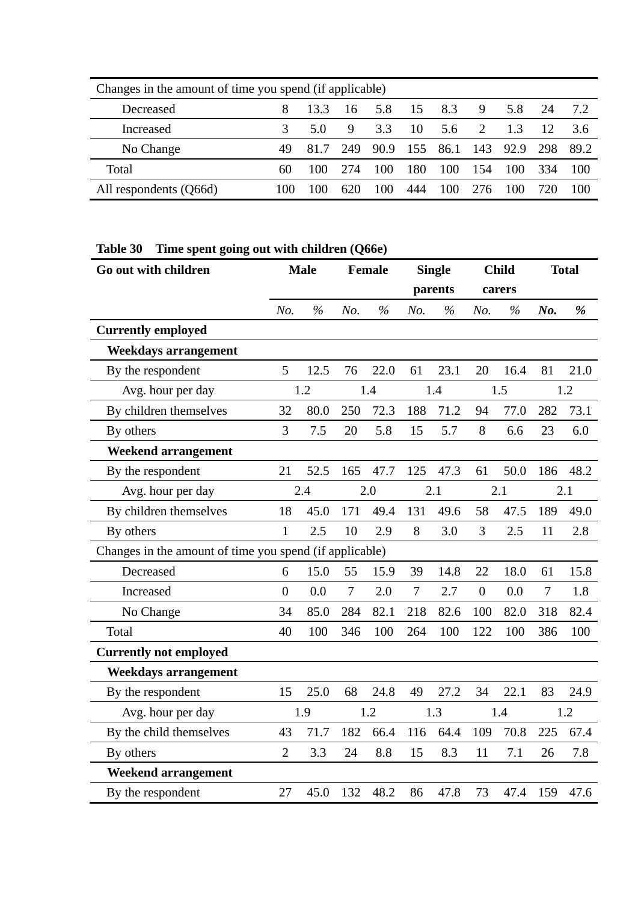| Changes in the amount of time you spend (if applicable) | | | | | | | | | | |
|---|---|---|---|---|---|---|---|---|---|---|
| Decreased | 8 | 13.3 | 16 | 5.8 | 15 | 8.3 | 9 | 5.8 | 24 | 7.2 |
| Increased | 3 | 5.0 | 9 | 3.3 | 10 | 5.6 | 2 | 1.3 | 12 | 3.6 |
| No Change | 49 | 81.7 | 249 | 90.9 | 155 | 86.1 | 143 | 92.9 | 298 | 89.2 |
| Total | 60 | 100 | 274 | 100 | 180 | 100 | 154 | 100 | 334 | 100 |
| All respondents (Q66d) | 100 | 100 | 620 | 100 | 444 | 100 | 276 | 100 | 720 | 100 |

**Table 30 Time spent going out with children (Q66e)**

| **Go out with children** | **Male** | | **Female** | | **Single parents** | | **Child carers** | | **Total** | |
|---|---|---|---|---|---|---|---|---|---|---|
| | *No.* | *%* | *No.* | *%* | *No.* | *%* | *No.* | *%* | ***No.*** | ***%*** |
| **Currently employed** | | | | | | | | | | |
| **Weekdays arrangement** | | | | | | | | | | |
| By the respondent | 5 | 12.5 | 76 | 22.0 | 61 | 23.1 | 20 | 16.4 | 81 | 21.0 |
| Avg. hour per day | 1.2 | | 1.4 | | 1.4 | | 1.5 | | 1.2 | |
| By children themselves | 32 | 80.0 | 250 | 72.3 | 188 | 71.2 | 94 | 77.0 | 282 | 73.1 |
| By others | 3 | 7.5 | 20 | 5.8 | 15 | 5.7 | 8 | 6.6 | 23 | 6.0 |
| **Weekend arrangement** | | | | | | | | | | |
| By the respondent | 21 | 52.5 | 165 | 47.7 | 125 | 47.3 | 61 | 50.0 | 186 | 48.2 |
| Avg. hour per day | 2.4 | | 2.0 | | 2.1 | | 2.1 | | 2.1 | |
| By children themselves | 18 | 45.0 | 171 | 49.4 | 131 | 49.6 | 58 | 47.5 | 189 | 49.0 |
| By others | 1 | 2.5 | 10 | 2.9 | 8 | 3.0 | 3 | 2.5 | 11 | 2.8 |
| Changes in the amount of time you spend (if applicable) | | | | | | | | | | |
| Decreased | 6 | 15.0 | 55 | 15.9 | 39 | 14.8 | 22 | 18.0 | 61 | 15.8 |
| Increased | 0 | 0.0 | 7 | 2.0 | 7 | 2.7 | 0 | 0.0 | 7 | 1.8 |
| No Change | 34 | 85.0 | 284 | 82.1 | 218 | 82.6 | 100 | 82.0 | 318 | 82.4 |
| Total | 40 | 100 | 346 | 100 | 264 | 100 | 122 | 100 | 386 | 100 |
| **Currently not employed** | | | | | | | | | | |
| **Weekdays arrangement** | | | | | | | | | | |
| By the respondent | 15 | 25.0 | 68 | 24.8 | 49 | 27.2 | 34 | 22.1 | 83 | 24.9 |
| Avg. hour per day | 1.9 | | 1.2 | | 1.3 | | 1.4 | | 1.2 | |
| By the child themselves | 43 | 71.7 | 182 | 66.4 | 116 | 64.4 | 109 | 70.8 | 225 | 67.4 |
| By others | 2 | 3.3 | 24 | 8.8 | 15 | 8.3 | 11 | 7.1 | 26 | 7.8 |
| **Weekend arrangement** | | | | | | | | | | |
| By the respondent | 27 | 45.0 | 132 | 48.2 | 86 | 47.8 | 73 | 47.4 | 159 | 47.6 |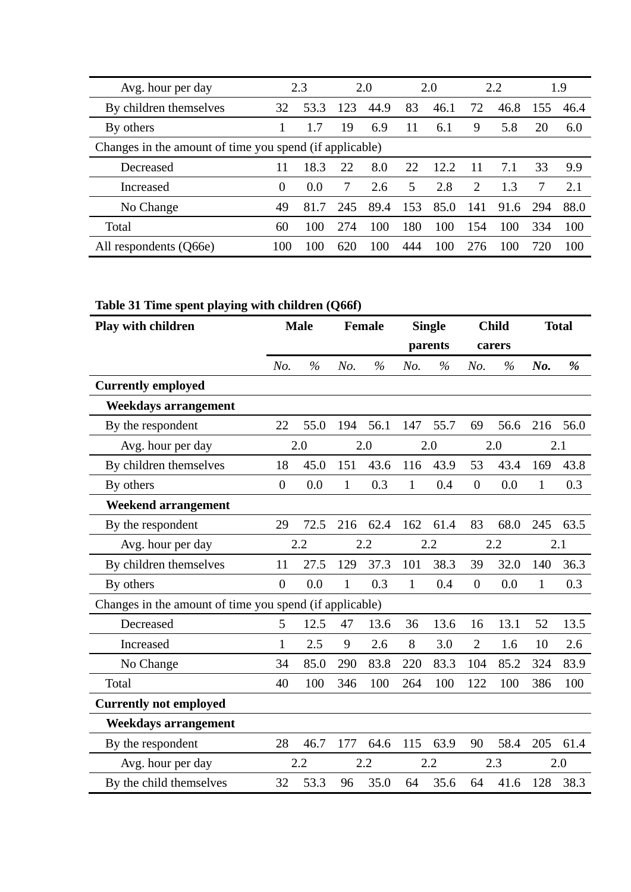| | | | | | | | | | | |
|---|---|---|---|---|---|---|---|---|---|---|
| Avg. hour per day | 2.3 | | 2.0 | | 2.0 | | 2.2 | | 1.9 | |
| By children themselves | 32 | 53.3 | 123 | 44.9 | 83 | 46.1 | 72 | 46.8 | 155 | 46.4 |
| By others | 1 | 1.7 | 19 | 6.9 | 11 | 6.1 | 9 | 5.8 | 20 | 6.0 |
| Changes in the amount of time you spend (if applicable) | | | | | | | | | | |
| Decreased | 11 | 18.3 | 22 | 8.0 | 22 | 12.2 | 11 | 7.1 | 33 | 9.9 |
| Increased | 0 | 0.0 | 7 | 2.6 | 5 | 2.8 | 2 | 1.3 | 7 | 2.1 |
| No Change | 49 | 81.7 | 245 | 89.4 | 153 | 85.0 | 141 | 91.6 | 294 | 88.0 |
| Total | 60 | 100 | 274 | 100 | 180 | 100 | 154 | 100 | 334 | 100 |
| All respondents (Q66e) | 100 | 100 | 620 | 100 | 444 | 100 | 276 | 100 | 720 | 100 |

**Table 31 Time spent playing with children (Q66f)**

| **Play with children** | **Male** | | **Female** | | **Single parents** | | **Child carers** | | **Total** | |
|---|---|---|---|---|---|---|---|---|---|---|
| | *No.* | *%* | *No.* | *%* | *No.* | *%* | *No.* | *%* | ***No.*** | ***%*** |
| **Currently employed** | | | | | | | | | | |
| **Weekdays arrangement** | | | | | | | | | | |
| By the respondent | 22 | 55.0 | 194 | 56.1 | 147 | 55.7 | 69 | 56.6 | 216 | 56.0 |
| Avg. hour per day | 2.0 | | 2.0 | | 2.0 | | 2.0 | | 2.1 | |
| By children themselves | 18 | 45.0 | 151 | 43.6 | 116 | 43.9 | 53 | 43.4 | 169 | 43.8 |
| By others | 0 | 0.0 | 1 | 0.3 | 1 | 0.4 | 0 | 0.0 | 1 | 0.3 |
| **Weekend arrangement** | | | | | | | | | | |
| By the respondent | 29 | 72.5 | 216 | 62.4 | 162 | 61.4 | 83 | 68.0 | 245 | 63.5 |
| Avg. hour per day | 2.2 | | 2.2 | | 2.2 | | 2.2 | | 2.1 | |
| By children themselves | 11 | 27.5 | 129 | 37.3 | 101 | 38.3 | 39 | 32.0 | 140 | 36.3 |
| By others | 0 | 0.0 | 1 | 0.3 | 1 | 0.4 | 0 | 0.0 | 1 | 0.3 |
| Changes in the amount of time you spend (if applicable) | | | | | | | | | | |
| Decreased | 5 | 12.5 | 47 | 13.6 | 36 | 13.6 | 16 | 13.1 | 52 | 13.5 |
| Increased | 1 | 2.5 | 9 | 2.6 | 8 | 3.0 | 2 | 1.6 | 10 | 2.6 |
| No Change | 34 | 85.0 | 290 | 83.8 | 220 | 83.3 | 104 | 85.2 | 324 | 83.9 |
| Total | 40 | 100 | 346 | 100 | 264 | 100 | 122 | 100 | 386 | 100 |
| **Currently not employed** | | | | | | | | | | |
| **Weekdays arrangement** | | | | | | | | | | |
| By the respondent | 28 | 46.7 | 177 | 64.6 | 115 | 63.9 | 90 | 58.4 | 205 | 61.4 |
| Avg. hour per day | 2.2 | | 2.2 | | 2.2 | | 2.3 | | 2.0 | |
| By the child themselves | 32 | 53.3 | 96 | 35.0 | 64 | 35.6 | 64 | 41.6 | 128 | 38.3 |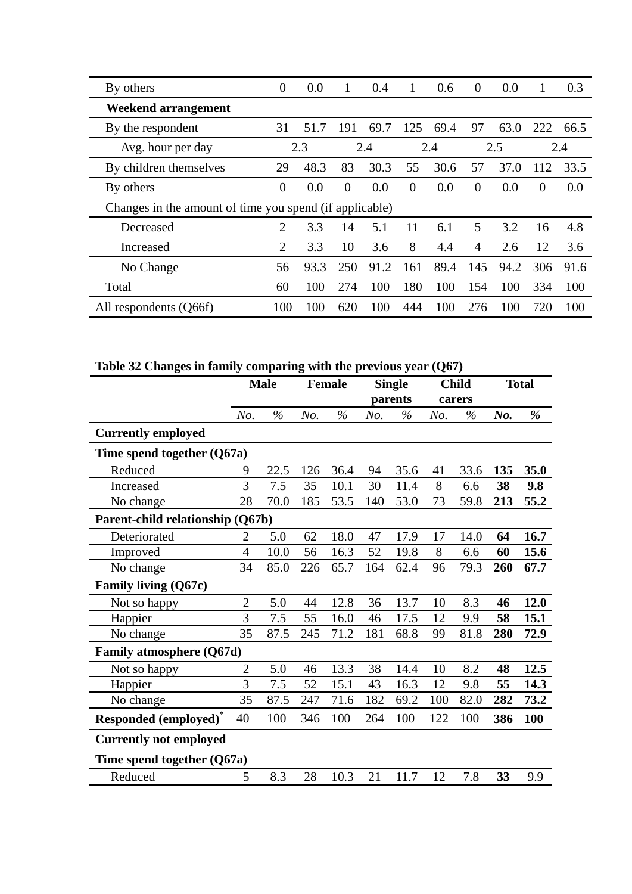| | | | | | | | | | | |
|---|---|---|---|---|---|---|---|---|---|---|
| By others | 0 | 0.0 | 1 | 0.4 | 1 | 0.6 | 0 | 0.0 | 1 | 0.3 |
| **Weekend arrangement** | | | | | | | | | | |
| By the respondent | 31 | 51.7 | 191 | 69.7 | 125 | 69.4 | 97 | 63.0 | 222 | 66.5 |
| Avg. hour per day | 2.3 | | 2.4 | | 2.4 | | 2.5 | | 2.4 | |
| By children themselves | 29 | 48.3 | 83 | 30.3 | 55 | 30.6 | 57 | 37.0 | 112 | 33.5 |
| By others | 0 | 0.0 | 0 | 0.0 | 0 | 0.0 | 0 | 0.0 | 0 | 0.0 |
| Changes in the amount of time you spend (if applicable) | | | | | | | | | | |
| Decreased | 2 | 3.3 | 14 | 5.1 | 11 | 6.1 | 5 | 3.2 | 16 | 4.8 |
| Increased | 2 | 3.3 | 10 | 3.6 | 8 | 4.4 | 4 | 2.6 | 12 | 3.6 |
| No Change | 56 | 93.3 | 250 | 91.2 | 161 | 89.4 | 145 | 94.2 | 306 | 91.6 |
| Total | 60 | 100 | 274 | 100 | 180 | 100 | 154 | 100 | 334 | 100 |
| All respondents (Q66f) | 100 | 100 | 620 | 100 | 444 | 100 | 276 | 100 | 720 | 100 |

**Table 32 Changes in family comparing with the previous year (Q67)**

| | **Male** | | **Female** | | **Single parents** | | **Child carers** | | **Total** | |
|---|---|---|---|---|---|---|---|---|---|---|
| | *No.* | *%* | *No.* | *%* | *No.* | *%* | *No.* | *%* | ***No.*** | ***%*** |
| **Currently employed** | | | | | | | | | | |
| **Time spend together (Q67a)** | | | | | | | | | | |
| Reduced | 9 | 22.5 | 126 | 36.4 | 94 | 35.6 | 41 | 33.6 | **135** | **35.0** |
| Increased | 3 | 7.5 | 35 | 10.1 | 30 | 11.4 | 8 | 6.6 | **38** | **9.8** |
| No change | 28 | 70.0 | 185 | 53.5 | 140 | 53.0 | 73 | 59.8 | **213** | **55.2** |
| **Parent-child relationship (Q67b)** | | | | | | | | | | |
| Deteriorated | 2 | 5.0 | 62 | 18.0 | 47 | 17.9 | 17 | 14.0 | **64** | **16.7** |
| Improved | 4 | 10.0 | 56 | 16.3 | 52 | 19.8 | 8 | 6.6 | **60** | **15.6** |
| No change | 34 | 85.0 | 226 | 65.7 | 164 | 62.4 | 96 | 79.3 | **260** | **67.7** |
| **Family living (Q67c)** | | | | | | | | | | |
| Not so happy | 2 | 5.0 | 44 | 12.8 | 36 | 13.7 | 10 | 8.3 | **46** | **12.0** |
| Happier | 3 | 7.5 | 55 | 16.0 | 46 | 17.5 | 12 | 9.9 | **58** | **15.1** |
| No change | 35 | 87.5 | 245 | 71.2 | 181 | 68.8 | 99 | 81.8 | **280** | **72.9** |
| **Family atmosphere (Q67d)** | | | | | | | | | | |
| Not so happy | 2 | 5.0 | 46 | 13.3 | 38 | 14.4 | 10 | 8.2 | **48** | **12.5** |
| Happier | 3 | 7.5 | 52 | 15.1 | 43 | 16.3 | 12 | 9.8 | **55** | **14.3** |
| No change | 35 | 87.5 | 247 | 71.6 | 182 | 69.2 | 100 | 82.0 | **282** | **73.2** |
| **Responded (employed)*** | 40 | 100 | 346 | 100 | 264 | 100 | 122 | 100 | **386** | **100** |
| **Currently not employed** | | | | | | | | | | |
| **Time spend together (Q67a)** | | | | | | | | | | |
| Reduced | 5 | 8.3 | 28 | 10.3 | 21 | 11.7 | 12 | 7.8 | **33** | 9.9 |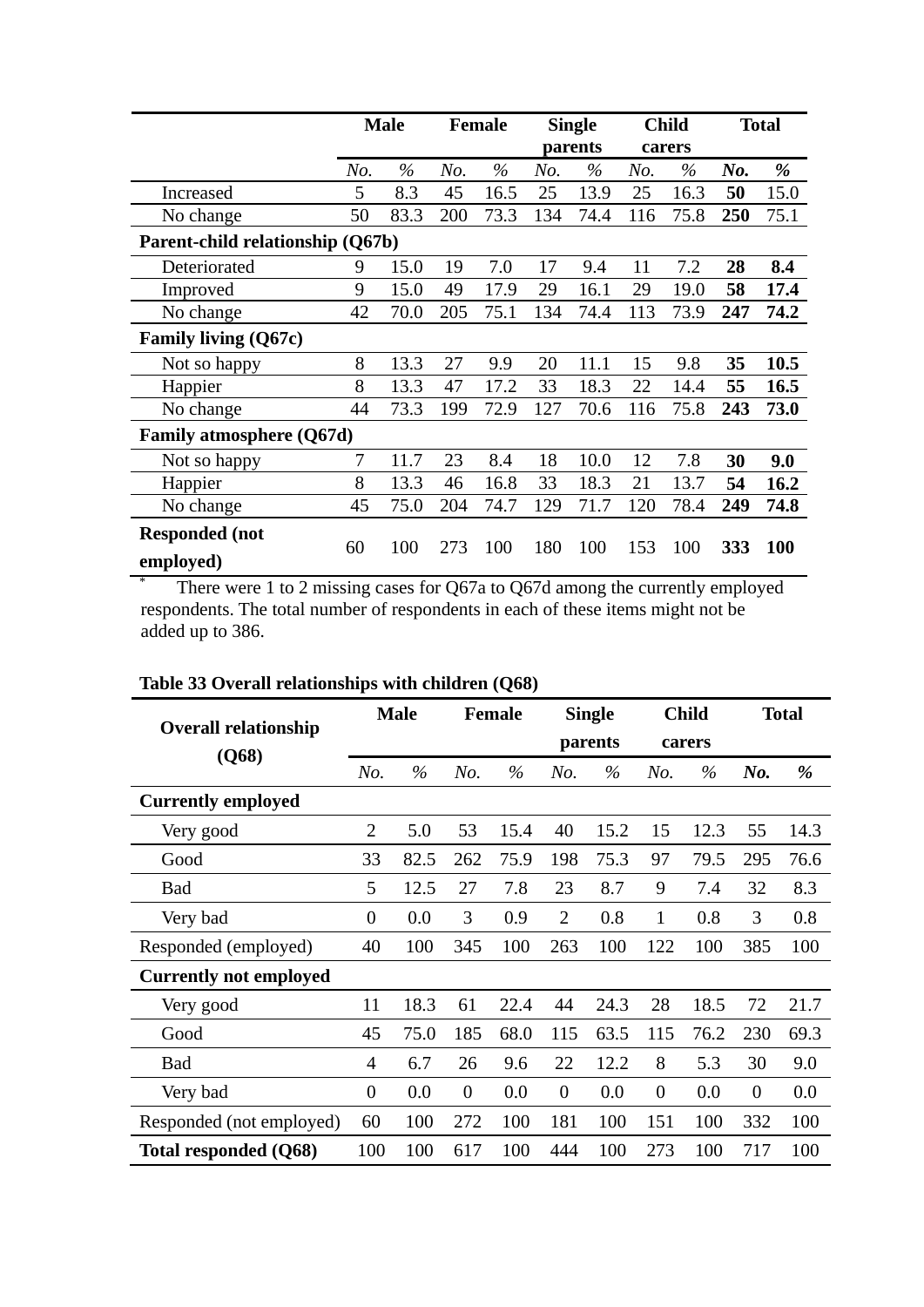| | Male | | Female | | Single parents | | Child carers | | Total | |
|---|---|---|---|---|---|---|---|---|---|---|
| | *No.* | *%* | *No.* | *%* | *No.* | *%* | *No.* | *%* | ***No.*** | ***%*** |
| Increased | 5 | 8.3 | 45 | 16.5 | 25 | 13.9 | 25 | 16.3 | **50** | 15.0 |
| No change | 50 | 83.3 | 200 | 73.3 | 134 | 74.4 | 116 | 75.8 | **250** | 75.1 |
| **Parent-child relationship (Q67b)** | | | | | | | | | | |
| Deteriorated | 9 | 15.0 | 19 | 7.0 | 17 | 9.4 | 11 | 7.2 | **28** | **8.4** |
| Improved | 9 | 15.0 | 49 | 17.9 | 29 | 16.1 | 29 | 19.0 | **58** | **17.4** |
| No change | 42 | 70.0 | 205 | 75.1 | 134 | 74.4 | 113 | 73.9 | **247** | **74.2** |
| **Family living (Q67c)** | | | | | | | | | | |
| Not so happy | 8 | 13.3 | 27 | 9.9 | 20 | 11.1 | 15 | 9.8 | **35** | **10.5** |
| Happier | 8 | 13.3 | 47 | 17.2 | 33 | 18.3 | 22 | 14.4 | **55** | **16.5** |
| No change | 44 | 73.3 | 199 | 72.9 | 127 | 70.6 | 116 | 75.8 | **243** | **73.0** |
| **Family atmosphere (Q67d)** | | | | | | | | | | |
| Not so happy | 7 | 11.7 | 23 | 8.4 | 18 | 10.0 | 12 | 7.8 | **30** | **9.0** |
| Happier | 8 | 13.3 | 46 | 16.8 | 33 | 18.3 | 21 | 13.7 | **54** | **16.2** |
| No change | 45 | 75.0 | 204 | 74.7 | 129 | 71.7 | 120 | 78.4 | **249** | **74.8** |
| **Responded (not employed)** | 60 | 100 | 273 | 100 | 180 | 100 | 153 | 100 | **333** | **100** |

\* There were 1 to 2 missing cases for Q67a to Q67d among the currently employed respondents. The total number of respondents in each of these items might not be added up to 386.

**Table 33 Overall relationships with children (Q68)**

| Overall relationship (Q68) | Male | | Female | | Single parents | | Child carers | | Total | |
|---|---|---|---|---|---|---|---|---|---|---|
| | *No.* | *%* | *No.* | *%* | *No.* | *%* | *No.* | *%* | ***No.*** | ***%*** |
| **Currently employed** | | | | | | | | | | |
| Very good | 2 | 5.0 | 53 | 15.4 | 40 | 15.2 | 15 | 12.3 | 55 | 14.3 |
| Good | 33 | 82.5 | 262 | 75.9 | 198 | 75.3 | 97 | 79.5 | 295 | 76.6 |
| Bad | 5 | 12.5 | 27 | 7.8 | 23 | 8.7 | 9 | 7.4 | 32 | 8.3 |
| Very bad | 0 | 0.0 | 3 | 0.9 | 2 | 0.8 | 1 | 0.8 | 3 | 0.8 |
| Responded (employed) | 40 | 100 | 345 | 100 | 263 | 100 | 122 | 100 | 385 | 100 |
| **Currently not employed** | | | | | | | | | | |
| Very good | 11 | 18.3 | 61 | 22.4 | 44 | 24.3 | 28 | 18.5 | 72 | 21.7 |
| Good | 45 | 75.0 | 185 | 68.0 | 115 | 63.5 | 115 | 76.2 | 230 | 69.3 |
| Bad | 4 | 6.7 | 26 | 9.6 | 22 | 12.2 | 8 | 5.3 | 30 | 9.0 |
| Very bad | 0 | 0.0 | 0 | 0.0 | 0 | 0.0 | 0 | 0.0 | 0 | 0.0 |
| Responded (not employed) | 60 | 100 | 272 | 100 | 181 | 100 | 151 | 100 | 332 | 100 |
| **Total responded (Q68)** | 100 | 100 | 617 | 100 | 444 | 100 | 273 | 100 | 717 | 100 |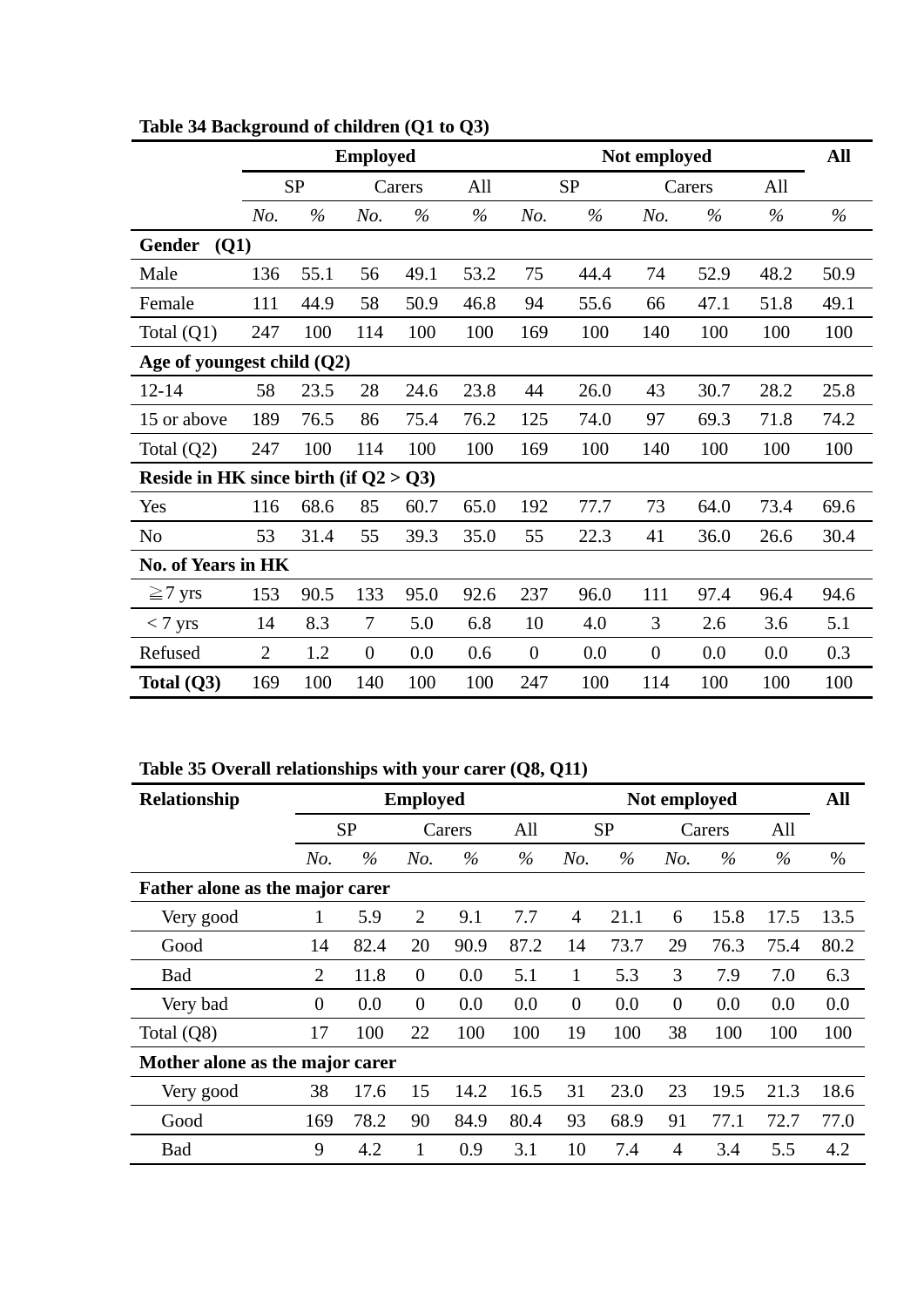**Table 34 Background of children (Q1 to Q3)**

| | Employed | | | | | Not employed | | | | | All |
|---|---|---|---|---|---|---|---|---|---|---|---|
| | SP | | Carers | | All | SP | | Carers | | All | |
| | *No.* | *%* | *No.* | *%* | *%* | *No.* | *%* | *No.* | *%* | *%* | *%* |
| **Gender (Q1)** | | | | | | | | | | | |
| Male | 136 | 55.1 | 56 | 49.1 | 53.2 | 75 | 44.4 | 74 | 52.9 | 48.2 | 50.9 |
| Female | 111 | 44.9 | 58 | 50.9 | 46.8 | 94 | 55.6 | 66 | 47.1 | 51.8 | 49.1 |
| Total (Q1) | 247 | 100 | 114 | 100 | 100 | 169 | 100 | 140 | 100 | 100 | 100 |
| **Age of youngest child (Q2)** | | | | | | | | | | | |
| 12-14 | 58 | 23.5 | 28 | 24.6 | 23.8 | 44 | 26.0 | 43 | 30.7 | 28.2 | 25.8 |
| 15 or above | 189 | 76.5 | 86 | 75.4 | 76.2 | 125 | 74.0 | 97 | 69.3 | 71.8 | 74.2 |
| Total (Q2) | 247 | 100 | 114 | 100 | 100 | 169 | 100 | 140 | 100 | 100 | 100 |
| **Reside in HK since birth (if Q2 > Q3)** | | | | | | | | | | | |
| Yes | 116 | 68.6 | 85 | 60.7 | 65.0 | 192 | 77.7 | 73 | 64.0 | 73.4 | 69.6 |
| No | 53 | 31.4 | 55 | 39.3 | 35.0 | 55 | 22.3 | 41 | 36.0 | 26.6 | 30.4 |
| **No. of Years in HK** | | | | | | | | | | | |
| ≧7 yrs | 153 | 90.5 | 133 | 95.0 | 92.6 | 237 | 96.0 | 111 | 97.4 | 96.4 | 94.6 |
| < 7 yrs | 14 | 8.3 | 7 | 5.0 | 6.8 | 10 | 4.0 | 3 | 2.6 | 3.6 | 5.1 |
| Refused | 2 | 1.2 | 0 | 0.0 | 0.6 | 0 | 0.0 | 0 | 0.0 | 0.0 | 0.3 |
| **Total (Q3)** | 169 | 100 | 140 | 100 | 100 | 247 | 100 | 114 | 100 | 100 | 100 |

**Table 35 Overall relationships with your carer (Q8, Q11)**

| Relationship | Employed | | | | | Not employed | | | | | All |
|---|---|---|---|---|---|---|---|---|---|---|---|
| | SP | | Carers | | All | SP | | Carers | | All | |
| | *No.* | *%* | *No.* | *%* | *%* | *No.* | *%* | *No.* | *%* | *%* | *%* |
| **Father alone as the major carer** | | | | | | | | | | | |
| Very good | 1 | 5.9 | 2 | 9.1 | 7.7 | 4 | 21.1 | 6 | 15.8 | 17.5 | 13.5 |
| Good | 14 | 82.4 | 20 | 90.9 | 87.2 | 14 | 73.7 | 29 | 76.3 | 75.4 | 80.2 |
| Bad | 2 | 11.8 | 0 | 0.0 | 5.1 | 1 | 5.3 | 3 | 7.9 | 7.0 | 6.3 |
| Very bad | 0 | 0.0 | 0 | 0.0 | 0.0 | 0 | 0.0 | 0 | 0.0 | 0.0 | 0.0 |
| Total (Q8) | 17 | 100 | 22 | 100 | 100 | 19 | 100 | 38 | 100 | 100 | 100 |
| **Mother alone as the major carer** | | | | | | | | | | | |
| Very good | 38 | 17.6 | 15 | 14.2 | 16.5 | 31 | 23.0 | 23 | 19.5 | 21.3 | 18.6 |
| Good | 169 | 78.2 | 90 | 84.9 | 80.4 | 93 | 68.9 | 91 | 77.1 | 72.7 | 77.0 |
| Bad | 9 | 4.2 | 1 | 0.9 | 3.1 | 10 | 7.4 | 4 | 3.4 | 5.5 | 4.2 |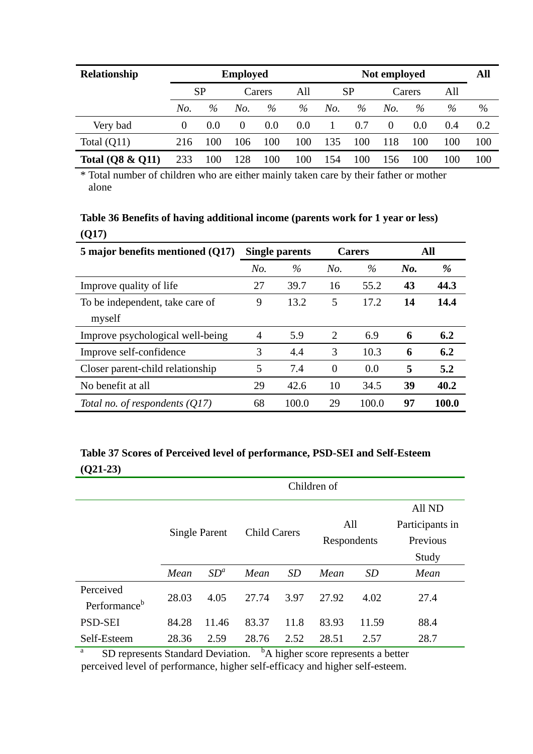| Relationship | Employed | | | | | Not employed | | | | | All |
|---|---|---|---|---|---|---|---|---|---|---|---|
| | SP | | Carers | | All | SP | | Carers | | All | |
| | *No.* | *%* | *No.* | *%* | *%* | *No.* | *%* | *No.* | *%* | *%* | *%* |
| Very bad | 0 | 0.0 | 0 | 0.0 | 0.0 | 1 | 0.7 | 0 | 0.0 | 0.4 | 0.2 |
| Total (Q11) | 216 | 100 | 106 | 100 | 100 | 135 | 100 | 118 | 100 | 100 | 100 |
| **Total (Q8 & Q11)** | 233 | 100 | 128 | 100 | 100 | 154 | 100 | 156 | 100 | 100 | 100 |

* Total number of children who are either mainly taken care by their father or mother alone

**Table 36 Benefits of having additional income (parents work for 1 year or less) (Q17)**

| 5 major benefits mentioned (Q17) | Single parents | | Carers | | All | |
|---|---|---|---|---|---|---|
| | *No.* | *%* | *No.* | *%* | ***No.*** | ***%*** |
| Improve quality of life | 27 | 39.7 | 16 | 55.2 | **43** | **44.3** |
| To be independent, take care of myself | 9 | 13.2 | 5 | 17.2 | **14** | **14.4** |
| Improve psychological well-being | 4 | 5.9 | 2 | 6.9 | **6** | **6.2** |
| Improve self-confidence | 3 | 4.4 | 3 | 10.3 | **6** | **6.2** |
| Closer parent-child relationship | 5 | 7.4 | 0 | 0.0 | **5** | **5.2** |
| No benefit at all | 29 | 42.6 | 10 | 34.5 | **39** | **40.2** |
| *Total no. of respondents (Q17)* | 68 | 100.0 | 29 | 100.0 | **97** | **100.0** |

**Table 37 Scores of Perceived level of performance, PSD-SEI and Self-Esteem (Q21-23)**

| | Children of | | | | | | |
|---|---|---|---|---|---|---|---|
| | Single Parent | | Child Carers | | All Respondents | | All ND Participants in Previous Study |
| | *Mean* | *SD*[a] | *Mean* | *SD* | *Mean* | *SD* | *Mean* |
| Perceived Performance[b] | 28.03 | 4.05 | 27.74 | 3.97 | 27.92 | 4.02 | 27.4 |
| PSD-SEI | 84.28 | 11.46 | 83.37 | 11.8 | 83.93 | 11.59 | 88.4 |
| Self-Esteem | 28.36 | 2.59 | 28.76 | 2.52 | 28.51 | 2.57 | 28.7 |

[a] SD represents Standard Deviation. [b] A higher score represents a better perceived level of performance, higher self-efficacy and higher self-esteem.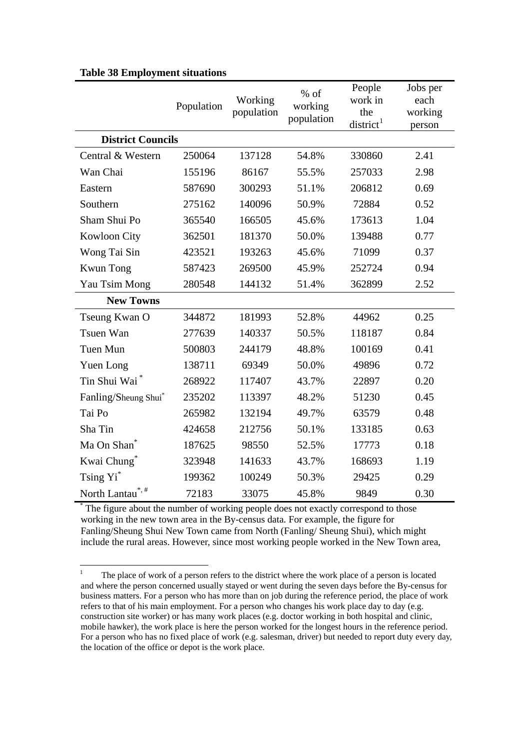**Table 38 Employment situations**

| | Population | Working population | % of working population | People work in the district[1] | Jobs per each working person |
|---|---|---|---|---|---|
| **District Councils** | | | | | |
| Central & Western | 250064 | 137128 | 54.8% | 330860 | 2.41 |
| Wan Chai | 155196 | 86167 | 55.5% | 257033 | 2.98 |
| Eastern | 587690 | 300293 | 51.1% | 206812 | 0.69 |
| Southern | 275162 | 140096 | 50.9% | 72884 | 0.52 |
| Sham Shui Po | 365540 | 166505 | 45.6% | 173613 | 1.04 |
| Kowloon City | 362501 | 181370 | 50.0% | 139488 | 0.77 |
| Wong Tai Sin | 423521 | 193263 | 45.6% | 71099 | 0.37 |
| Kwun Tong | 587423 | 269500 | 45.9% | 252724 | 0.94 |
| Yau Tsim Mong | 280548 | 144132 | 51.4% | 362899 | 2.52 |
| **New Towns** | | | | | |
| Tseung Kwan O | 344872 | 181993 | 52.8% | 44962 | 0.25 |
| Tsuen Wan | 277639 | 140337 | 50.5% | 118187 | 0.84 |
| Tuen Mun | 500803 | 244179 | 48.8% | 100169 | 0.41 |
| Yuen Long | 138711 | 69349 | 50.0% | 49896 | 0.72 |
| Tin Shui Wai * | 268922 | 117407 | 43.7% | 22897 | 0.20 |
| Fanling/Sheung Shui* | 235202 | 113397 | 48.2% | 51230 | 0.45 |
| Tai Po | 265982 | 132194 | 49.7% | 63579 | 0.48 |
| Sha Tin | 424658 | 212756 | 50.1% | 133185 | 0.63 |
| Ma On Shan* | 187625 | 98550 | 52.5% | 17773 | 0.18 |
| Kwai Chung* | 323948 | 141633 | 43.7% | 168693 | 1.19 |
| Tsing Yi* | 199362 | 100249 | 50.3% | 29425 | 0.29 |
| North Lantau*, # | 72183 | 33075 | 45.8% | 9849 | 0.30 |

* The figure about the number of working people does not exactly correspond to those working in the new town area in the By-census data. For example, the figure for Fanling/Sheung Shui New Town came from North (Fanling/ Sheung Shui), which might include the rural areas. However, since most working people worked in the New Town area,

[1] The place of work of a person refers to the district where the work place of a person is located and where the person concerned usually stayed or went during the seven days before the By-census for business matters. For a person who has more than on job during the reference period, the place of work refers to that of his main employment. For a person who changes his work place day to day (e.g. construction site worker) or has many work places (e.g. doctor working in both hospital and clinic, mobile hawker), the work place is here the person worked for the longest hours in the reference period. For a person who has no fixed place of work (e.g. salesman, driver) but needed to report duty every day, the location of the office or depot is the work place.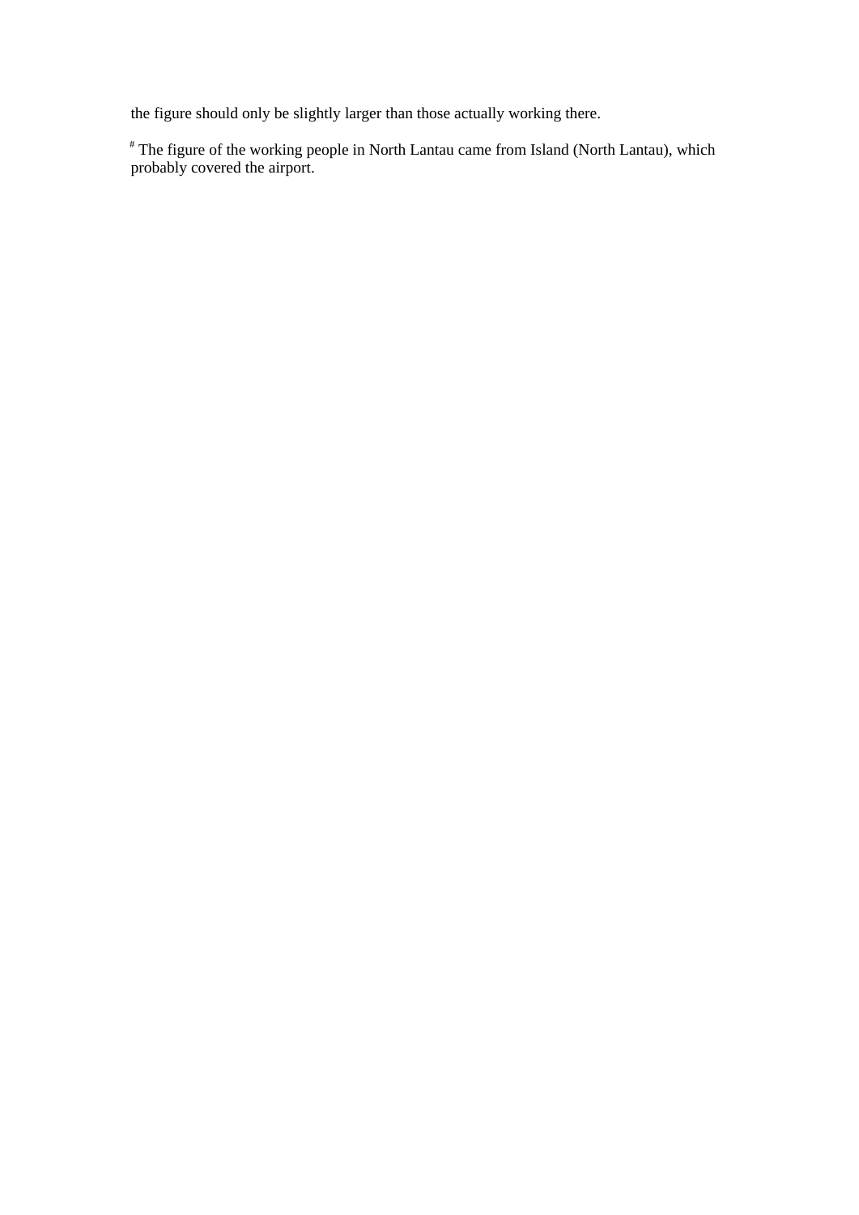the figure should only be slightly larger than those actually working there.

[#] The figure of the working people in North Lantau came from Island (North Lantau), which probably covered the airport.